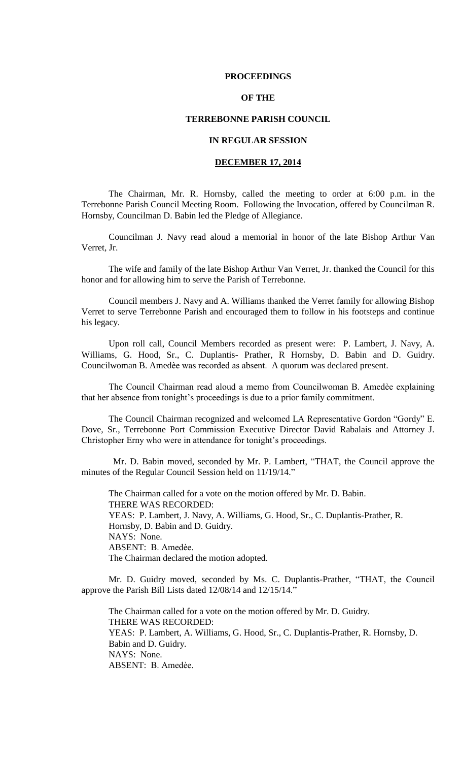**PROCEEDINGS**

**OF THE**

**TERREBONNE PARISH COUNCIL**

**IN REGULAR SESSION**

**DECEMBER 17, 2014**

The Chairman, Mr. R. Hornsby, called the meeting to order at 6:00 p.m. in the Terrebonne Parish Council Meeting Room. Following the Invocation, offered by Councilman R. Hornsby, Councilman D. Babin led the Pledge of Allegiance.

Councilman J. Navy read aloud a memorial in honor of the late Bishop Arthur Van Verret, Jr.

The wife and family of the late Bishop Arthur Van Verret, Jr. thanked the Council for this honor and for allowing him to serve the Parish of Terrebonne.

Council members J. Navy and A. Williams thanked the Verret family for allowing Bishop Verret to serve Terrebonne Parish and encouraged them to follow in his footsteps and continue his legacy.

Upon roll call, Council Members recorded as present were: P. Lambert, J. Navy, A. Williams, G. Hood, Sr., C. Duplantis- Prather, R Hornsby, D. Babin and D. Guidry. Councilwoman B. Amedèe was recorded as absent. A quorum was declared present.

The Council Chairman read aloud a memo from Councilwoman B. Amedèe explaining that her absence from tonight's proceedings is due to a prior family commitment.

The Council Chairman recognized and welcomed LA Representative Gordon "Gordy" E. Dove, Sr., Terrebonne Port Commission Executive Director David Rabalais and Attorney J. Christopher Erny who were in attendance for tonight's proceedings.

Mr. D. Babin moved, seconded by Mr. P. Lambert, "THAT, the Council approve the minutes of the Regular Council Session held on 11/19/14."

The Chairman called for a vote on the motion offered by Mr. D. Babin.
THERE WAS RECORDED:
YEAS: P. Lambert, J. Navy, A. Williams, G. Hood, Sr., C. Duplantis-Prather, R. Hornsby, D. Babin and D. Guidry.
NAYS: None.
ABSENT: B. Amedèe.
The Chairman declared the motion adopted.

Mr. D. Guidry moved, seconded by Ms. C. Duplantis-Prather, "THAT, the Council approve the Parish Bill Lists dated 12/08/14 and 12/15/14."

The Chairman called for a vote on the motion offered by Mr. D. Guidry.
THERE WAS RECORDED:
YEAS: P. Lambert, A. Williams, G. Hood, Sr., C. Duplantis-Prather, R. Hornsby, D. Babin and D. Guidry.
NAYS: None.
ABSENT: B. Amedèe.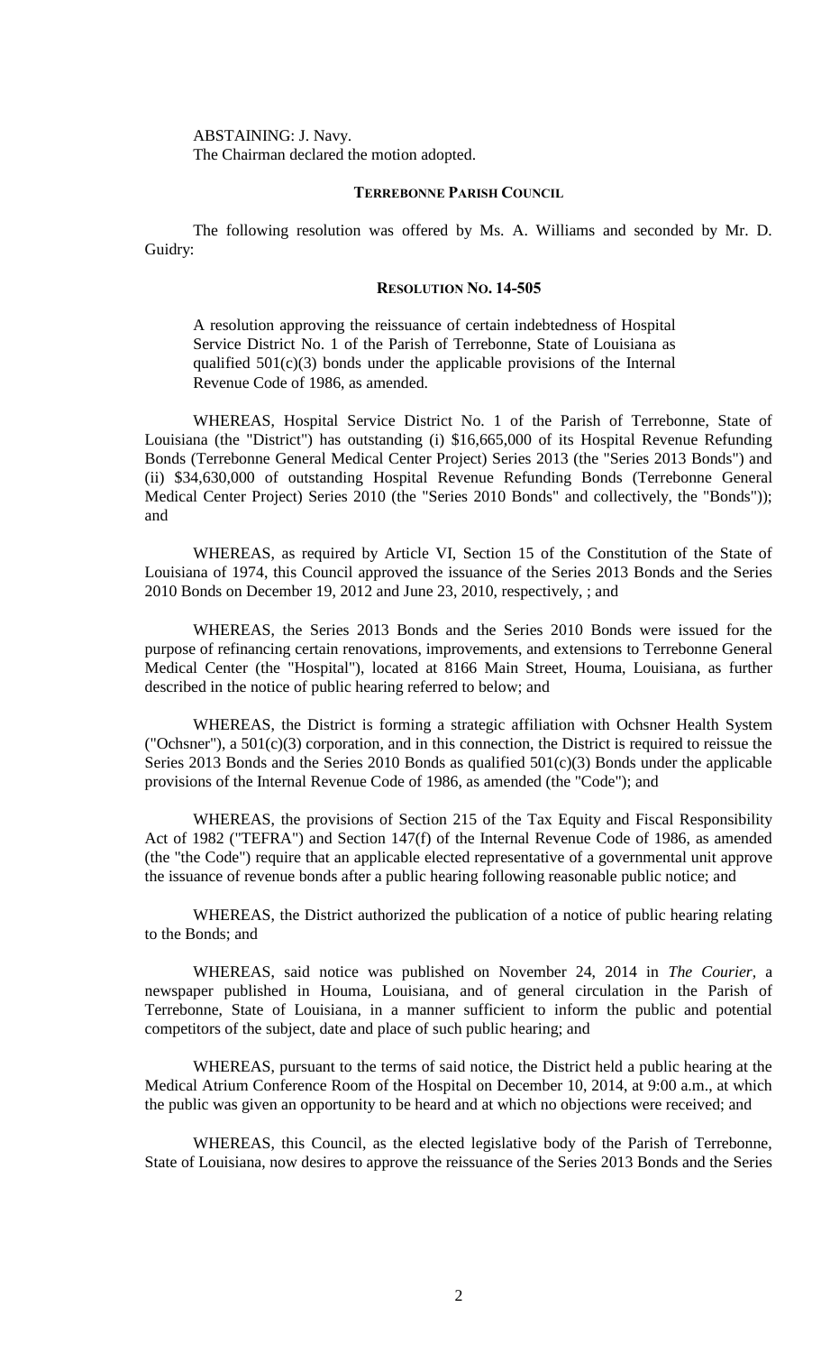ABSTAINING: J. Navy.

The Chairman declared the motion adopted.

## TERREBONNE PARISH COUNCIL

The following resolution was offered by Ms. A. Williams and seconded by Mr. D. Guidry:

### RESOLUTION NO. 14-505

A resolution approving the reissuance of certain indebtedness of Hospital Service District No. 1 of the Parish of Terrebonne, State of Louisiana as qualified 501(c)(3) bonds under the applicable provisions of the Internal Revenue Code of 1986, as amended.

WHEREAS, Hospital Service District No. 1 of the Parish of Terrebonne, State of Louisiana (the "District") has outstanding (i) $16,665,000 of its Hospital Revenue Refunding Bonds (Terrebonne General Medical Center Project) Series 2013 (the "Series 2013 Bonds") and (ii) $34,630,000 of outstanding Hospital Revenue Refunding Bonds (Terrebonne General Medical Center Project) Series 2010 (the "Series 2010 Bonds" and collectively, the "Bonds")); and

WHEREAS, as required by Article VI, Section 15 of the Constitution of the State of Louisiana of 1974, this Council approved the issuance of the Series 2013 Bonds and the Series 2010 Bonds on December 19, 2012 and June 23, 2010, respectively, ; and

WHEREAS, the Series 2013 Bonds and the Series 2010 Bonds were issued for the purpose of refinancing certain renovations, improvements, and extensions to Terrebonne General Medical Center (the "Hospital"), located at 8166 Main Street, Houma, Louisiana, as further described in the notice of public hearing referred to below; and

WHEREAS, the District is forming a strategic affiliation with Ochsner Health System ("Ochsner"), a 501(c)(3) corporation, and in this connection, the District is required to reissue the Series 2013 Bonds and the Series 2010 Bonds as qualified 501(c)(3) Bonds under the applicable provisions of the Internal Revenue Code of 1986, as amended (the "Code"); and

WHEREAS, the provisions of Section 215 of the Tax Equity and Fiscal Responsibility Act of 1982 ("TEFRA") and Section 147(f) of the Internal Revenue Code of 1986, as amended (the "the Code") require that an applicable elected representative of a governmental unit approve the issuance of revenue bonds after a public hearing following reasonable public notice; and

WHEREAS, the District authorized the publication of a notice of public hearing relating to the Bonds; and

WHEREAS, said notice was published on November 24, 2014 in *The Courier*, a newspaper published in Houma, Louisiana, and of general circulation in the Parish of Terrebonne, State of Louisiana, in a manner sufficient to inform the public and potential competitors of the subject, date and place of such public hearing; and

WHEREAS, pursuant to the terms of said notice, the District held a public hearing at the Medical Atrium Conference Room of the Hospital on December 10, 2014, at 9:00 a.m., at which the public was given an opportunity to be heard and at which no objections were received; and

WHEREAS, this Council, as the elected legislative body of the Parish of Terrebonne, State of Louisiana, now desires to approve the reissuance of the Series 2013 Bonds and the Series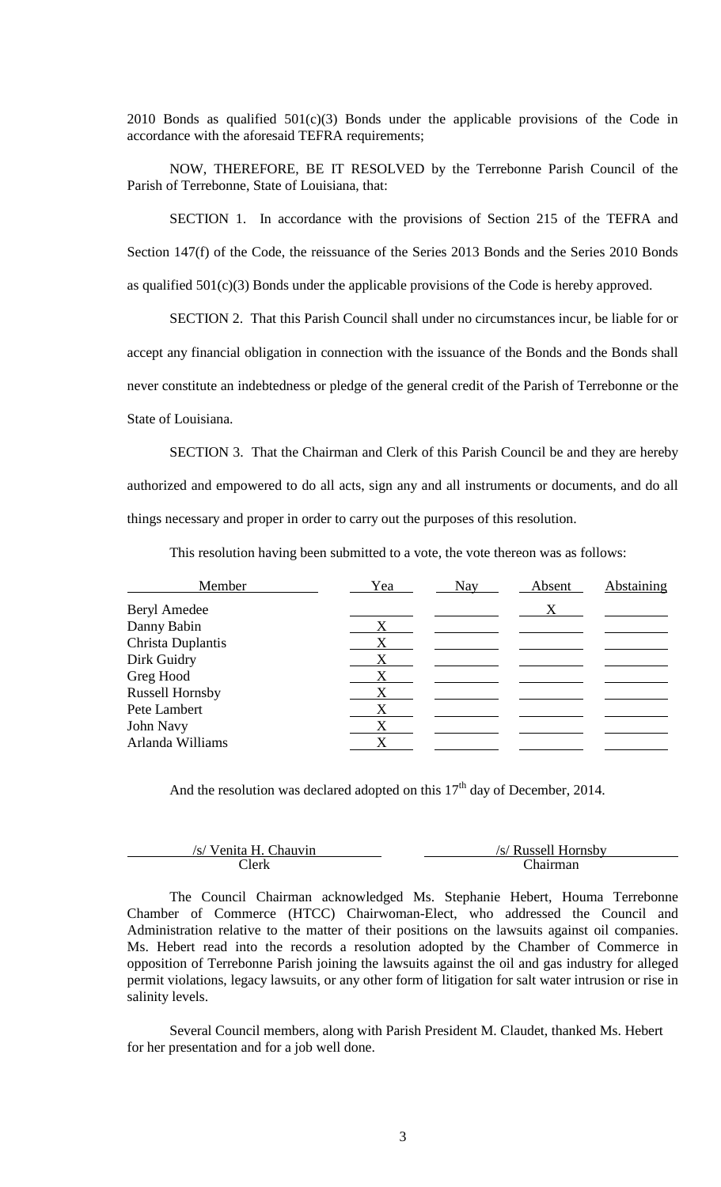2010 Bonds as qualified 501(c)(3) Bonds under the applicable provisions of the Code in accordance with the aforesaid TEFRA requirements;

NOW, THEREFORE, BE IT RESOLVED by the Terrebonne Parish Council of the Parish of Terrebonne, State of Louisiana, that:

SECTION 1. In accordance with the provisions of Section 215 of the TEFRA and Section 147(f) of the Code, the reissuance of the Series 2013 Bonds and the Series 2010 Bonds as qualified 501(c)(3) Bonds under the applicable provisions of the Code is hereby approved.

SECTION 2. That this Parish Council shall under no circumstances incur, be liable for or accept any financial obligation in connection with the issuance of the Bonds and the Bonds shall never constitute an indebtedness or pledge of the general credit of the Parish of Terrebonne or the State of Louisiana.

SECTION 3. That the Chairman and Clerk of this Parish Council be and they are hereby authorized and empowered to do all acts, sign any and all instruments or documents, and do all things necessary and proper in order to carry out the purposes of this resolution.

This resolution having been submitted to a vote, the vote thereon was as follows:

| Member | Yea | Nay | Absent | Abstaining |
|---|---|---|---|---|
| Beryl Amedee | | | X | |
| Danny Babin | X | | | |
| Christa Duplantis | X | | | |
| Dirk Guidry | X | | | |
| Greg Hood | X | | | |
| Russell Hornsby | X | | | |
| Pete Lambert | X | | | |
| John Navy | X | | | |
| Arlanda Williams | X | | | |

And the resolution was declared adopted on this 17th day of December, 2014.

/s/ Venita H. Chauvin
Clerk

/s/ Russell Hornsby
Chairman

The Council Chairman acknowledged Ms. Stephanie Hebert, Houma Terrebonne Chamber of Commerce (HTCC) Chairwoman-Elect, who addressed the Council and Administration relative to the matter of their positions on the lawsuits against oil companies. Ms. Hebert read into the records a resolution adopted by the Chamber of Commerce in opposition of Terrebonne Parish joining the lawsuits against the oil and gas industry for alleged permit violations, legacy lawsuits, or any other form of litigation for salt water intrusion or rise in salinity levels.

Several Council members, along with Parish President M. Claudet, thanked Ms. Hebert for her presentation and for a job well done.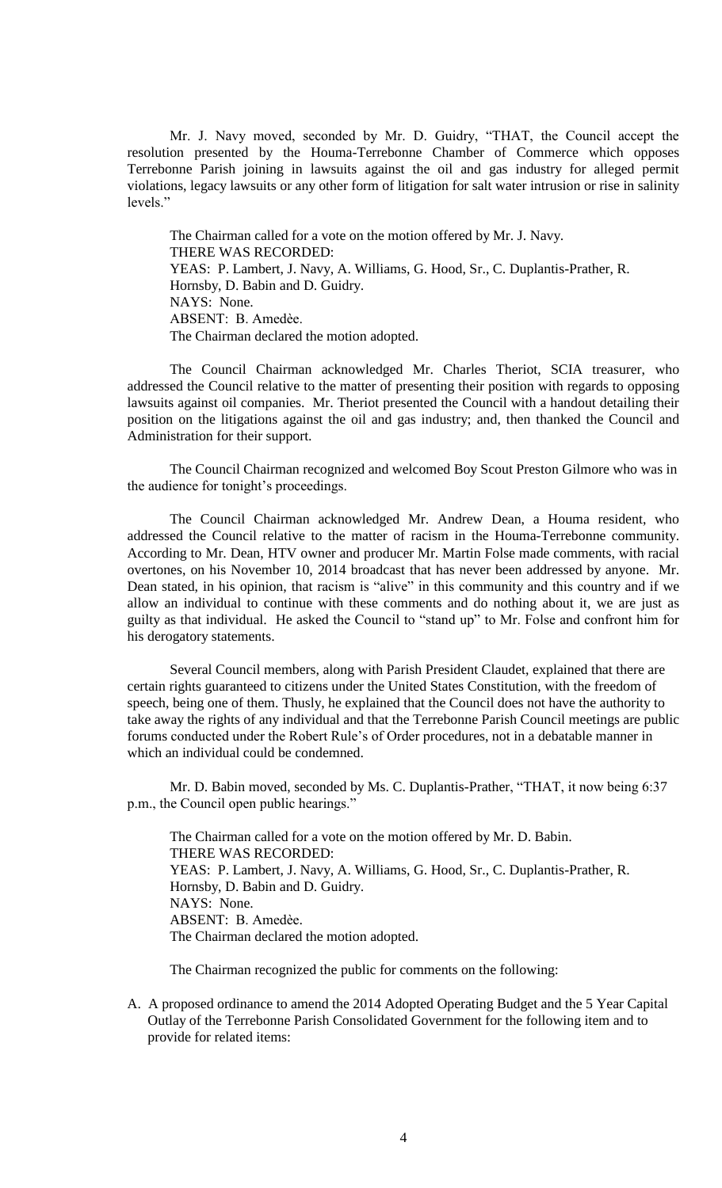Mr. J. Navy moved, seconded by Mr. D. Guidry, "THAT, the Council accept the resolution presented by the Houma-Terrebonne Chamber of Commerce which opposes Terrebonne Parish joining in lawsuits against the oil and gas industry for alleged permit violations, legacy lawsuits or any other form of litigation for salt water intrusion or rise in salinity levels."

The Chairman called for a vote on the motion offered by Mr. J. Navy.
THERE WAS RECORDED:
YEAS: P. Lambert, J. Navy, A. Williams, G. Hood, Sr., C. Duplantis-Prather, R. Hornsby, D. Babin and D. Guidry.
NAYS: None.
ABSENT: B. Amedèe.
The Chairman declared the motion adopted.

The Council Chairman acknowledged Mr. Charles Theriot, SCIA treasurer, who addressed the Council relative to the matter of presenting their position with regards to opposing lawsuits against oil companies. Mr. Theriot presented the Council with a handout detailing their position on the litigations against the oil and gas industry; and, then thanked the Council and Administration for their support.

The Council Chairman recognized and welcomed Boy Scout Preston Gilmore who was in the audience for tonight's proceedings.

The Council Chairman acknowledged Mr. Andrew Dean, a Houma resident, who addressed the Council relative to the matter of racism in the Houma-Terrebonne community. According to Mr. Dean, HTV owner and producer Mr. Martin Folse made comments, with racial overtones, on his November 10, 2014 broadcast that has never been addressed by anyone. Mr. Dean stated, in his opinion, that racism is "alive" in this community and this country and if we allow an individual to continue with these comments and do nothing about it, we are just as guilty as that individual. He asked the Council to "stand up" to Mr. Folse and confront him for his derogatory statements.

Several Council members, along with Parish President Claudet, explained that there are certain rights guaranteed to citizens under the United States Constitution, with the freedom of speech, being one of them. Thusly, he explained that the Council does not have the authority to take away the rights of any individual and that the Terrebonne Parish Council meetings are public forums conducted under the Robert Rule's of Order procedures, not in a debatable manner in which an individual could be condemned.

Mr. D. Babin moved, seconded by Ms. C. Duplantis-Prather, "THAT, it now being 6:37 p.m., the Council open public hearings."

The Chairman called for a vote on the motion offered by Mr. D. Babin.
THERE WAS RECORDED:
YEAS: P. Lambert, J. Navy, A. Williams, G. Hood, Sr., C. Duplantis-Prather, R. Hornsby, D. Babin and D. Guidry.
NAYS: None.
ABSENT: B. Amedèe.
The Chairman declared the motion adopted.

The Chairman recognized the public for comments on the following:

A. A proposed ordinance to amend the 2014 Adopted Operating Budget and the 5 Year Capital Outlay of the Terrebonne Parish Consolidated Government for the following item and to provide for related items: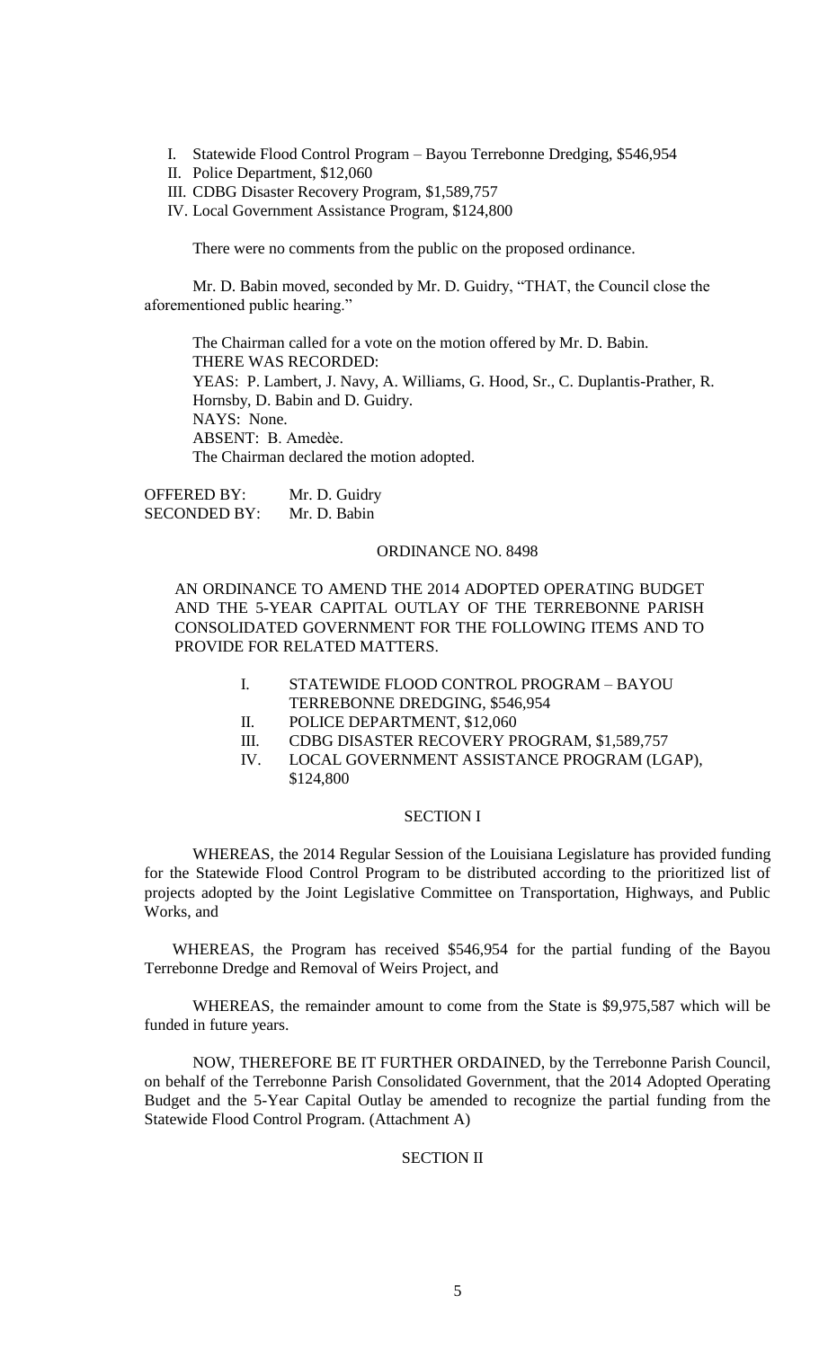I. Statewide Flood Control Program – Bayou Terrebonne Dredging, $546,954
II. Police Department, $12,060
III. CDBG Disaster Recovery Program, $1,589,757
IV. Local Government Assistance Program, $124,800

There were no comments from the public on the proposed ordinance.

Mr. D. Babin moved, seconded by Mr. D. Guidry, "THAT, the Council close the aforementioned public hearing."

The Chairman called for a vote on the motion offered by Mr. D. Babin.
THERE WAS RECORDED:
YEAS: P. Lambert, J. Navy, A. Williams, G. Hood, Sr., C. Duplantis-Prather, R. Hornsby, D. Babin and D. Guidry.
NAYS: None.
ABSENT: B. Amedèe.
The Chairman declared the motion adopted.

OFFERED BY: Mr. D. Guidry
SECONDED BY: Mr. D. Babin

ORDINANCE NO. 8498

AN ORDINANCE TO AMEND THE 2014 ADOPTED OPERATING BUDGET AND THE 5-YEAR CAPITAL OUTLAY OF THE TERREBONNE PARISH CONSOLIDATED GOVERNMENT FOR THE FOLLOWING ITEMS AND TO PROVIDE FOR RELATED MATTERS.

I. STATEWIDE FLOOD CONTROL PROGRAM – BAYOU TERREBONNE DREDGING, $546,954
II. POLICE DEPARTMENT, $12,060
III. CDBG DISASTER RECOVERY PROGRAM, $1,589,757
IV. LOCAL GOVERNMENT ASSISTANCE PROGRAM (LGAP), $124,800

SECTION I

WHEREAS, the 2014 Regular Session of the Louisiana Legislature has provided funding for the Statewide Flood Control Program to be distributed according to the prioritized list of projects adopted by the Joint Legislative Committee on Transportation, Highways, and Public Works, and

WHEREAS, the Program has received $546,954 for the partial funding of the Bayou Terrebonne Dredge and Removal of Weirs Project, and

WHEREAS, the remainder amount to come from the State is $9,975,587 which will be funded in future years.

NOW, THEREFORE BE IT FURTHER ORDAINED, by the Terrebonne Parish Council, on behalf of the Terrebonne Parish Consolidated Government, that the 2014 Adopted Operating Budget and the 5-Year Capital Outlay be amended to recognize the partial funding from the Statewide Flood Control Program. (Attachment A)

SECTION II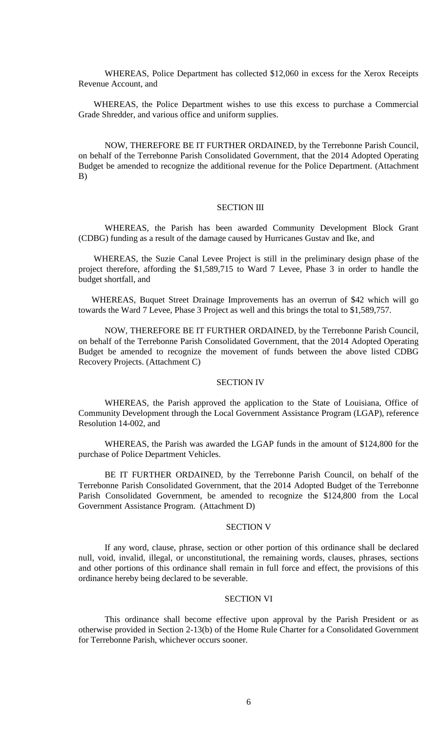WHEREAS, Police Department has collected $12,060 in excess for the Xerox Receipts Revenue Account, and

WHEREAS, the Police Department wishes to use this excess to purchase a Commercial Grade Shredder, and various office and uniform supplies.

NOW, THEREFORE BE IT FURTHER ORDAINED, by the Terrebonne Parish Council, on behalf of the Terrebonne Parish Consolidated Government, that the 2014 Adopted Operating Budget be amended to recognize the additional revenue for the Police Department. (Attachment B)

## SECTION III

WHEREAS, the Parish has been awarded Community Development Block Grant (CDBG) funding as a result of the damage caused by Hurricanes Gustav and Ike, and

WHEREAS, the Suzie Canal Levee Project is still in the preliminary design phase of the project therefore, affording the $1,589,715 to Ward 7 Levee, Phase 3 in order to handle the budget shortfall, and

WHEREAS, Buquet Street Drainage Improvements has an overrun of $42 which will go towards the Ward 7 Levee, Phase 3 Project as well and this brings the total to $1,589,757.

NOW, THEREFORE BE IT FURTHER ORDAINED, by the Terrebonne Parish Council, on behalf of the Terrebonne Parish Consolidated Government, that the 2014 Adopted Operating Budget be amended to recognize the movement of funds between the above listed CDBG Recovery Projects. (Attachment C)

## SECTION IV

WHEREAS, the Parish approved the application to the State of Louisiana, Office of Community Development through the Local Government Assistance Program (LGAP), reference Resolution 14-002, and

WHEREAS, the Parish was awarded the LGAP funds in the amount of $124,800 for the purchase of Police Department Vehicles.

BE IT FURTHER ORDAINED, by the Terrebonne Parish Council, on behalf of the Terrebonne Parish Consolidated Government, that the 2014 Adopted Budget of the Terrebonne Parish Consolidated Government, be amended to recognize the $124,800 from the Local Government Assistance Program. (Attachment D)

## SECTION V

If any word, clause, phrase, section or other portion of this ordinance shall be declared null, void, invalid, illegal, or unconstitutional, the remaining words, clauses, phrases, sections and other portions of this ordinance shall remain in full force and effect, the provisions of this ordinance hereby being declared to be severable.

## SECTION VI

This ordinance shall become effective upon approval by the Parish President or as otherwise provided in Section 2-13(b) of the Home Rule Charter for a Consolidated Government for Terrebonne Parish, whichever occurs sooner.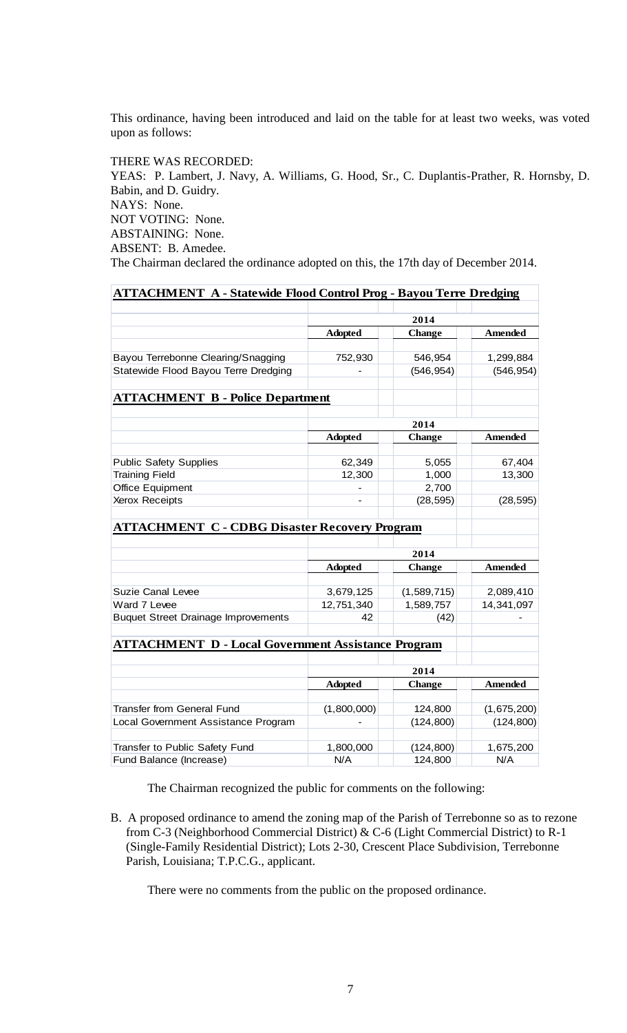This ordinance, having been introduced and laid on the table for at least two weeks, was voted upon as follows:

THERE WAS RECORDED:
YEAS: P. Lambert, J. Navy, A. Williams, G. Hood, Sr., C. Duplantis-Prather, R. Hornsby, D. Babin, and D. Guidry.
NAYS: None.
NOT VOTING: None.
ABSTAINING: None.
ABSENT: B. Amedee.
The Chairman declared the ordinance adopted on this, the 17th day of December 2014.

**ATTACHMENT A - Statewide Flood Control Prog - Bayou Terre Dredging**

| | 2014 | | |
|---|---|---|---|
| | **Adopted** | **Change** | **Amended** |
| Bayou Terrebonne Clearing/Snagging | 752,930 | 546,954 | 1,299,884 |
| Statewide Flood Bayou Terre Dredging | - | (546,954) | (546,954) |

**ATTACHMENT B - Police Department**

| | 2014 | | |
|---|---|---|---|
| | **Adopted** | **Change** | **Amended** |
| Public Safety Supplies | 62,349 | 5,055 | 67,404 |
| Training Field | 12,300 | 1,000 | 13,300 |
| Office Equipment | - | 2,700 | |
| Xerox Receipts | - | (28,595) | (28,595) |

**ATTACHMENT C - CDBG Disaster Recovery Program**

| | 2014 | | |
|---|---|---|---|
| | **Adopted** | **Change** | **Amended** |
| Suzie Canal Levee | 3,679,125 | (1,589,715) | 2,089,410 |
| Ward 7 Levee | 12,751,340 | 1,589,757 | 14,341,097 |
| Buquet Street Drainage Improvements | 42 | (42) | - |

**ATTACHMENT D - Local Government Assistance Program**

| | 2014 | | |
|---|---|---|---|
| | **Adopted** | **Change** | **Amended** |
| Transfer from General Fund | (1,800,000) | 124,800 | (1,675,200) |
| Local Government Assistance Program | - | (124,800) | (124,800) |
| Transfer to Public Safety Fund | 1,800,000 | (124,800) | 1,675,200 |
| Fund Balance (Increase) | N/A | 124,800 | N/A |

The Chairman recognized the public for comments on the following:

B. A proposed ordinance to amend the zoning map of the Parish of Terrebonne so as to rezone from C-3 (Neighborhood Commercial District) & C-6 (Light Commercial District) to R-1 (Single-Family Residential District); Lots 2-30, Crescent Place Subdivision, Terrebonne Parish, Louisiana; T.P.C.G., applicant.

There were no comments from the public on the proposed ordinance.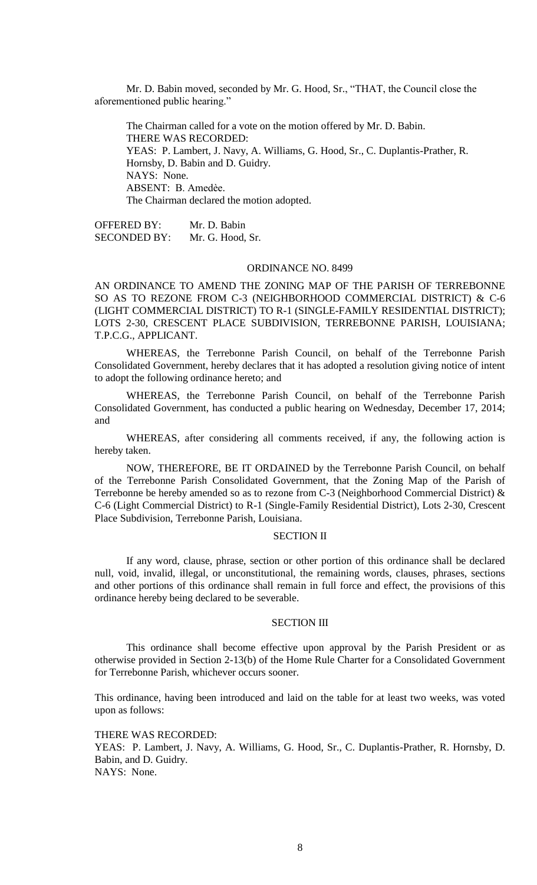Mr. D. Babin moved, seconded by Mr. G. Hood, Sr., "THAT, the Council close the aforementioned public hearing."

The Chairman called for a vote on the motion offered by Mr. D. Babin.
THERE WAS RECORDED:
YEAS: P. Lambert, J. Navy, A. Williams, G. Hood, Sr., C. Duplantis-Prather, R. Hornsby, D. Babin and D. Guidry.
NAYS: None.
ABSENT: B. Amedèe.
The Chairman declared the motion adopted.

OFFERED BY: Mr. D. Babin
SECONDED BY: Mr. G. Hood, Sr.

ORDINANCE NO. 8499

AN ORDINANCE TO AMEND THE ZONING MAP OF THE PARISH OF TERREBONNE SO AS TO REZONE FROM C-3 (NEIGHBORHOOD COMMERCIAL DISTRICT) & C-6 (LIGHT COMMERCIAL DISTRICT) TO R-1 (SINGLE-FAMILY RESIDENTIAL DISTRICT); LOTS 2-30, CRESCENT PLACE SUBDIVISION, TERREBONNE PARISH, LOUISIANA; T.P.C.G., APPLICANT.

WHEREAS, the Terrebonne Parish Council, on behalf of the Terrebonne Parish Consolidated Government, hereby declares that it has adopted a resolution giving notice of intent to adopt the following ordinance hereto; and

WHEREAS, the Terrebonne Parish Council, on behalf of the Terrebonne Parish Consolidated Government, has conducted a public hearing on Wednesday, December 17, 2014; and

WHEREAS, after considering all comments received, if any, the following action is hereby taken.

NOW, THEREFORE, BE IT ORDAINED by the Terrebonne Parish Council, on behalf of the Terrebonne Parish Consolidated Government, that the Zoning Map of the Parish of Terrebonne be hereby amended so as to rezone from C-3 (Neighborhood Commercial District) & C-6 (Light Commercial District) to R-1 (Single-Family Residential District), Lots 2-30, Crescent Place Subdivision, Terrebonne Parish, Louisiana.

SECTION II

If any word, clause, phrase, section or other portion of this ordinance shall be declared null, void, invalid, illegal, or unconstitutional, the remaining words, clauses, phrases, sections and other portions of this ordinance shall remain in full force and effect, the provisions of this ordinance hereby being declared to be severable.

SECTION III

This ordinance shall become effective upon approval by the Parish President or as otherwise provided in Section 2-13(b) of the Home Rule Charter for a Consolidated Government for Terrebonne Parish, whichever occurs sooner.

This ordinance, having been introduced and laid on the table for at least two weeks, was voted upon as follows:

THERE WAS RECORDED:
YEAS: P. Lambert, J. Navy, A. Williams, G. Hood, Sr., C. Duplantis-Prather, R. Hornsby, D. Babin, and D. Guidry.
NAYS: None.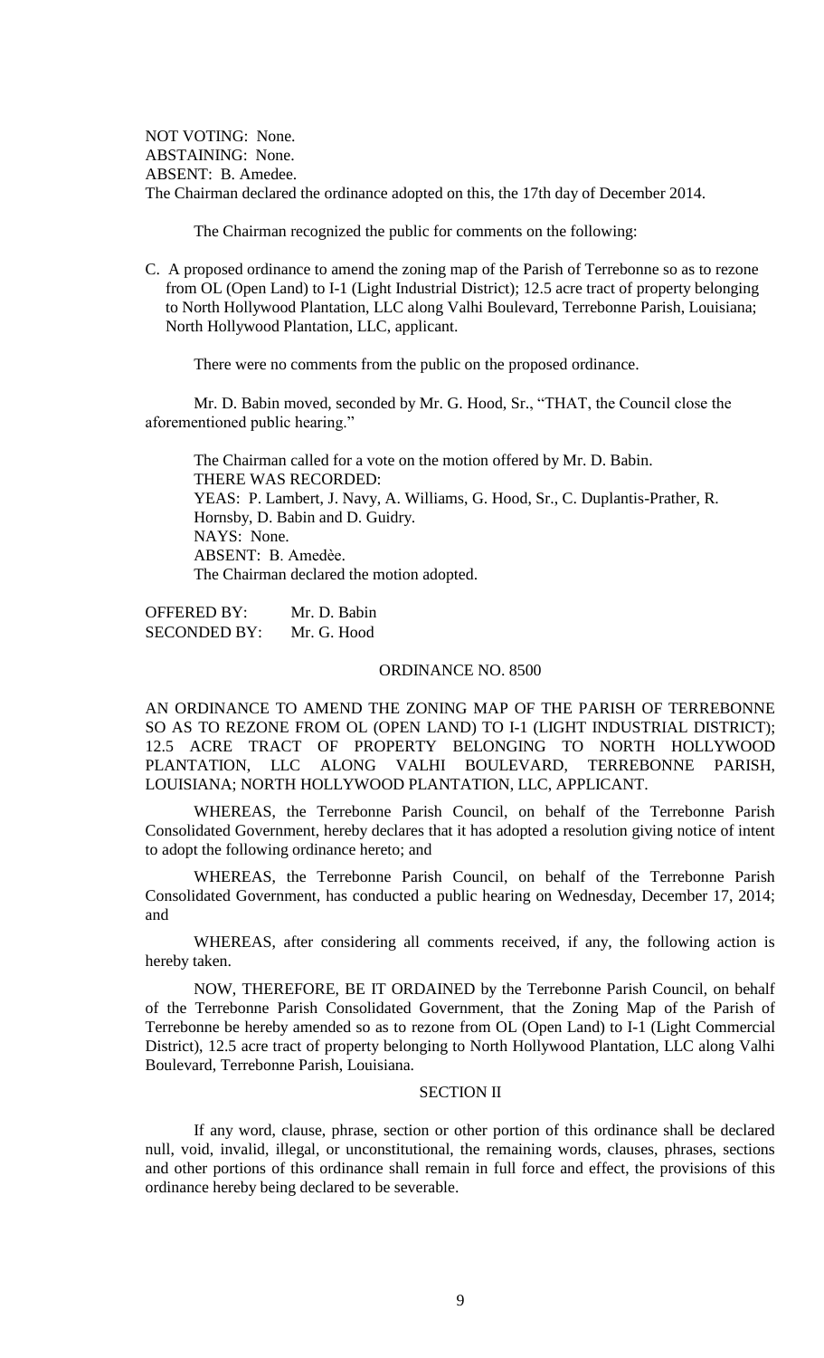NOT VOTING: None.
ABSTAINING: None.
ABSENT: B. Amedee.
The Chairman declared the ordinance adopted on this, the 17th day of December 2014.

The Chairman recognized the public for comments on the following:

C. A proposed ordinance to amend the zoning map of the Parish of Terrebonne so as to rezone from OL (Open Land) to I-1 (Light Industrial District); 12.5 acre tract of property belonging to North Hollywood Plantation, LLC along Valhi Boulevard, Terrebonne Parish, Louisiana; North Hollywood Plantation, LLC, applicant.

There were no comments from the public on the proposed ordinance.

Mr. D. Babin moved, seconded by Mr. G. Hood, Sr., "THAT, the Council close the aforementioned public hearing."

The Chairman called for a vote on the motion offered by Mr. D. Babin.
THERE WAS RECORDED:
YEAS: P. Lambert, J. Navy, A. Williams, G. Hood, Sr., C. Duplantis-Prather, R. Hornsby, D. Babin and D. Guidry.
NAYS: None.
ABSENT: B. Amedèe.
The Chairman declared the motion adopted.

OFFERED BY: Mr. D. Babin
SECONDED BY: Mr. G. Hood

ORDINANCE NO. 8500

AN ORDINANCE TO AMEND THE ZONING MAP OF THE PARISH OF TERREBONNE SO AS TO REZONE FROM OL (OPEN LAND) TO I-1 (LIGHT INDUSTRIAL DISTRICT); 12.5 ACRE TRACT OF PROPERTY BELONGING TO NORTH HOLLYWOOD PLANTATION, LLC ALONG VALHI BOULEVARD, TERREBONNE PARISH, LOUISIANA; NORTH HOLLYWOOD PLANTATION, LLC, APPLICANT.

WHEREAS, the Terrebonne Parish Council, on behalf of the Terrebonne Parish Consolidated Government, hereby declares that it has adopted a resolution giving notice of intent to adopt the following ordinance hereto; and

WHEREAS, the Terrebonne Parish Council, on behalf of the Terrebonne Parish Consolidated Government, has conducted a public hearing on Wednesday, December 17, 2014; and

WHEREAS, after considering all comments received, if any, the following action is hereby taken.

NOW, THEREFORE, BE IT ORDAINED by the Terrebonne Parish Council, on behalf of the Terrebonne Parish Consolidated Government, that the Zoning Map of the Parish of Terrebonne be hereby amended so as to rezone from OL (Open Land) to I-1 (Light Commercial District), 12.5 acre tract of property belonging to North Hollywood Plantation, LLC along Valhi Boulevard, Terrebonne Parish, Louisiana.

SECTION II

If any word, clause, phrase, section or other portion of this ordinance shall be declared null, void, invalid, illegal, or unconstitutional, the remaining words, clauses, phrases, sections and other portions of this ordinance shall remain in full force and effect, the provisions of this ordinance hereby being declared to be severable.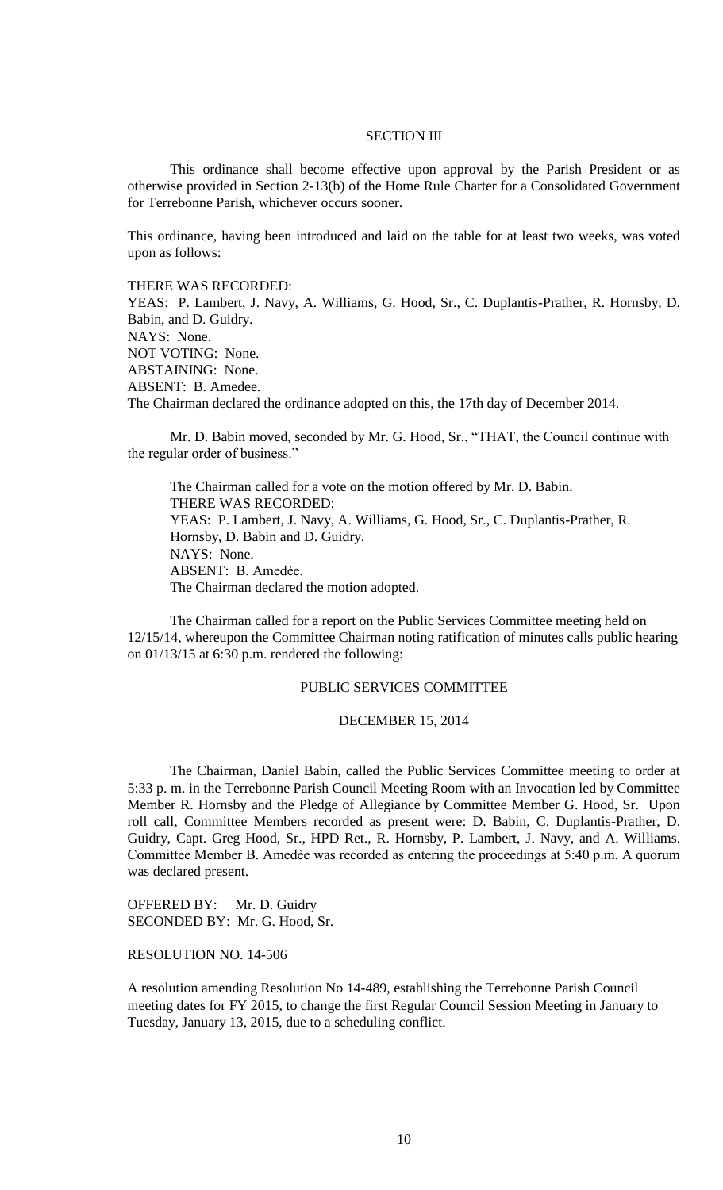SECTION III

This ordinance shall become effective upon approval by the Parish President or as otherwise provided in Section 2-13(b) of the Home Rule Charter for a Consolidated Government for Terrebonne Parish, whichever occurs sooner.

This ordinance, having been introduced and laid on the table for at least two weeks, was voted upon as follows:

THERE WAS RECORDED:
YEAS: P. Lambert, J. Navy, A. Williams, G. Hood, Sr., C. Duplantis-Prather, R. Hornsby, D. Babin, and D. Guidry.
NAYS: None.
NOT VOTING: None.
ABSTAINING: None.
ABSENT: B. Amedee.
The Chairman declared the ordinance adopted on this, the 17th day of December 2014.

Mr. D. Babin moved, seconded by Mr. G. Hood, Sr., "THAT, the Council continue with the regular order of business."

The Chairman called for a vote on the motion offered by Mr. D. Babin.
THERE WAS RECORDED:
YEAS: P. Lambert, J. Navy, A. Williams, G. Hood, Sr., C. Duplantis-Prather, R. Hornsby, D. Babin and D. Guidry.
NAYS: None.
ABSENT: B. Amedèe.
The Chairman declared the motion adopted.

The Chairman called for a report on the Public Services Committee meeting held on 12/15/14, whereupon the Committee Chairman noting ratification of minutes calls public hearing on 01/13/15 at 6:30 p.m. rendered the following:

PUBLIC SERVICES COMMITTEE

DECEMBER 15, 2014

The Chairman, Daniel Babin, called the Public Services Committee meeting to order at 5:33 p. m. in the Terrebonne Parish Council Meeting Room with an Invocation led by Committee Member R. Hornsby and the Pledge of Allegiance by Committee Member G. Hood, Sr. Upon roll call, Committee Members recorded as present were: D. Babin, C. Duplantis-Prather, D. Guidry, Capt. Greg Hood, Sr., HPD Ret., R. Hornsby, P. Lambert, J. Navy, and A. Williams. Committee Member B. Amedèe was recorded as entering the proceedings at 5:40 p.m. A quorum was declared present.

OFFERED BY: Mr. D. Guidry
SECONDED BY: Mr. G. Hood, Sr.

RESOLUTION NO. 14-506

A resolution amending Resolution No 14-489, establishing the Terrebonne Parish Council meeting dates for FY 2015, to change the first Regular Council Session Meeting in January to Tuesday, January 13, 2015, due to a scheduling conflict.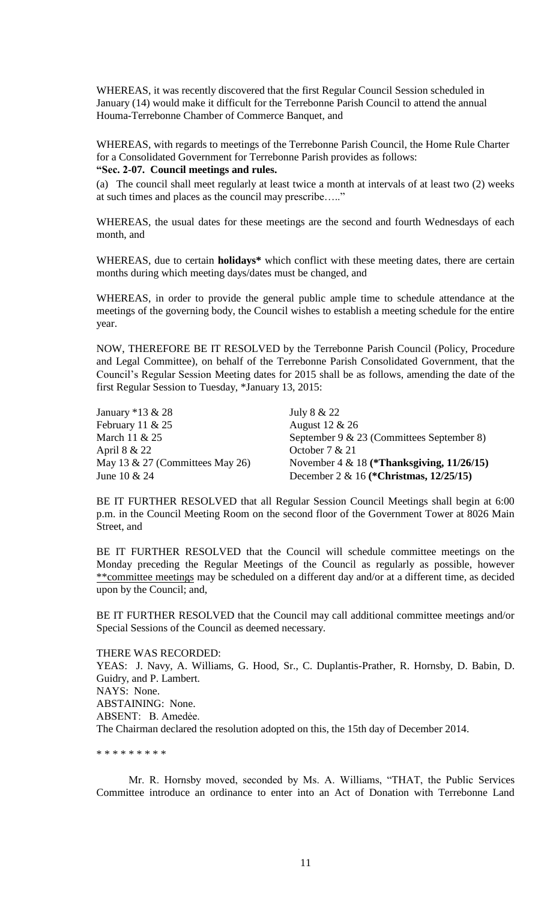WHEREAS, it was recently discovered that the first Regular Council Session scheduled in January (14) would make it difficult for the Terrebonne Parish Council to attend the annual Houma-Terrebonne Chamber of Commerce Banquet, and

WHEREAS, with regards to meetings of the Terrebonne Parish Council, the Home Rule Charter for a Consolidated Government for Terrebonne Parish provides as follows:

**"Sec. 2-07. Council meetings and rules.**

(a) The council shall meet regularly at least twice a month at intervals of at least two (2) weeks at such times and places as the council may prescribe….."

WHEREAS, the usual dates for these meetings are the second and fourth Wednesdays of each month, and

WHEREAS, due to certain **holidays*** which conflict with these meeting dates, there are certain months during which meeting days/dates must be changed, and

WHEREAS, in order to provide the general public ample time to schedule attendance at the meetings of the governing body, the Council wishes to establish a meeting schedule for the entire year.

NOW, THEREFORE BE IT RESOLVED by the Terrebonne Parish Council (Policy, Procedure and Legal Committee), on behalf of the Terrebonne Parish Consolidated Government, that the Council's Regular Session Meeting dates for 2015 shall be as follows, amending the date of the first Regular Session to Tuesday, *January 13, 2015:

| | |
|---|---|
| January *13 & 28 | July 8 & 22 |
| February 11 & 25 | August 12 & 26 |
| March 11 & 25 | September 9 & 23 (Committees September 8) |
| April 8 & 22 | October 7 & 21 |
| May 13 & 27 (Committees May 26) | November 4 & 18 **(*Thanksgiving, 11/26/15)** |
| June 10 & 24 | December 2 & 16 **(*Christmas, 12/25/15)** |

BE IT FURTHER RESOLVED that all Regular Session Council Meetings shall begin at 6:00 p.m. in the Council Meeting Room on the second floor of the Government Tower at 8026 Main Street, and

BE IT FURTHER RESOLVED that the Council will schedule committee meetings on the Monday preceding the Regular Meetings of the Council as regularly as possible, however <u>**committee meetings</u> may be scheduled on a different day and/or at a different time, as decided upon by the Council; and,

BE IT FURTHER RESOLVED that the Council may call additional committee meetings and/or Special Sessions of the Council as deemed necessary.

THERE WAS RECORDED:
YEAS: J. Navy, A. Williams, G. Hood, Sr., C. Duplantis-Prather, R. Hornsby, D. Babin, D. Guidry, and P. Lambert.
NAYS: None.
ABSTAINING: None.
ABSENT: B. Amedée.
The Chairman declared the resolution adopted on this, the 15th day of December 2014.

\* \* \* \* \* \* \* \* \*

Mr. R. Hornsby moved, seconded by Ms. A. Williams, "THAT, the Public Services Committee introduce an ordinance to enter into an Act of Donation with Terrebonne Land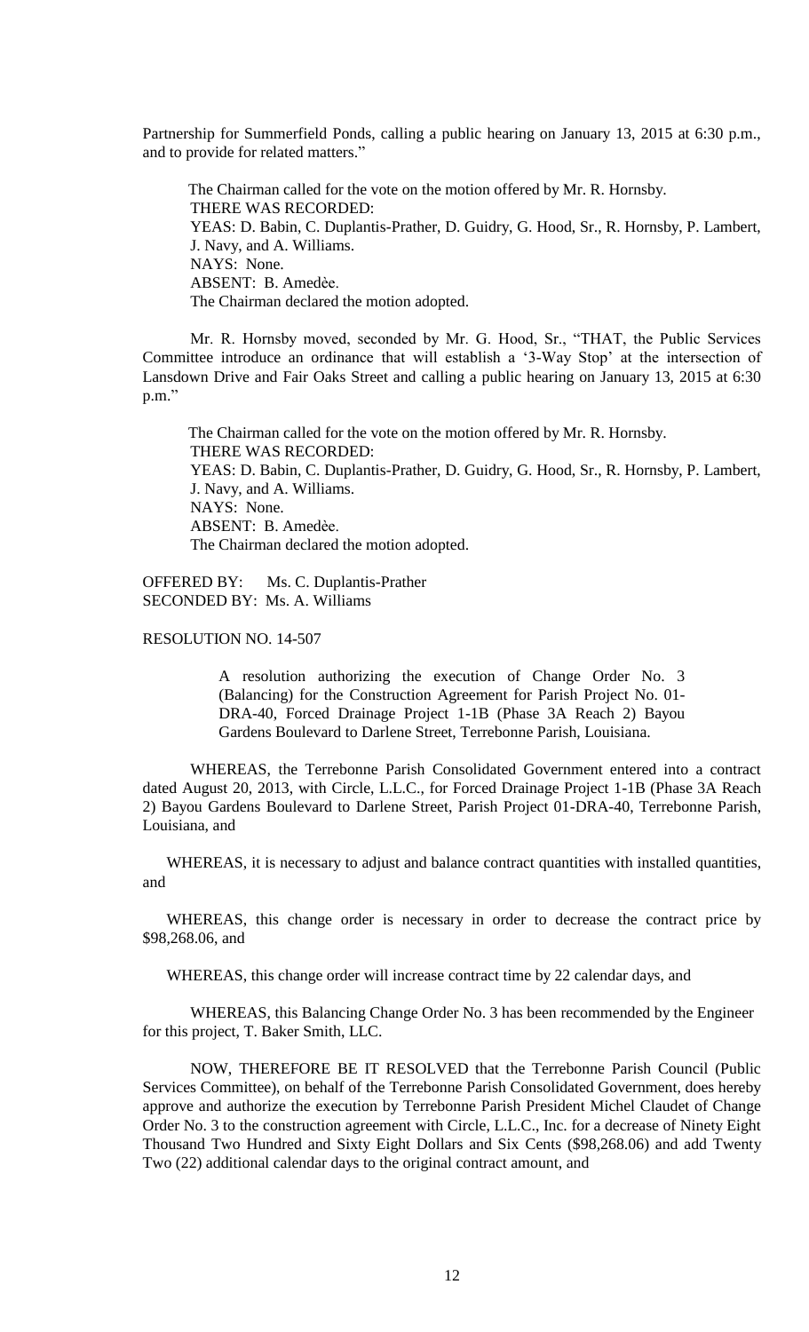Partnership for Summerfield Ponds, calling a public hearing on January 13, 2015 at 6:30 p.m., and to provide for related matters."

The Chairman called for the vote on the motion offered by Mr. R. Hornsby.
THERE WAS RECORDED:
YEAS: D. Babin, C. Duplantis-Prather, D. Guidry, G. Hood, Sr., R. Hornsby, P. Lambert, J. Navy, and A. Williams.
NAYS: None.
ABSENT: B. Amedèe.
The Chairman declared the motion adopted.

Mr. R. Hornsby moved, seconded by Mr. G. Hood, Sr., "THAT, the Public Services Committee introduce an ordinance that will establish a '3-Way Stop' at the intersection of Lansdown Drive and Fair Oaks Street and calling a public hearing on January 13, 2015 at 6:30 p.m."

The Chairman called for the vote on the motion offered by Mr. R. Hornsby.
THERE WAS RECORDED:
YEAS: D. Babin, C. Duplantis-Prather, D. Guidry, G. Hood, Sr., R. Hornsby, P. Lambert, J. Navy, and A. Williams.
NAYS: None.
ABSENT: B. Amedèe.
The Chairman declared the motion adopted.

OFFERED BY: Ms. C. Duplantis-Prather
SECONDED BY: Ms. A. Williams

RESOLUTION NO. 14-507

> A resolution authorizing the execution of Change Order No. 3 (Balancing) for the Construction Agreement for Parish Project No. 01-DRA-40, Forced Drainage Project 1-1B (Phase 3A Reach 2) Bayou Gardens Boulevard to Darlene Street, Terrebonne Parish, Louisiana.

WHEREAS, the Terrebonne Parish Consolidated Government entered into a contract dated August 20, 2013, with Circle, L.L.C., for Forced Drainage Project 1-1B (Phase 3A Reach 2) Bayou Gardens Boulevard to Darlene Street, Parish Project 01-DRA-40, Terrebonne Parish, Louisiana, and

WHEREAS, it is necessary to adjust and balance contract quantities with installed quantities, and

WHEREAS, this change order is necessary in order to decrease the contract price by $98,268.06, and

WHEREAS, this change order will increase contract time by 22 calendar days, and

WHEREAS, this Balancing Change Order No. 3 has been recommended by the Engineer for this project, T. Baker Smith, LLC.

NOW, THEREFORE BE IT RESOLVED that the Terrebonne Parish Council (Public Services Committee), on behalf of the Terrebonne Parish Consolidated Government, does hereby approve and authorize the execution by Terrebonne Parish President Michel Claudet of Change Order No. 3 to the construction agreement with Circle, L.L.C., Inc. for a decrease of Ninety Eight Thousand Two Hundred and Sixty Eight Dollars and Six Cents ($98,268.06) and add Twenty Two (22) additional calendar days to the original contract amount, and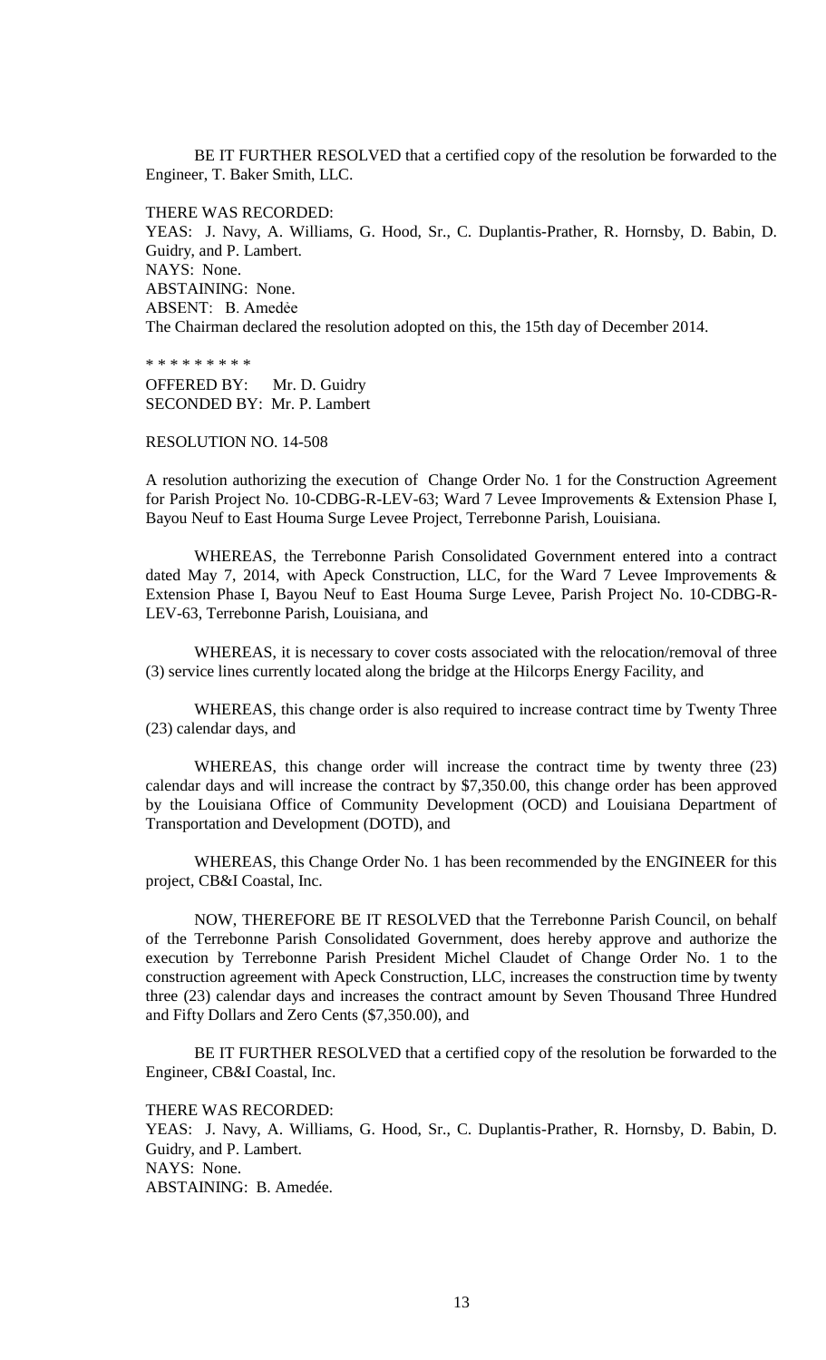BE IT FURTHER RESOLVED that a certified copy of the resolution be forwarded to the Engineer, T. Baker Smith, LLC.

THERE WAS RECORDED:
YEAS: J. Navy, A. Williams, G. Hood, Sr., C. Duplantis-Prather, R. Hornsby, D. Babin, D. Guidry, and P. Lambert.
NAYS: None.
ABSTAINING: None.
ABSENT: B. Amedėe
The Chairman declared the resolution adopted on this, the 15th day of December 2014.

* * * * * * * * *

OFFERED BY: Mr. D. Guidry
SECONDED BY: Mr. P. Lambert

RESOLUTION NO. 14-508

A resolution authorizing the execution of Change Order No. 1 for the Construction Agreement for Parish Project No. 10-CDBG-R-LEV-63; Ward 7 Levee Improvements & Extension Phase I, Bayou Neuf to East Houma Surge Levee Project, Terrebonne Parish, Louisiana.

WHEREAS, the Terrebonne Parish Consolidated Government entered into a contract dated May 7, 2014, with Apeck Construction, LLC, for the Ward 7 Levee Improvements & Extension Phase I, Bayou Neuf to East Houma Surge Levee, Parish Project No. 10-CDBG-R-LEV-63, Terrebonne Parish, Louisiana, and

WHEREAS, it is necessary to cover costs associated with the relocation/removal of three (3) service lines currently located along the bridge at the Hilcorps Energy Facility, and

WHEREAS, this change order is also required to increase contract time by Twenty Three (23) calendar days, and

WHEREAS, this change order will increase the contract time by twenty three (23) calendar days and will increase the contract by $7,350.00, this change order has been approved by the Louisiana Office of Community Development (OCD) and Louisiana Department of Transportation and Development (DOTD), and

WHEREAS, this Change Order No. 1 has been recommended by the ENGINEER for this project, CB&I Coastal, Inc.

NOW, THEREFORE BE IT RESOLVED that the Terrebonne Parish Council, on behalf of the Terrebonne Parish Consolidated Government, does hereby approve and authorize the execution by Terrebonne Parish President Michel Claudet of Change Order No. 1 to the construction agreement with Apeck Construction, LLC, increases the construction time by twenty three (23) calendar days and increases the contract amount by Seven Thousand Three Hundred and Fifty Dollars and Zero Cents ($7,350.00), and

BE IT FURTHER RESOLVED that a certified copy of the resolution be forwarded to the Engineer, CB&I Coastal, Inc.

THERE WAS RECORDED:
YEAS: J. Navy, A. Williams, G. Hood, Sr., C. Duplantis-Prather, R. Hornsby, D. Babin, D. Guidry, and P. Lambert.
NAYS: None.
ABSTAINING: B. Amedée.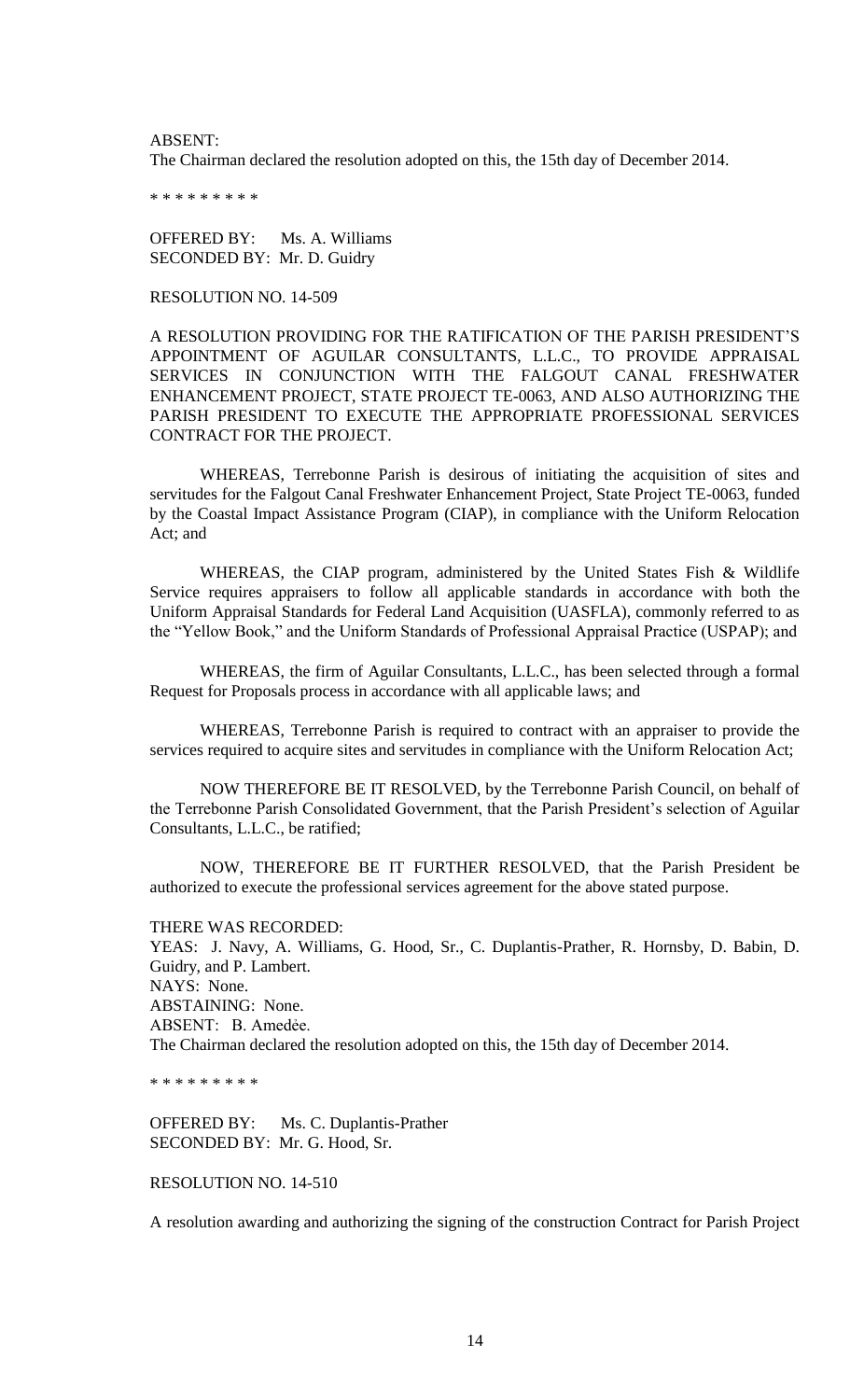ABSENT:
The Chairman declared the resolution adopted on this, the 15th day of December 2014.

* * * * * * * * *

OFFERED BY: Ms. A. Williams
SECONDED BY: Mr. D. Guidry

RESOLUTION NO. 14-509

A RESOLUTION PROVIDING FOR THE RATIFICATION OF THE PARISH PRESIDENT'S APPOINTMENT OF AGUILAR CONSULTANTS, L.L.C., TO PROVIDE APPRAISAL SERVICES IN CONJUNCTION WITH THE FALGOUT CANAL FRESHWATER ENHANCEMENT PROJECT, STATE PROJECT TE-0063, AND ALSO AUTHORIZING THE PARISH PRESIDENT TO EXECUTE THE APPROPRIATE PROFESSIONAL SERVICES CONTRACT FOR THE PROJECT.

WHEREAS, Terrebonne Parish is desirous of initiating the acquisition of sites and servitudes for the Falgout Canal Freshwater Enhancement Project, State Project TE-0063, funded by the Coastal Impact Assistance Program (CIAP), in compliance with the Uniform Relocation Act; and

WHEREAS, the CIAP program, administered by the United States Fish & Wildlife Service requires appraisers to follow all applicable standards in accordance with both the Uniform Appraisal Standards for Federal Land Acquisition (UASFLA), commonly referred to as the "Yellow Book," and the Uniform Standards of Professional Appraisal Practice (USPAP); and

WHEREAS, the firm of Aguilar Consultants, L.L.C., has been selected through a formal Request for Proposals process in accordance with all applicable laws; and

WHEREAS, Terrebonne Parish is required to contract with an appraiser to provide the services required to acquire sites and servitudes in compliance with the Uniform Relocation Act;

NOW THEREFORE BE IT RESOLVED, by the Terrebonne Parish Council, on behalf of the Terrebonne Parish Consolidated Government, that the Parish President's selection of Aguilar Consultants, L.L.C., be ratified;

NOW, THEREFORE BE IT FURTHER RESOLVED, that the Parish President be authorized to execute the professional services agreement for the above stated purpose.

THERE WAS RECORDED:
YEAS: J. Navy, A. Williams, G. Hood, Sr., C. Duplantis-Prather, R. Hornsby, D. Babin, D. Guidry, and P. Lambert.
NAYS: None.
ABSTAINING: None.
ABSENT: B. Amedée.
The Chairman declared the resolution adopted on this, the 15th day of December 2014.

* * * * * * * * *

OFFERED BY: Ms. C. Duplantis-Prather
SECONDED BY: Mr. G. Hood, Sr.

RESOLUTION NO. 14-510

A resolution awarding and authorizing the signing of the construction Contract for Parish Project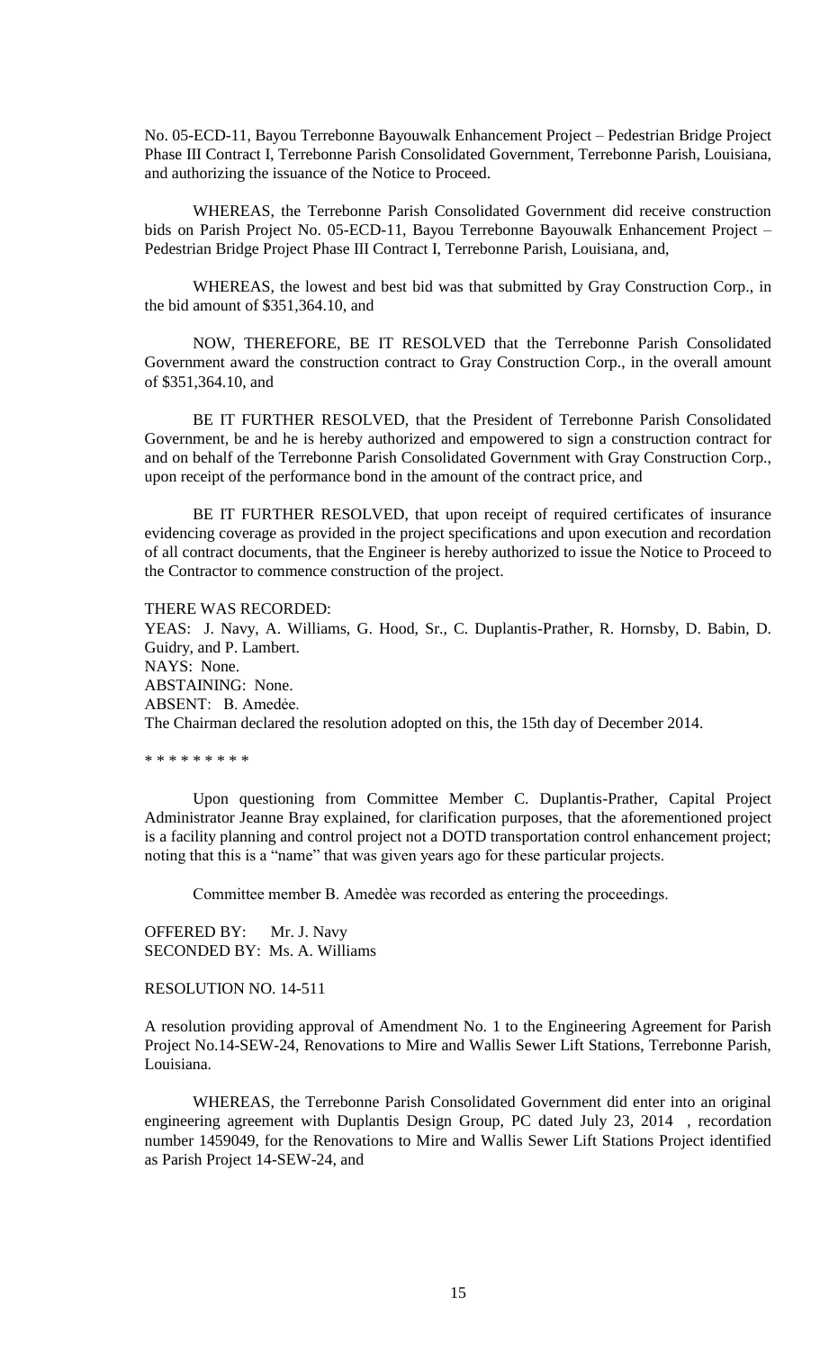No. 05-ECD-11, Bayou Terrebonne Bayouwalk Enhancement Project – Pedestrian Bridge Project Phase III Contract I, Terrebonne Parish Consolidated Government, Terrebonne Parish, Louisiana, and authorizing the issuance of the Notice to Proceed.

WHEREAS, the Terrebonne Parish Consolidated Government did receive construction bids on Parish Project No. 05-ECD-11, Bayou Terrebonne Bayouwalk Enhancement Project – Pedestrian Bridge Project Phase III Contract I, Terrebonne Parish, Louisiana, and,

WHEREAS, the lowest and best bid was that submitted by Gray Construction Corp., in the bid amount of $351,364.10, and

NOW, THEREFORE, BE IT RESOLVED that the Terrebonne Parish Consolidated Government award the construction contract to Gray Construction Corp., in the overall amount of $351,364.10, and

BE IT FURTHER RESOLVED, that the President of Terrebonne Parish Consolidated Government, be and he is hereby authorized and empowered to sign a construction contract for and on behalf of the Terrebonne Parish Consolidated Government with Gray Construction Corp., upon receipt of the performance bond in the amount of the contract price, and

BE IT FURTHER RESOLVED, that upon receipt of required certificates of insurance evidencing coverage as provided in the project specifications and upon execution and recordation of all contract documents, that the Engineer is hereby authorized to issue the Notice to Proceed to the Contractor to commence construction of the project.

THERE WAS RECORDED:
YEAS: J. Navy, A. Williams, G. Hood, Sr., C. Duplantis-Prather, R. Hornsby, D. Babin, D. Guidry, and P. Lambert.
NAYS: None.
ABSTAINING: None.
ABSENT: B. Amedѐe.
The Chairman declared the resolution adopted on this, the 15th day of December 2014.

\* \* \* \* \* \* \* \* \*

Upon questioning from Committee Member C. Duplantis-Prather, Capital Project Administrator Jeanne Bray explained, for clarification purposes, that the aforementioned project is a facility planning and control project not a DOTD transportation control enhancement project; noting that this is a "name" that was given years ago for these particular projects.

Committee member B. Amedѐe was recorded as entering the proceedings.

OFFERED BY: Mr. J. Navy
SECONDED BY: Ms. A. Williams

RESOLUTION NO. 14-511

A resolution providing approval of Amendment No. 1 to the Engineering Agreement for Parish Project No.14-SEW-24, Renovations to Mire and Wallis Sewer Lift Stations, Terrebonne Parish, Louisiana.

WHEREAS, the Terrebonne Parish Consolidated Government did enter into an original engineering agreement with Duplantis Design Group, PC dated July 23, 2014 , recordation number 1459049, for the Renovations to Mire and Wallis Sewer Lift Stations Project identified as Parish Project 14-SEW-24, and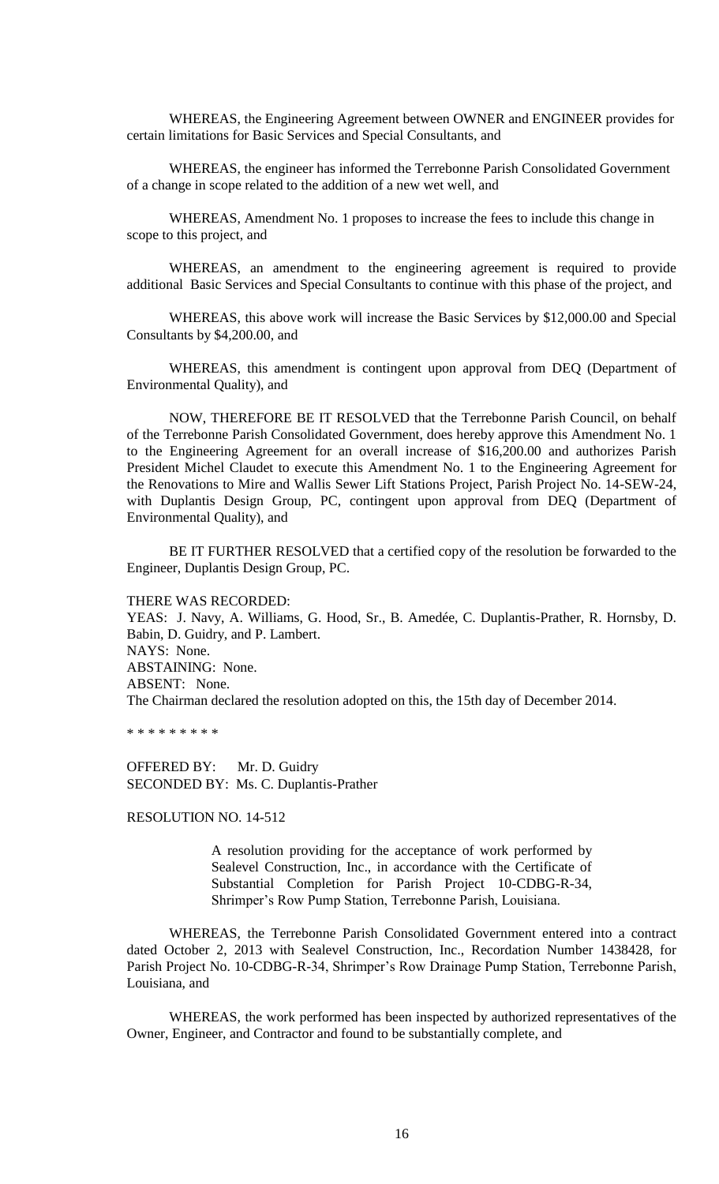WHEREAS, the Engineering Agreement between OWNER and ENGINEER provides for certain limitations for Basic Services and Special Consultants, and

WHEREAS, the engineer has informed the Terrebonne Parish Consolidated Government of a change in scope related to the addition of a new wet well, and

WHEREAS, Amendment No. 1 proposes to increase the fees to include this change in scope to this project, and

WHEREAS, an amendment to the engineering agreement is required to provide additional Basic Services and Special Consultants to continue with this phase of the project, and

WHEREAS, this above work will increase the Basic Services by $12,000.00 and Special Consultants by $4,200.00, and

WHEREAS, this amendment is contingent upon approval from DEQ (Department of Environmental Quality), and

NOW, THEREFORE BE IT RESOLVED that the Terrebonne Parish Council, on behalf of the Terrebonne Parish Consolidated Government, does hereby approve this Amendment No. 1 to the Engineering Agreement for an overall increase of $16,200.00 and authorizes Parish President Michel Claudet to execute this Amendment No. 1 to the Engineering Agreement for the Renovations to Mire and Wallis Sewer Lift Stations Project, Parish Project No. 14-SEW-24, with Duplantis Design Group, PC, contingent upon approval from DEQ (Department of Environmental Quality), and

BE IT FURTHER RESOLVED that a certified copy of the resolution be forwarded to the Engineer, Duplantis Design Group, PC.

THERE WAS RECORDED:
YEAS: J. Navy, A. Williams, G. Hood, Sr., B. Amedée, C. Duplantis-Prather, R. Hornsby, D. Babin, D. Guidry, and P. Lambert.
NAYS: None.
ABSTAINING: None.
ABSENT: None.
The Chairman declared the resolution adopted on this, the 15th day of December 2014.

* * * * * * * * *

OFFERED BY: Mr. D. Guidry
SECONDED BY: Ms. C. Duplantis-Prather

RESOLUTION NO. 14-512

> A resolution providing for the acceptance of work performed by Sealevel Construction, Inc., in accordance with the Certificate of Substantial Completion for Parish Project 10-CDBG-R-34, Shrimper's Row Pump Station, Terrebonne Parish, Louisiana.

WHEREAS, the Terrebonne Parish Consolidated Government entered into a contract dated October 2, 2013 with Sealevel Construction, Inc., Recordation Number 1438428, for Parish Project No. 10-CDBG-R-34, Shrimper's Row Drainage Pump Station, Terrebonne Parish, Louisiana, and

WHEREAS, the work performed has been inspected by authorized representatives of the Owner, Engineer, and Contractor and found to be substantially complete, and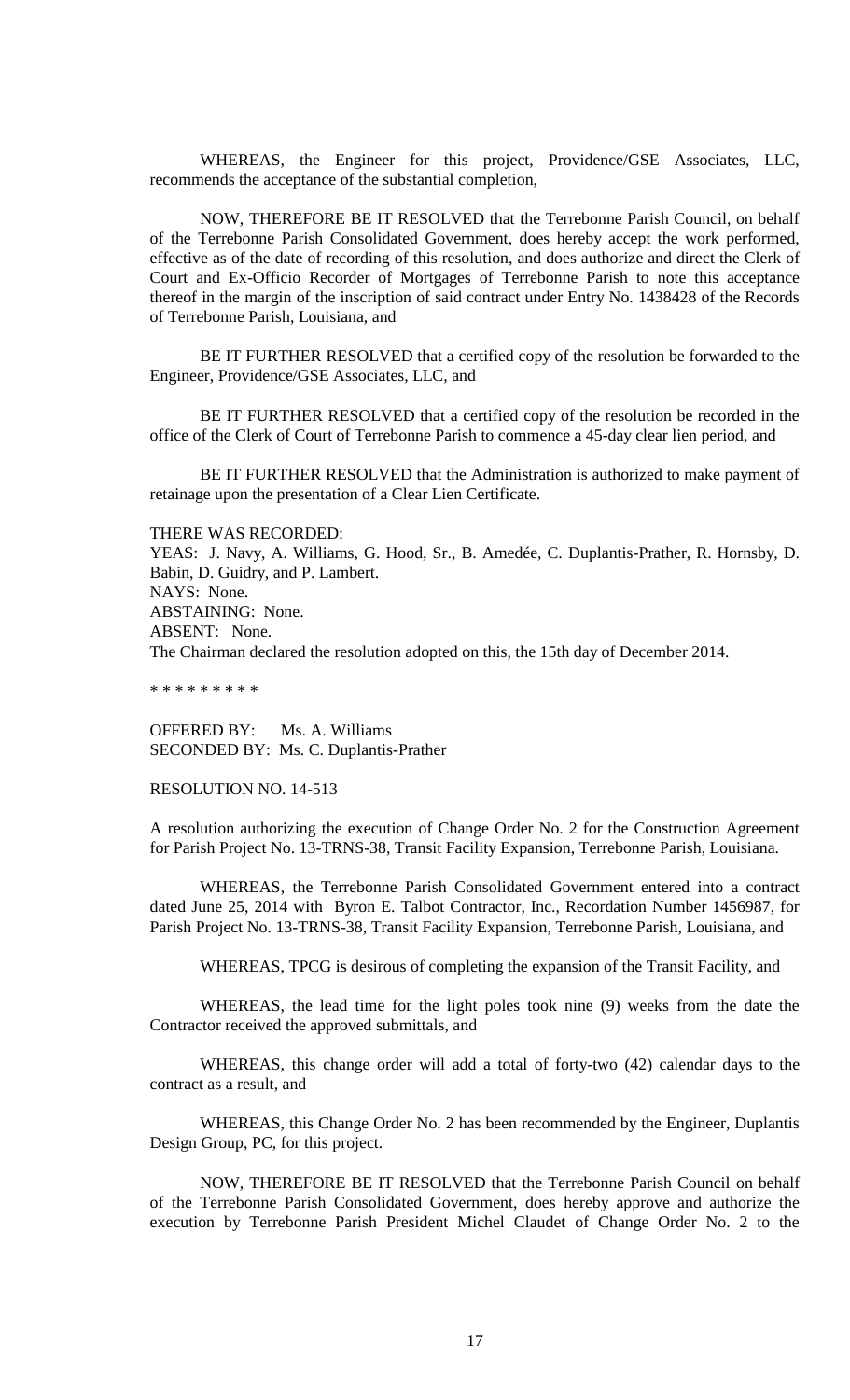WHEREAS, the Engineer for this project, Providence/GSE Associates, LLC, recommends the acceptance of the substantial completion,

NOW, THEREFORE BE IT RESOLVED that the Terrebonne Parish Council, on behalf of the Terrebonne Parish Consolidated Government, does hereby accept the work performed, effective as of the date of recording of this resolution, and does authorize and direct the Clerk of Court and Ex-Officio Recorder of Mortgages of Terrebonne Parish to note this acceptance thereof in the margin of the inscription of said contract under Entry No. 1438428 of the Records of Terrebonne Parish, Louisiana, and

BE IT FURTHER RESOLVED that a certified copy of the resolution be forwarded to the Engineer, Providence/GSE Associates, LLC, and

BE IT FURTHER RESOLVED that a certified copy of the resolution be recorded in the office of the Clerk of Court of Terrebonne Parish to commence a 45-day clear lien period, and

BE IT FURTHER RESOLVED that the Administration is authorized to make payment of retainage upon the presentation of a Clear Lien Certificate.

THERE WAS RECORDED:
YEAS: J. Navy, A. Williams, G. Hood, Sr., B. Amedée, C. Duplantis-Prather, R. Hornsby, D. Babin, D. Guidry, and P. Lambert.
NAYS: None.
ABSTAINING: None.
ABSENT: None.
The Chairman declared the resolution adopted on this, the 15th day of December 2014.

* * * * * * * * *

OFFERED BY: Ms. A. Williams
SECONDED BY: Ms. C. Duplantis-Prather

RESOLUTION NO. 14-513

A resolution authorizing the execution of Change Order No. 2 for the Construction Agreement for Parish Project No. 13-TRNS-38, Transit Facility Expansion, Terrebonne Parish, Louisiana.

WHEREAS, the Terrebonne Parish Consolidated Government entered into a contract dated June 25, 2014 with Byron E. Talbot Contractor, Inc., Recordation Number 1456987, for Parish Project No. 13-TRNS-38, Transit Facility Expansion, Terrebonne Parish, Louisiana, and

WHEREAS, TPCG is desirous of completing the expansion of the Transit Facility, and

WHEREAS, the lead time for the light poles took nine (9) weeks from the date the Contractor received the approved submittals, and

WHEREAS, this change order will add a total of forty-two (42) calendar days to the contract as a result, and

WHEREAS, this Change Order No. 2 has been recommended by the Engineer, Duplantis Design Group, PC, for this project.

NOW, THEREFORE BE IT RESOLVED that the Terrebonne Parish Council on behalf of the Terrebonne Parish Consolidated Government, does hereby approve and authorize the execution by Terrebonne Parish President Michel Claudet of Change Order No. 2 to the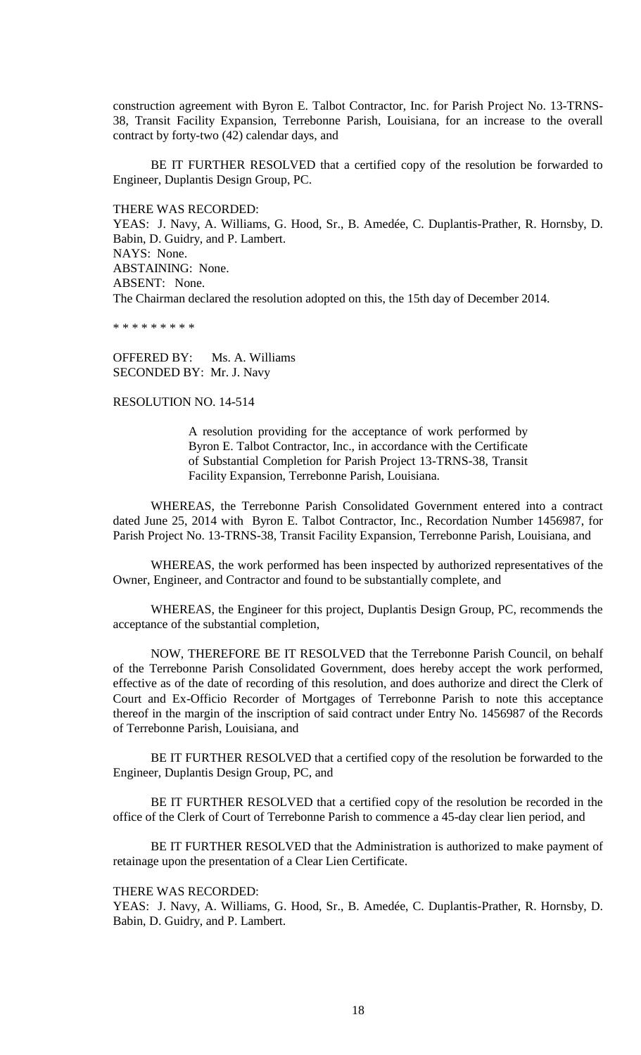construction agreement with Byron E. Talbot Contractor, Inc. for Parish Project No. 13-TRNS-38, Transit Facility Expansion, Terrebonne Parish, Louisiana, for an increase to the overall contract by forty-two (42) calendar days, and

BE IT FURTHER RESOLVED that a certified copy of the resolution be forwarded to Engineer, Duplantis Design Group, PC.

THERE WAS RECORDED:
YEAS: J. Navy, A. Williams, G. Hood, Sr., B. Amedée, C. Duplantis-Prather, R. Hornsby, D. Babin, D. Guidry, and P. Lambert.
NAYS: None.
ABSTAINING: None.
ABSENT: None.
The Chairman declared the resolution adopted on this, the 15th day of December 2014.

* * * * * * * * *

OFFERED BY: Ms. A. Williams
SECONDED BY: Mr. J. Navy

RESOLUTION NO. 14-514

> A resolution providing for the acceptance of work performed by Byron E. Talbot Contractor, Inc., in accordance with the Certificate of Substantial Completion for Parish Project 13-TRNS-38, Transit Facility Expansion, Terrebonne Parish, Louisiana.

WHEREAS, the Terrebonne Parish Consolidated Government entered into a contract dated June 25, 2014 with Byron E. Talbot Contractor, Inc., Recordation Number 1456987, for Parish Project No. 13-TRNS-38, Transit Facility Expansion, Terrebonne Parish, Louisiana, and

WHEREAS, the work performed has been inspected by authorized representatives of the Owner, Engineer, and Contractor and found to be substantially complete, and

WHEREAS, the Engineer for this project, Duplantis Design Group, PC, recommends the acceptance of the substantial completion,

NOW, THEREFORE BE IT RESOLVED that the Terrebonne Parish Council, on behalf of the Terrebonne Parish Consolidated Government, does hereby accept the work performed, effective as of the date of recording of this resolution, and does authorize and direct the Clerk of Court and Ex-Officio Recorder of Mortgages of Terrebonne Parish to note this acceptance thereof in the margin of the inscription of said contract under Entry No. 1456987 of the Records of Terrebonne Parish, Louisiana, and

BE IT FURTHER RESOLVED that a certified copy of the resolution be forwarded to the Engineer, Duplantis Design Group, PC, and

BE IT FURTHER RESOLVED that a certified copy of the resolution be recorded in the office of the Clerk of Court of Terrebonne Parish to commence a 45-day clear lien period, and

BE IT FURTHER RESOLVED that the Administration is authorized to make payment of retainage upon the presentation of a Clear Lien Certificate.

THERE WAS RECORDED:
YEAS: J. Navy, A. Williams, G. Hood, Sr., B. Amedée, C. Duplantis-Prather, R. Hornsby, D. Babin, D. Guidry, and P. Lambert.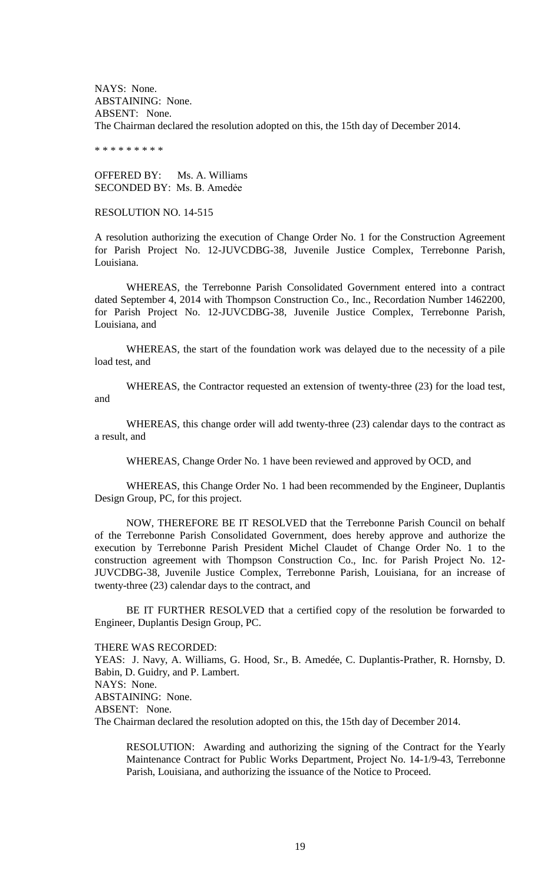NAYS: None.
ABSTAINING: None.
ABSENT: None.
The Chairman declared the resolution adopted on this, the 15th day of December 2014.

\* \* \* \* \* \* \* \* \*

OFFERED BY: Ms. A. Williams
SECONDED BY: Ms. B. Amedẻe

RESOLUTION NO. 14-515

A resolution authorizing the execution of Change Order No. 1 for the Construction Agreement for Parish Project No. 12-JUVCDBG-38, Juvenile Justice Complex, Terrebonne Parish, Louisiana.

WHEREAS, the Terrebonne Parish Consolidated Government entered into a contract dated September 4, 2014 with Thompson Construction Co., Inc., Recordation Number 1462200, for Parish Project No. 12-JUVCDBG-38, Juvenile Justice Complex, Terrebonne Parish, Louisiana, and

WHEREAS, the start of the foundation work was delayed due to the necessity of a pile load test, and

WHEREAS, the Contractor requested an extension of twenty-three (23) for the load test, and

WHEREAS, this change order will add twenty-three (23) calendar days to the contract as a result, and

WHEREAS, Change Order No. 1 have been reviewed and approved by OCD, and

WHEREAS, this Change Order No. 1 had been recommended by the Engineer, Duplantis Design Group, PC, for this project.

NOW, THEREFORE BE IT RESOLVED that the Terrebonne Parish Council on behalf of the Terrebonne Parish Consolidated Government, does hereby approve and authorize the execution by Terrebonne Parish President Michel Claudet of Change Order No. 1 to the construction agreement with Thompson Construction Co., Inc. for Parish Project No. 12-JUVCDBG-38, Juvenile Justice Complex, Terrebonne Parish, Louisiana, for an increase of twenty-three (23) calendar days to the contract, and

BE IT FURTHER RESOLVED that a certified copy of the resolution forwarded to Engineer, Duplantis Design Group, PC.

THERE WAS RECORDED:
YEAS: J. Navy, A. Williams, G. Hood, Sr., B. Amedée, C. Duplantis-Prather, R. Hornsby, D. Babin, D. Guidry, and P. Lambert.
NAYS: None.
ABSTAINING: None.
ABSENT: None.
The Chairman declared the resolution adopted on this, the 15th day of December 2014.

RESOLUTION: Awarding and authorizing the signing of the Contract for the Yearly Maintenance Contract for Public Works Department, Project No. 14-1/9-43, Terrebonne Parish, Louisiana, and authorizing the issuance of the Notice to Proceed.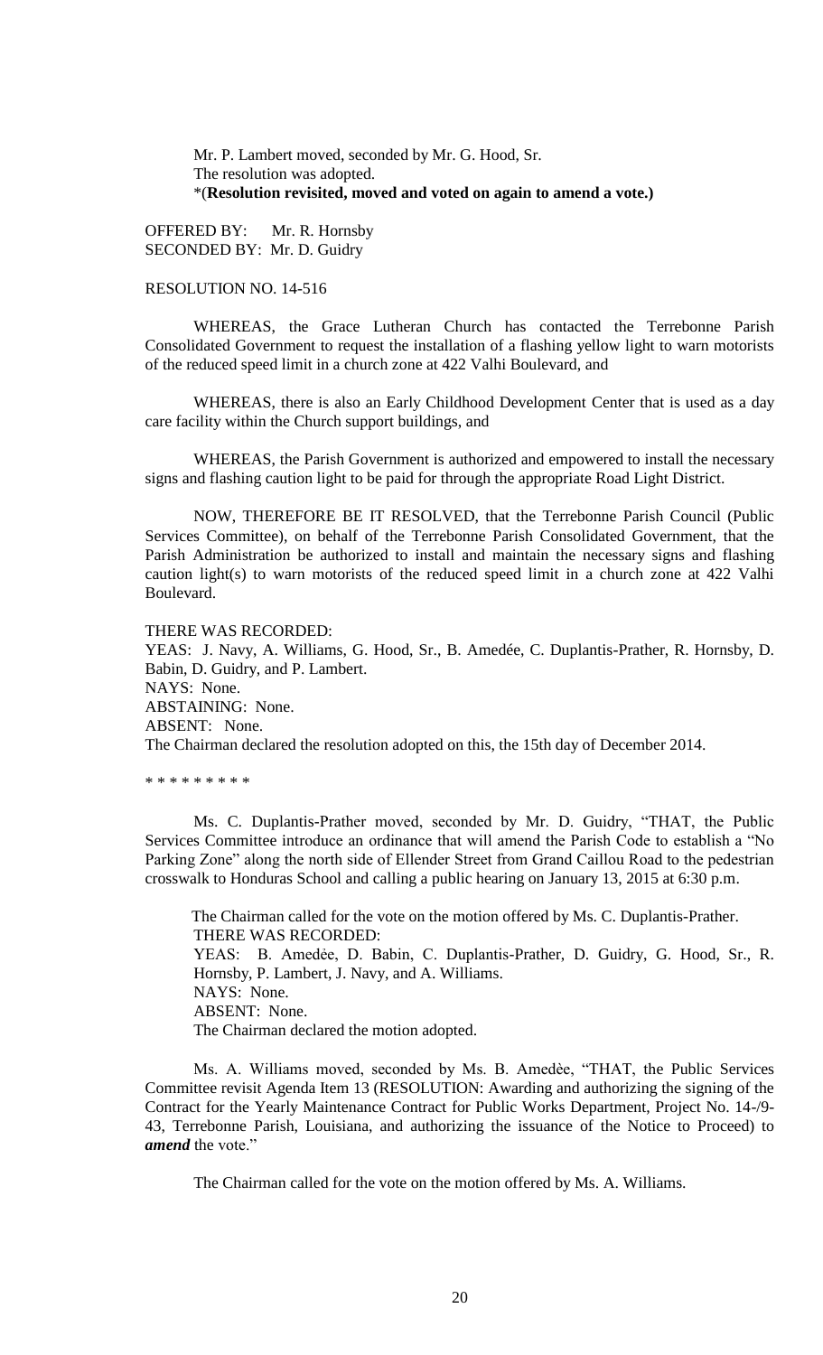Mr. P. Lambert moved, seconded by Mr. G. Hood, Sr.
The resolution was adopted.
*(**Resolution revisited, moved and voted on again to amend a vote.)**

OFFERED BY: Mr. R. Hornsby
SECONDED BY: Mr. D. Guidry

RESOLUTION NO. 14-516

WHEREAS, the Grace Lutheran Church has contacted the Terrebonne Parish Consolidated Government to request the installation of a flashing yellow light to warn motorists of the reduced speed limit in a church zone at 422 Valhi Boulevard, and

WHEREAS, there is also an Early Childhood Development Center that is used as a day care facility within the Church support buildings, and

WHEREAS, the Parish Government is authorized and empowered to install the necessary signs and flashing caution light to be paid for through the appropriate Road Light District.

NOW, THEREFORE BE IT RESOLVED, that the Terrebonne Parish Council (Public Services Committee), on behalf of the Terrebonne Parish Consolidated Government, that the Parish Administration be authorized to install and maintain the necessary signs and flashing caution light(s) to warn motorists of the reduced speed limit in a church zone at 422 Valhi Boulevard.

THERE WAS RECORDED:
YEAS: J. Navy, A. Williams, G. Hood, Sr., B. Amedée, C. Duplantis-Prather, R. Hornsby, D. Babin, D. Guidry, and P. Lambert.
NAYS: None.
ABSTAINING: None.
ABSENT: None.
The Chairman declared the resolution adopted on this, the 15th day of December 2014.

\* \* \* \* \* \* \* \* \*

Ms. C. Duplantis-Prather moved, seconded by Mr. D. Guidry, "THAT, the Public Services Committee introduce an ordinance that will amend the Parish Code to establish a "No Parking Zone" along the north side of Ellender Street from Grand Caillou Road to the pedestrian crosswalk to Honduras School and calling a public hearing on January 13, 2015 at 6:30 p.m.

The Chairman called for the vote on the motion offered by Ms. C. Duplantis-Prather.
THERE WAS RECORDED:
YEAS: B. Amedée, D. Babin, C. Duplantis-Prather, D. Guidry, G. Hood, Sr., R. Hornsby, P. Lambert, J. Navy, and A. Williams.
NAYS: None.
ABSENT: None.
The Chairman declared the motion adopted.

Ms. A. Williams moved, seconded by Ms. B. Amedèe, "THAT, the Public Services Committee revisit Agenda Item 13 (RESOLUTION: Awarding and authorizing the signing of the Contract for the Yearly Maintenance Contract for Public Works Department, Project No. 14-/9-43, Terrebonne Parish, Louisiana, and authorizing the issuance of the Notice to Proceed) to ***amend*** the vote."

The Chairman called for the vote on the motion offered by Ms. A. Williams.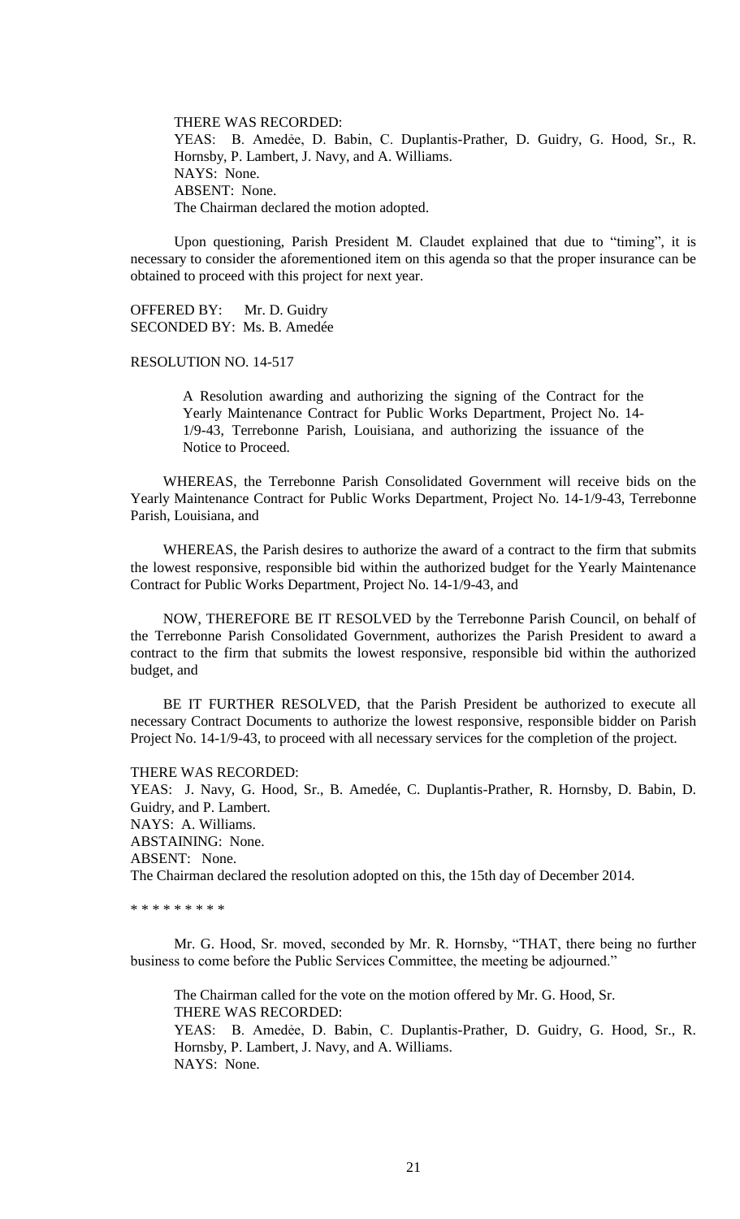THERE WAS RECORDED:
YEAS: B. Amedée, D. Babin, C. Duplantis-Prather, D. Guidry, G. Hood, Sr., R. Hornsby, P. Lambert, J. Navy, and A. Williams.
NAYS: None.
ABSENT: None.
The Chairman declared the motion adopted.

Upon questioning, Parish President M. Claudet explained that due to "timing", it is necessary to consider the aforementioned item on this agenda so that the proper insurance can be obtained to proceed with this project for next year.

OFFERED BY: Mr. D. Guidry
SECONDED BY: Ms. B. Amedée

RESOLUTION NO. 14-517

A Resolution awarding and authorizing the signing of the Contract for the Yearly Maintenance Contract for Public Works Department, Project No. 14-1/9-43, Terrebonne Parish, Louisiana, and authorizing the issuance of the Notice to Proceed.

WHEREAS, the Terrebonne Parish Consolidated Government will receive bids on the Yearly Maintenance Contract for Public Works Department, Project No. 14-1/9-43, Terrebonne Parish, Louisiana, and

WHEREAS, the Parish desires to authorize the award of a contract to the firm that submits the lowest responsive, responsible bid within the authorized budget for the Yearly Maintenance Contract for Public Works Department, Project No. 14-1/9-43, and

NOW, THEREFORE BE IT RESOLVED by the Terrebonne Parish Council, on behalf of the Terrebonne Parish Consolidated Government, authorizes the Parish President to award a contract to the firm that submits the lowest responsive, responsible bid within the authorized budget, and

BE IT FURTHER RESOLVED, that the Parish President be authorized to execute all necessary Contract Documents to authorize the lowest responsive, responsible bidder on Parish Project No. 14-1/9-43, to proceed with all necessary services for the completion of the project.

THERE WAS RECORDED:
YEAS: J. Navy, G. Hood, Sr., B. Amedée, C. Duplantis-Prather, R. Hornsby, D. Babin, D. Guidry, and P. Lambert.
NAYS: A. Williams.
ABSTAINING: None.
ABSENT: None.
The Chairman declared the resolution adopted on this, the 15th day of December 2014.

* * * * * * * * *

Mr. G. Hood, Sr. moved, seconded by Mr. R. Hornsby, "THAT, there being no further business to come before the Public Services Committee, the meeting be adjourned."

The Chairman called for the vote on the motion offered by Mr. G. Hood, Sr.
THERE WAS RECORDED:
YEAS: B. Amedée, D. Babin, C. Duplantis-Prather, D. Guidry, G. Hood, Sr., R. Hornsby, P. Lambert, J. Navy, and A. Williams.
NAYS: None.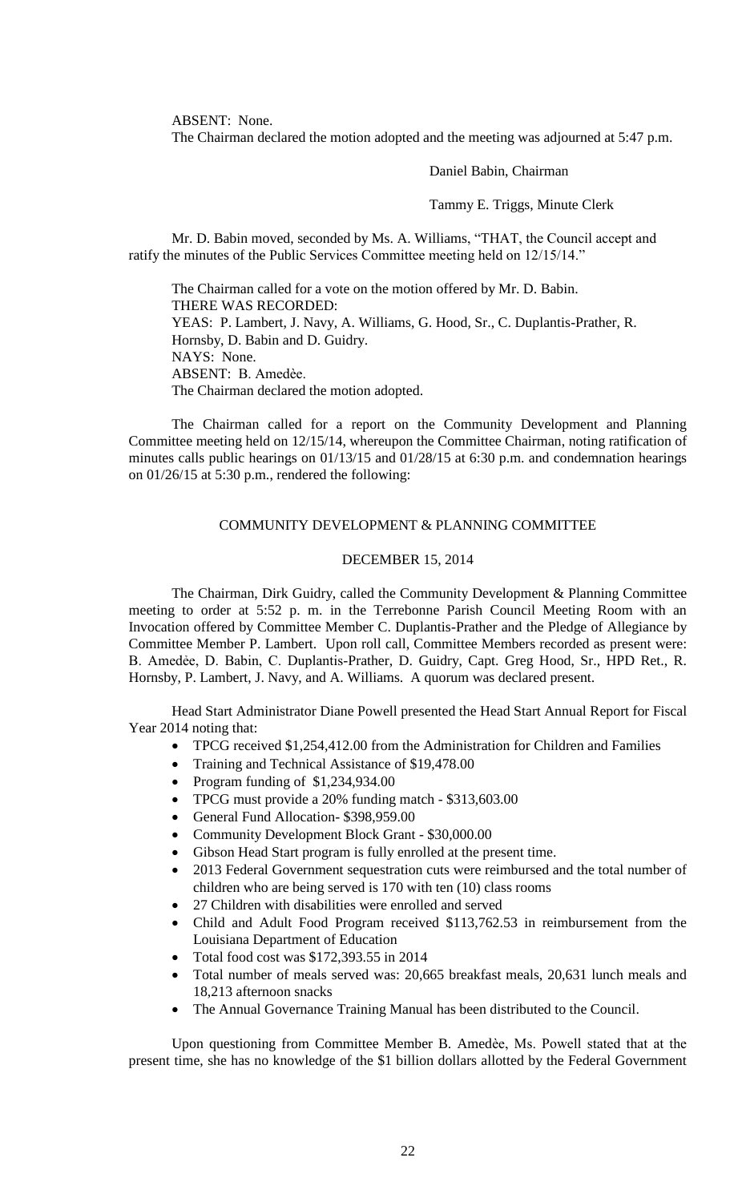ABSENT: None.

The Chairman declared the motion adopted and the meeting was adjourned at 5:47 p.m.

Daniel Babin, Chairman

Tammy E. Triggs, Minute Clerk

Mr. D. Babin moved, seconded by Ms. A. Williams, "THAT, the Council accept and ratify the minutes of the Public Services Committee meeting held on 12/15/14."

The Chairman called for a vote on the motion offered by Mr. D. Babin.
THERE WAS RECORDED:
YEAS: P. Lambert, J. Navy, A. Williams, G. Hood, Sr., C. Duplantis-Prather, R. Hornsby, D. Babin and D. Guidry.
NAYS: None.
ABSENT: B. Amedèe.
The Chairman declared the motion adopted.

The Chairman called for a report on the Community Development and Planning Committee meeting held on 12/15/14, whereupon the Committee Chairman, noting ratification of minutes calls public hearings on 01/13/15 and 01/28/15 at 6:30 p.m. and condemnation hearings on 01/26/15 at 5:30 p.m., rendered the following:

## COMMUNITY DEVELOPMENT & PLANNING COMMITTEE

### DECEMBER 15, 2014

The Chairman, Dirk Guidry, called the Community Development & Planning Committee meeting to order at 5:52 p. m. in the Terrebonne Parish Council Meeting Room with an Invocation offered by Committee Member C. Duplantis-Prather and the Pledge of Allegiance by Committee Member P. Lambert. Upon roll call, Committee Members recorded as present were: B. Amedèe, D. Babin, C. Duplantis-Prather, D. Guidry, Capt. Greg Hood, Sr., HPD Ret., R. Hornsby, P. Lambert, J. Navy, and A. Williams. A quorum was declared present.

Head Start Administrator Diane Powell presented the Head Start Annual Report for Fiscal Year 2014 noting that:

- TPCG received $1,254,412.00 from the Administration for Children and Families
- Training and Technical Assistance of $19,478.00
- Program funding of $1,234,934.00
- TPCG must provide a 20% funding match - $313,603.00
- General Fund Allocation- $398,959.00
- Community Development Block Grant - $30,000.00
- Gibson Head Start program is fully enrolled at the present time.
- 2013 Federal Government sequestration cuts were reimbursed and the total number of children who are being served is 170 with ten (10) class rooms
- 27 Children with disabilities were enrolled and served
- Child and Adult Food Program received $113,762.53 in reimbursement from the Louisiana Department of Education
- Total food cost was $172,393.55 in 2014
- Total number of meals served was: 20,665 breakfast meals, 20,631 lunch meals and 18,213 afternoon snacks
- The Annual Governance Training Manual has been distributed to the Council.

Upon questioning from Committee Member B. Amedèe, Ms. Powell stated that at the present time, she has no knowledge of the $1 billion dollars allotted by the Federal Government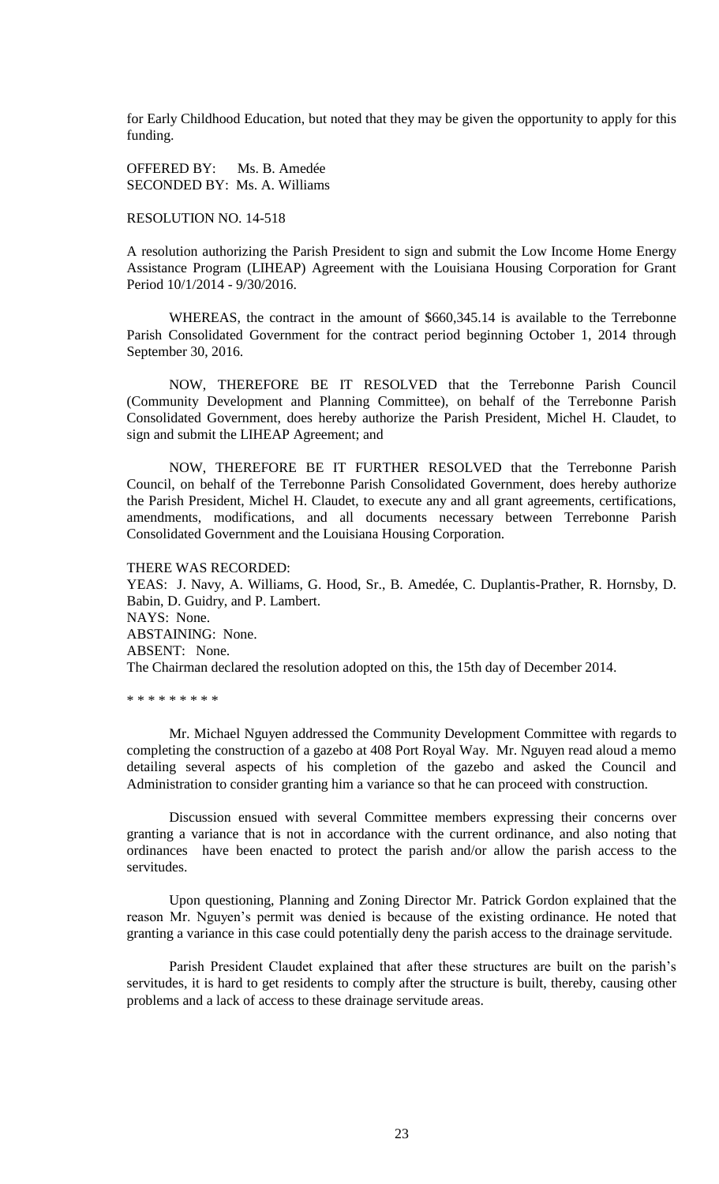for Early Childhood Education, but noted that they may be given the opportunity to apply for this funding.

OFFERED BY: Ms. B. Amedée
SECONDED BY: Ms. A. Williams

RESOLUTION NO. 14-518

A resolution authorizing the Parish President to sign and submit the Low Income Home Energy Assistance Program (LIHEAP) Agreement with the Louisiana Housing Corporation for Grant Period 10/1/2014 - 9/30/2016.

WHEREAS, the contract in the amount of $660,345.14 is available to the Terrebonne Parish Consolidated Government for the contract period beginning October 1, 2014 through September 30, 2016.

NOW, THEREFORE BE IT RESOLVED that the Terrebonne Parish Council (Community Development and Planning Committee), on behalf of the Terrebonne Parish Consolidated Government, does hereby authorize the Parish President, Michel H. Claudet, to sign and submit the LIHEAP Agreement; and

NOW, THEREFORE BE IT FURTHER RESOLVED that the Terrebonne Parish Council, on behalf of the Terrebonne Parish Consolidated Government, does hereby authorize the Parish President, Michel H. Claudet, to execute any and all grant agreements, certifications, amendments, modifications, and all documents necessary between Terrebonne Parish Consolidated Government and the Louisiana Housing Corporation.

THERE WAS RECORDED:
YEAS: J. Navy, A. Williams, G. Hood, Sr., B. Amedée, C. Duplantis-Prather, R. Hornsby, D. Babin, D. Guidry, and P. Lambert.
NAYS: None.
ABSTAINING: None.
ABSENT: None.
The Chairman declared the resolution adopted on this, the 15th day of December 2014.

* * * * * * * * *

Mr. Michael Nguyen addressed the Community Development Committee with regards to completing the construction of a gazebo at 408 Port Royal Way. Mr. Nguyen read aloud a memo detailing several aspects of his completion of the gazebo and asked the Council and Administration to consider granting him a variance so that he can proceed with construction.

Discussion ensued with several Committee members expressing their concerns over granting a variance that is not in accordance with the current ordinance, and also noting that ordinances have been enacted to protect the parish and/or allow the parish access to the servitudes.

Upon questioning, Planning and Zoning Director Mr. Patrick Gordon explained that the reason Mr. Nguyen's permit was denied is because of the existing ordinance. He noted that granting a variance in this case could potentially deny the parish access to the drainage servitude.

Parish President Claudet explained that after these structures are built on the parish's servitudes, it is hard to get residents to comply after the structure is built, thereby, causing other problems and a lack of access to these drainage servitude areas.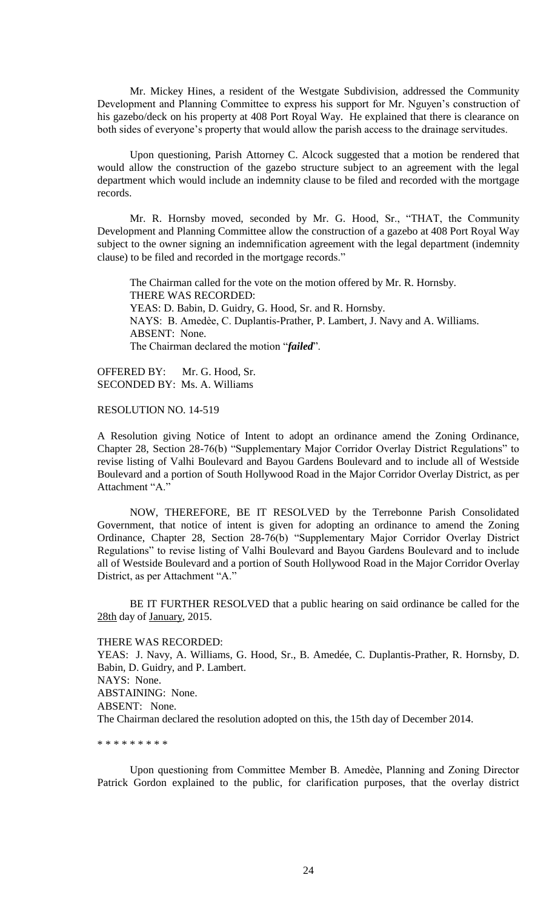Mr. Mickey Hines, a resident of the Westgate Subdivision, addressed the Community Development and Planning Committee to express his support for Mr. Nguyen's construction of his gazebo/deck on his property at 408 Port Royal Way. He explained that there is clearance on both sides of everyone's property that would allow the parish access to the drainage servitudes.

Upon questioning, Parish Attorney C. Alcock suggested that a motion be rendered that would allow the construction of the gazebo structure subject to an agreement with the legal department which would include an indemnity clause to be filed and recorded with the mortgage records.

Mr. R. Hornsby moved, seconded by Mr. G. Hood, Sr., "THAT, the Community Development and Planning Committee allow the construction of a gazebo at 408 Port Royal Way subject to the owner signing an indemnification agreement with the legal department (indemnity clause) to be filed and recorded in the mortgage records."

The Chairman called for the vote on the motion offered by Mr. R. Hornsby.
THERE WAS RECORDED:
YEAS: D. Babin, D. Guidry, G. Hood, Sr. and R. Hornsby.
NAYS: B. Amedèe, C. Duplantis-Prather, P. Lambert, J. Navy and A. Williams.
ABSENT: None.
The Chairman declared the motion "***failed***".

OFFERED BY: Mr. G. Hood, Sr.
SECONDED BY: Ms. A. Williams

RESOLUTION NO. 14-519

A Resolution giving Notice of Intent to adopt an ordinance amend the Zoning Ordinance, Chapter 28, Section 28-76(b) "Supplementary Major Corridor Overlay District Regulations" to revise listing of Valhi Boulevard and Bayou Gardens Boulevard and to include all of Westside Boulevard and a portion of South Hollywood Road in the Major Corridor Overlay District, as per Attachment "A."

NOW, THEREFORE, BE IT RESOLVED by the Terrebonne Parish Consolidated Government, that notice of intent is given for adopting an ordinance to amend the Zoning Ordinance, Chapter 28, Section 28-76(b) "Supplementary Major Corridor Overlay District Regulations" to revise listing of Valhi Boulevard and Bayou Gardens Boulevard and to include all of Westside Boulevard and a portion of South Hollywood Road in the Major Corridor Overlay District, as per Attachment "A."

BE IT FURTHER RESOLVED that a public hearing on said ordinance be called for the 28th day of January, 2015.

THERE WAS RECORDED:
YEAS: J. Navy, A. Williams, G. Hood, Sr., B. Amedée, C. Duplantis-Prather, R. Hornsby, D. Babin, D. Guidry, and P. Lambert.
NAYS: None.
ABSTAINING: None.
ABSENT: None.
The Chairman declared the resolution adopted on this, the 15th day of December 2014.

\* \* \* \* \* \* \* \* \*

Upon questioning from Committee Member B. Amedèe, Planning and Zoning Director Patrick Gordon explained to the public, for clarification purposes, that the overlay district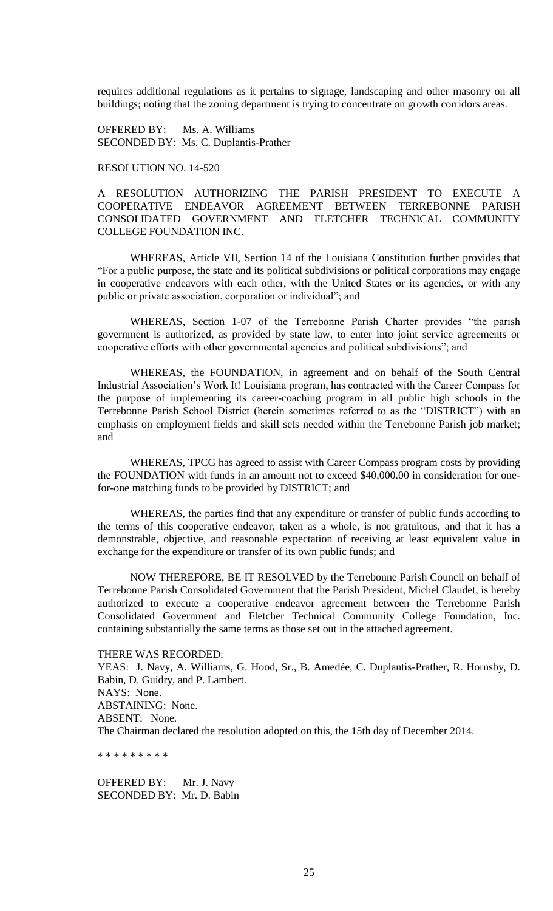requires additional regulations as it pertains to signage, landscaping and other masonry on all buildings; noting that the zoning department is trying to concentrate on growth corridors areas.

OFFERED BY: Ms. A. Williams
SECONDED BY: Ms. C. Duplantis-Prather

RESOLUTION NO. 14-520

A RESOLUTION AUTHORIZING THE PARISH PRESIDENT TO EXECUTE A COOPERATIVE ENDEAVOR AGREEMENT BETWEEN TERREBONNE PARISH CONSOLIDATED GOVERNMENT AND FLETCHER TECHNICAL COMMUNITY COLLEGE FOUNDATION INC.

WHEREAS, Article VII, Section 14 of the Louisiana Constitution further provides that "For a public purpose, the state and its political subdivisions or political corporations may engage in cooperative endeavors with each other, with the United States or its agencies, or with any public or private association, corporation or individual"; and

WHEREAS, Section 1-07 of the Terrebonne Parish Charter provides "the parish government is authorized, as provided by state law, to enter into joint service agreements or cooperative efforts with other governmental agencies and political subdivisions"; and

WHEREAS, the FOUNDATION, in agreement and on behalf of the South Central Industrial Association's Work It! Louisiana program, has contracted with the Career Compass for the purpose of implementing its career-coaching program in all public high schools in the Terrebonne Parish School District (herein sometimes referred to as the "DISTRICT") with an emphasis on employment fields and skill sets needed within the Terrebonne Parish job market; and

WHEREAS, TPCG has agreed to assist with Career Compass program costs by providing the FOUNDATION with funds in an amount not to exceed $40,000.00 in consideration for one-for-one matching funds to be provided by DISTRICT; and

WHEREAS, the parties find that any expenditure or transfer of public funds according to the terms of this cooperative endeavor, taken as a whole, is not gratuitous, and that it has a demonstrable, objective, and reasonable expectation of receiving at least equivalent value in exchange for the expenditure or transfer of its own public funds; and

NOW THEREFORE, BE IT RESOLVED by the Terrebonne Parish Council on behalf of Terrebonne Parish Consolidated Government that the Parish President, Michel Claudet, is hereby authorized to execute a cooperative endeavor agreement between the Terrebonne Parish Consolidated Government and Fletcher Technical Community College Foundation, Inc. containing substantially the same terms as those set out in the attached agreement.

THERE WAS RECORDED:
YEAS: J. Navy, A. Williams, G. Hood, Sr., B. Amedée, C. Duplantis-Prather, R. Hornsby, D. Babin, D. Guidry, and P. Lambert.
NAYS: None.
ABSTAINING: None.
ABSENT: None.
The Chairman declared the resolution adopted on this, the 15th day of December 2014.

* * * * * * * * *

OFFERED BY: Mr. J. Navy
SECONDED BY: Mr. D. Babin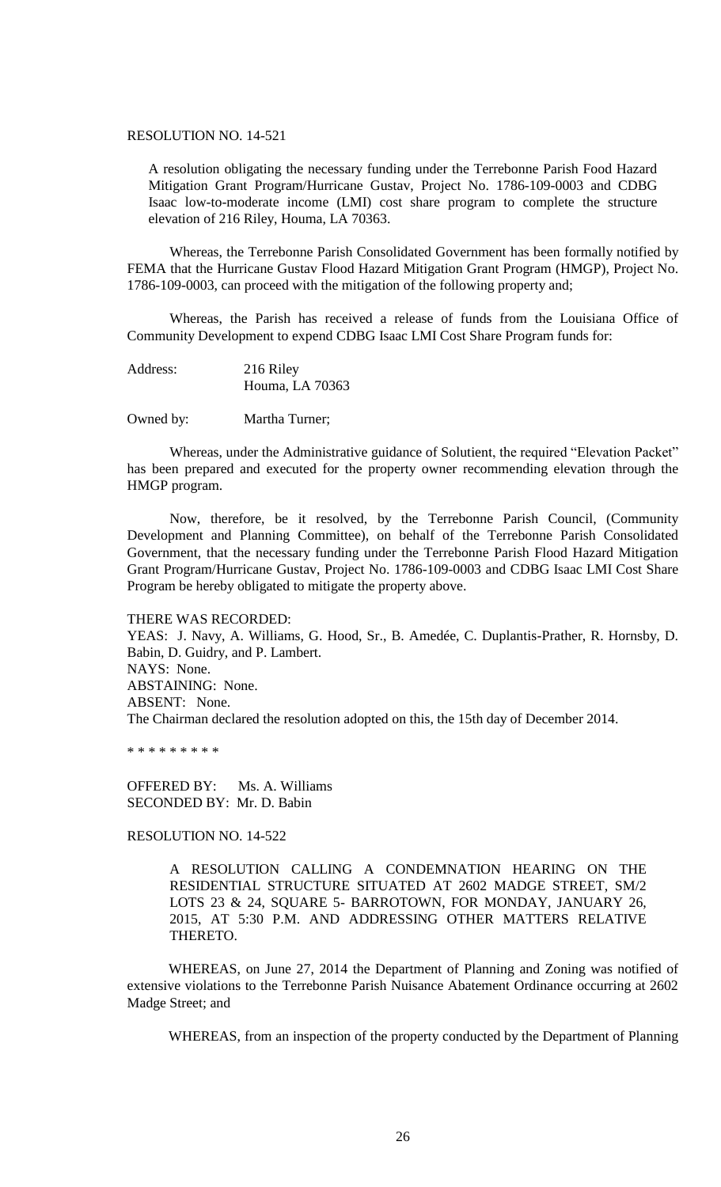RESOLUTION NO. 14-521

A resolution obligating the necessary funding under the Terrebonne Parish Food Hazard Mitigation Grant Program/Hurricane Gustav, Project No. 1786-109-0003 and CDBG Isaac low-to-moderate income (LMI) cost share program to complete the structure elevation of 216 Riley, Houma, LA 70363.

Whereas, the Terrebonne Parish Consolidated Government has been formally notified by FEMA that the Hurricane Gustav Flood Hazard Mitigation Grant Program (HMGP), Project No. 1786-109-0003, can proceed with the mitigation of the following property and;

Whereas, the Parish has received a release of funds from the Louisiana Office of Community Development to expend CDBG Isaac LMI Cost Share Program funds for:

Address: 216 Riley
Houma, LA 70363

Owned by: Martha Turner;

Whereas, under the Administrative guidance of Solutient, the required "Elevation Packet" has been prepared and executed for the property owner recommending elevation through the HMGP program.

Now, therefore, be it resolved, by the Terrebonne Parish Council, (Community Development and Planning Committee), on behalf of the Terrebonne Parish Consolidated Government, that the necessary funding under the Terrebonne Parish Flood Hazard Mitigation Grant Program/Hurricane Gustav, Project No. 1786-109-0003 and CDBG Isaac LMI Cost Share Program be hereby obligated to mitigate the property above.

THERE WAS RECORDED:
YEAS: J. Navy, A. Williams, G. Hood, Sr., B. Amedée, C. Duplantis-Prather, R. Hornsby, D. Babin, D. Guidry, and P. Lambert.
NAYS: None.
ABSTAINING: None.
ABSENT: None.
The Chairman declared the resolution adopted on this, the 15th day of December 2014.

\* \* \* \* \* \* \* \* \*

OFFERED BY: Ms. A. Williams
SECONDED BY: Mr. D. Babin

RESOLUTION NO. 14-522

A RESOLUTION CALLING A CONDEMNATION HEARING ON THE RESIDENTIAL STRUCTURE SITUATED AT 2602 MADGE STREET, SM/2 LOTS 23 & 24, SQUARE 5- BARROTOWN, FOR MONDAY, JANUARY 26, 2015, AT 5:30 P.M. AND ADDRESSING OTHER MATTERS RELATIVE THERETO.

WHEREAS, on June 27, 2014 the Department of Planning and Zoning was notified of extensive violations to the Terrebonne Parish Nuisance Abatement Ordinance occurring at 2602 Madge Street; and

WHEREAS, from an inspection of the property conducted by the Department of Planning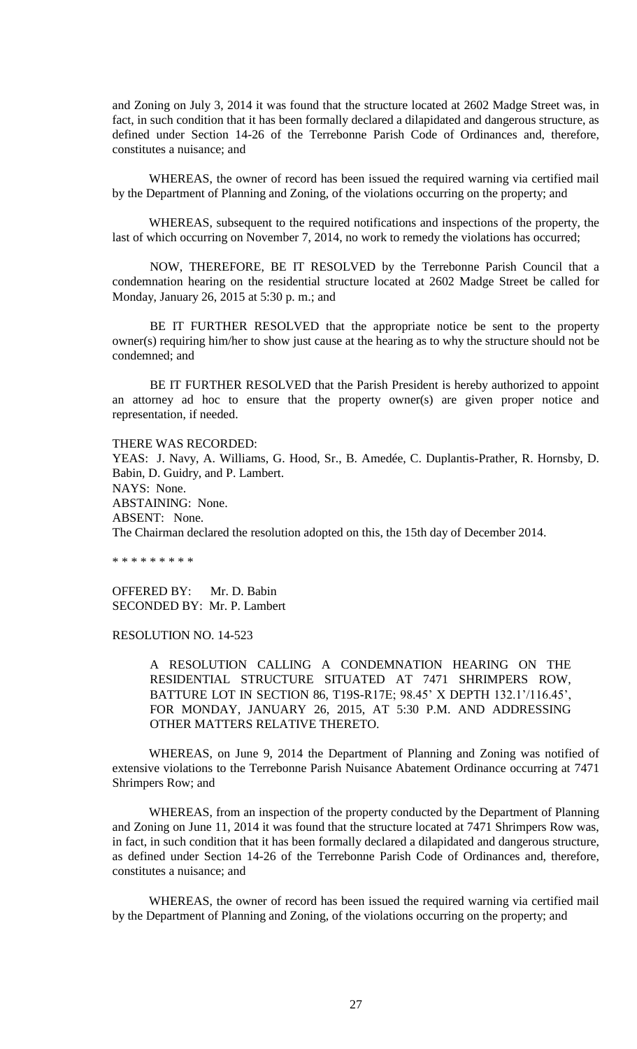and Zoning on July 3, 2014 it was found that the structure located at 2602 Madge Street was, in fact, in such condition that it has been formally declared a dilapidated and dangerous structure, as defined under Section 14-26 of the Terrebonne Parish Code of Ordinances and, therefore, constitutes a nuisance; and

WHEREAS, the owner of record has been issued the required warning via certified mail by the Department of Planning and Zoning, of the violations occurring on the property; and

WHEREAS, subsequent to the required notifications and inspections of the property, the last of which occurring on November 7, 2014, no work to remedy the violations has occurred;

NOW, THEREFORE, BE IT RESOLVED by the Terrebonne Parish Council that a condemnation hearing on the residential structure located at 2602 Madge Street be called for Monday, January 26, 2015 at 5:30 p. m.; and

BE IT FURTHER RESOLVED that the appropriate notice be sent to the property owner(s) requiring him/her to show just cause at the hearing as to why the structure should not be condemned; and

BE IT FURTHER RESOLVED that the Parish President is hereby authorized to appoint an attorney ad hoc to ensure that the property owner(s) are given proper notice and representation, if needed.

THERE WAS RECORDED:
YEAS: J. Navy, A. Williams, G. Hood, Sr., B. Amedée, C. Duplantis-Prather, R. Hornsby, D. Babin, D. Guidry, and P. Lambert.
NAYS: None.
ABSTAINING: None.
ABSENT: None.
The Chairman declared the resolution adopted on this, the 15th day of December 2014.

* * * * * * * * *

OFFERED BY: Mr. D. Babin
SECONDED BY: Mr. P. Lambert

RESOLUTION NO. 14-523

A RESOLUTION CALLING A CONDEMNATION HEARING ON THE RESIDENTIAL STRUCTURE SITUATED AT 7471 SHRIMPERS ROW, BATTURE LOT IN SECTION 86, T19S-R17E; 98.45' X DEPTH 132.1'/116.45', FOR MONDAY, JANUARY 26, 2015, AT 5:30 P.M. AND ADDRESSING OTHER MATTERS RELATIVE THERETO.

WHEREAS, on June 9, 2014 the Department of Planning and Zoning was notified of extensive violations to the Terrebonne Parish Nuisance Abatement Ordinance occurring at 7471 Shrimpers Row; and

WHEREAS, from an inspection of the property conducted by the Department of Planning and Zoning on June 11, 2014 it was found that the structure located at 7471 Shrimpers Row was, in fact, in such condition that it has been formally declared a dilapidated and dangerous structure, as defined under Section 14-26 of the Terrebonne Parish Code of Ordinances and, therefore, constitutes a nuisance; and

WHEREAS, the owner of record has been issued the required warning via certified mail by the Department of Planning and Zoning, of the violations occurring on the property; and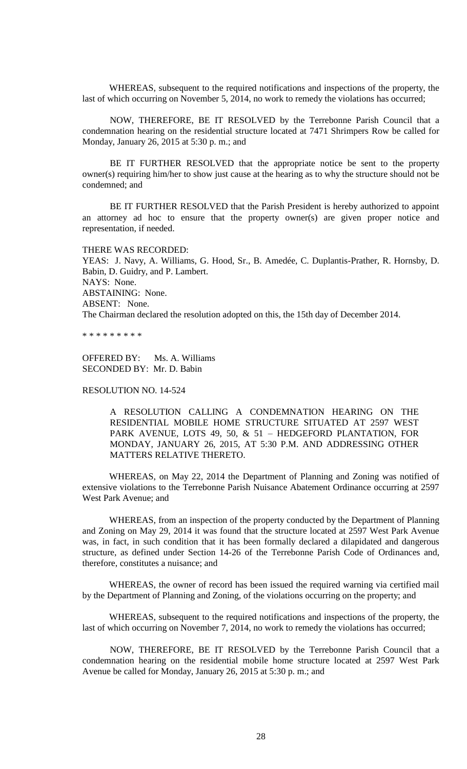WHEREAS, subsequent to the required notifications and inspections of the property, the last of which occurring on November 5, 2014, no work to remedy the violations has occurred;

NOW, THEREFORE, BE IT RESOLVED by the Terrebonne Parish Council that a condemnation hearing on the residential structure located at 7471 Shrimpers Row be called for Monday, January 26, 2015 at 5:30 p. m.; and

BE IT FURTHER RESOLVED that the appropriate notice be sent to the property owner(s) requiring him/her to show just cause at the hearing as to why the structure should not be condemned; and

BE IT FURTHER RESOLVED that the Parish President is hereby authorized to appoint an attorney ad hoc to ensure that the property owner(s) are given proper notice and representation, if needed.

THERE WAS RECORDED:
YEAS: J. Navy, A. Williams, G. Hood, Sr., B. Amedée, C. Duplantis-Prather, R. Hornsby, D. Babin, D. Guidry, and P. Lambert.
NAYS: None.
ABSTAINING: None.
ABSENT: None.
The Chairman declared the resolution adopted on this, the 15th day of December 2014.

* * * * * * * * *

OFFERED BY: Ms. A. Williams
SECONDED BY: Mr. D. Babin

RESOLUTION NO. 14-524

A RESOLUTION CALLING A CONDEMNATION HEARING ON THE RESIDENTIAL MOBILE HOME STRUCTURE SITUATED AT 2597 WEST PARK AVENUE, LOTS 49, 50, & 51 – HEDGEFORD PLANTATION, FOR MONDAY, JANUARY 26, 2015, AT 5:30 P.M. AND ADDRESSING OTHER MATTERS RELATIVE THERETO.

WHEREAS, on May 22, 2014 the Department of Planning and Zoning was notified of extensive violations to the Terrebonne Parish Nuisance Abatement Ordinance occurring at 2597 West Park Avenue; and

WHEREAS, from an inspection of the property conducted by the Department of Planning and Zoning on May 29, 2014 it was found that the structure located at 2597 West Park Avenue was, in fact, in such condition that it has been formally declared a dilapidated and dangerous structure, as defined under Section 14-26 of the Terrebonne Parish Code of Ordinances and, therefore, constitutes a nuisance; and

WHEREAS, the owner of record has been issued the required warning via certified mail by the Department of Planning and Zoning, of the violations occurring on the property; and

WHEREAS, subsequent to the required notifications and inspections of the property, the last of which occurring on November 7, 2014, no work to remedy the violations has occurred;

NOW, THEREFORE, BE IT RESOLVED by the Terrebonne Parish Council that a condemnation hearing on the residential mobile home structure located at 2597 West Park Avenue be called for Monday, January 26, 2015 at 5:30 p. m.; and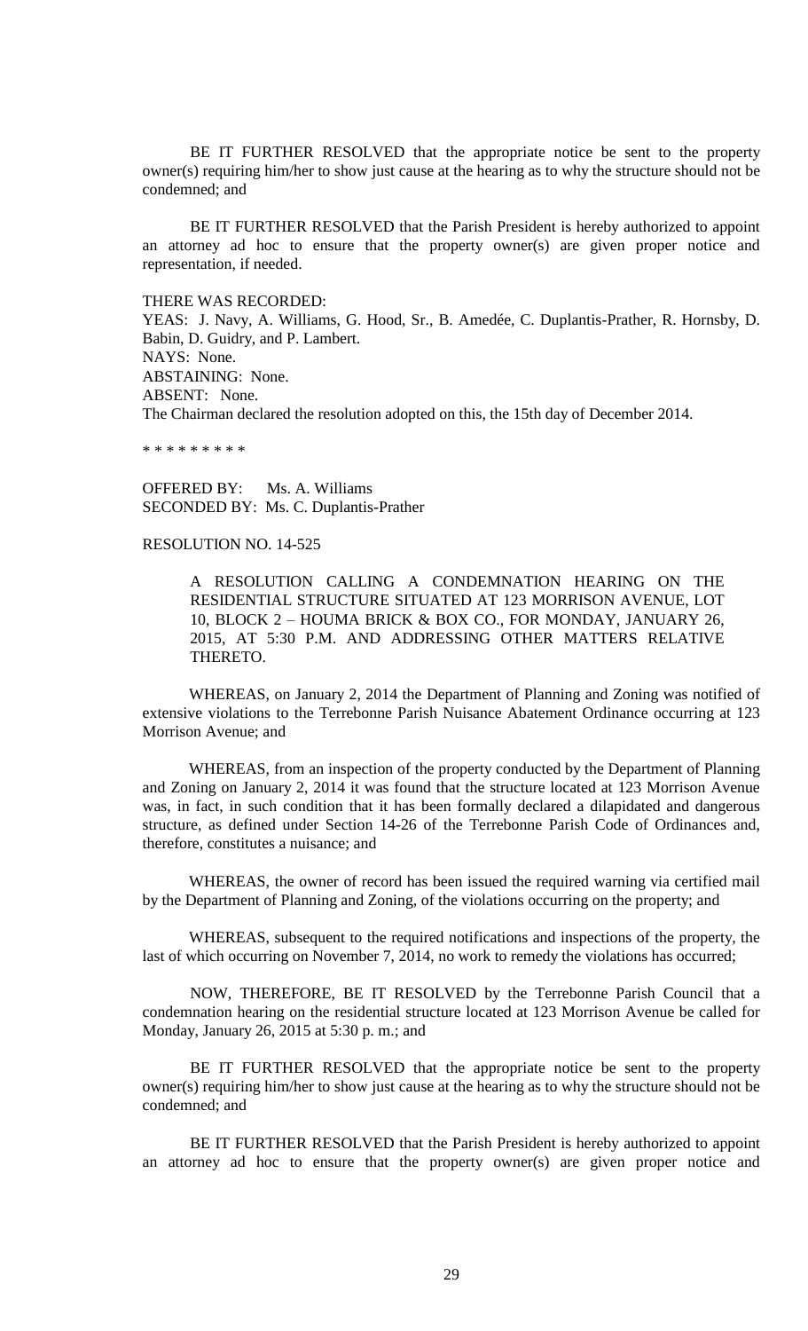BE IT FURTHER RESOLVED that the appropriate notice be sent to the property owner(s) requiring him/her to show just cause at the hearing as to why the structure should not be condemned; and

BE IT FURTHER RESOLVED that the Parish President is hereby authorized to appoint an attorney ad hoc to ensure that the property owner(s) are given proper notice and representation, if needed.

THERE WAS RECORDED:
YEAS: J. Navy, A. Williams, G. Hood, Sr., B. Amedée, C. Duplantis-Prather, R. Hornsby, D. Babin, D. Guidry, and P. Lambert.
NAYS: None.
ABSTAINING: None.
ABSENT: None.
The Chairman declared the resolution adopted on this, the 15th day of December 2014.

\* \* \* \* \* \* \* \* \*

OFFERED BY: Ms. A. Williams
SECONDED BY: Ms. C. Duplantis-Prather

RESOLUTION NO. 14-525

A RESOLUTION CALLING A CONDEMNATION HEARING ON THE RESIDENTIAL STRUCTURE SITUATED AT 123 MORRISON AVENUE, LOT 10, BLOCK 2 – HOUMA BRICK & BOX CO., FOR MONDAY, JANUARY 26, 2015, AT 5:30 P.M. AND ADDRESSING OTHER MATTERS RELATIVE THERETO.

WHEREAS, on January 2, 2014 the Department of Planning and Zoning was notified of extensive violations to the Terrebonne Parish Nuisance Abatement Ordinance occurring at 123 Morrison Avenue; and

WHEREAS, from an inspection of the property conducted by the Department of Planning and Zoning on January 2, 2014 it was found that the structure located at 123 Morrison Avenue was, in fact, in such condition that it has been formally declared a dilapidated and dangerous structure, as defined under Section 14-26 of the Terrebonne Parish Code of Ordinances and, therefore, constitutes a nuisance; and

WHEREAS, the owner of record has been issued the required warning via certified mail by the Department of Planning and Zoning, of the violations occurring on the property; and

WHEREAS, subsequent to the required notifications and inspections of the property, the last of which occurring on November 7, 2014, no work to remedy the violations has occurred;

NOW, THEREFORE, BE IT RESOLVED by the Terrebonne Parish Council that a condemnation hearing on the residential structure located at 123 Morrison Avenue be called for Monday, January 26, 2015 at 5:30 p. m.; and

BE IT FURTHER RESOLVED that the appropriate notice be sent to the property owner(s) requiring him/her to show just cause at the hearing as to why the structure should not be condemned; and

BE IT FURTHER RESOLVED that the Parish President is hereby authorized to appoint an attorney ad hoc to ensure that the property owner(s) are given proper notice and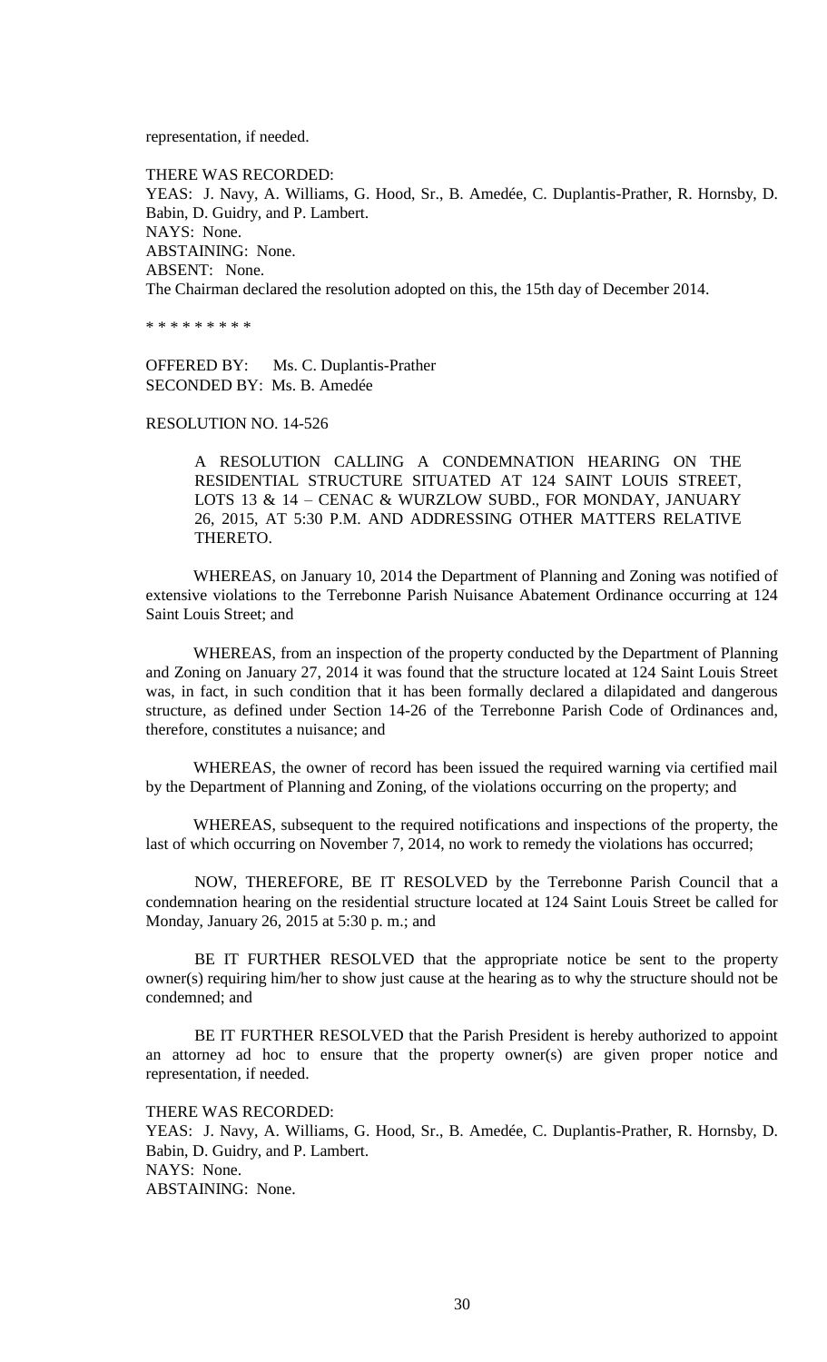representation, if needed.

THERE WAS RECORDED:
YEAS: J. Navy, A. Williams, G. Hood, Sr., B. Amedée, C. Duplantis-Prather, R. Hornsby, D. Babin, D. Guidry, and P. Lambert.
NAYS: None.
ABSTAINING: None.
ABSENT: None.
The Chairman declared the resolution adopted on this, the 15th day of December 2014.

\* \* \* \* \* \* \* \* \*

OFFERED BY: Ms. C. Duplantis-Prather
SECONDED BY: Ms. B. Amedée

RESOLUTION NO. 14-526

> A RESOLUTION CALLING A CONDEMNATION HEARING ON THE RESIDENTIAL STRUCTURE SITUATED AT 124 SAINT LOUIS STREET, LOTS 13 & 14 – CENAC & WURZLOW SUBD., FOR MONDAY, JANUARY 26, 2015, AT 5:30 P.M. AND ADDRESSING OTHER MATTERS RELATIVE THERETO.

WHEREAS, on January 10, 2014 the Department of Planning and Zoning was notified of extensive violations to the Terrebonne Parish Nuisance Abatement Ordinance occurring at 124 Saint Louis Street; and

WHEREAS, from an inspection of the property conducted by the Department of Planning and Zoning on January 27, 2014 it was found that the structure located at 124 Saint Louis Street was, in fact, in such condition that it has been formally declared a dilapidated and dangerous structure, as defined under Section 14-26 of the Terrebonne Parish Code of Ordinances and, therefore, constitutes a nuisance; and

WHEREAS, the owner of record has been issued the required warning via certified mail by the Department of Planning and Zoning, of the violations occurring on the property; and

WHEREAS, subsequent to the required notifications and inspections of the property, the last of which occurring on November 7, 2014, no work to remedy the violations has occurred;

NOW, THEREFORE, BE IT RESOLVED by the Terrebonne Parish Council that a condemnation hearing on the residential structure located at 124 Saint Louis Street be called for Monday, January 26, 2015 at 5:30 p. m.; and

BE IT FURTHER RESOLVED that the appropriate notice be sent to the property owner(s) requiring him/her to show just cause at the hearing as to why the structure should not be condemned; and

BE IT FURTHER RESOLVED that the Parish President is hereby authorized to appoint an attorney ad hoc to ensure that the property owner(s) are given proper notice and representation, if needed.

THERE WAS RECORDED:
YEAS: J. Navy, A. Williams, G. Hood, Sr., B. Amedée, C. Duplantis-Prather, R. Hornsby, D. Babin, D. Guidry, and P. Lambert.
NAYS: None.
ABSTAINING: None.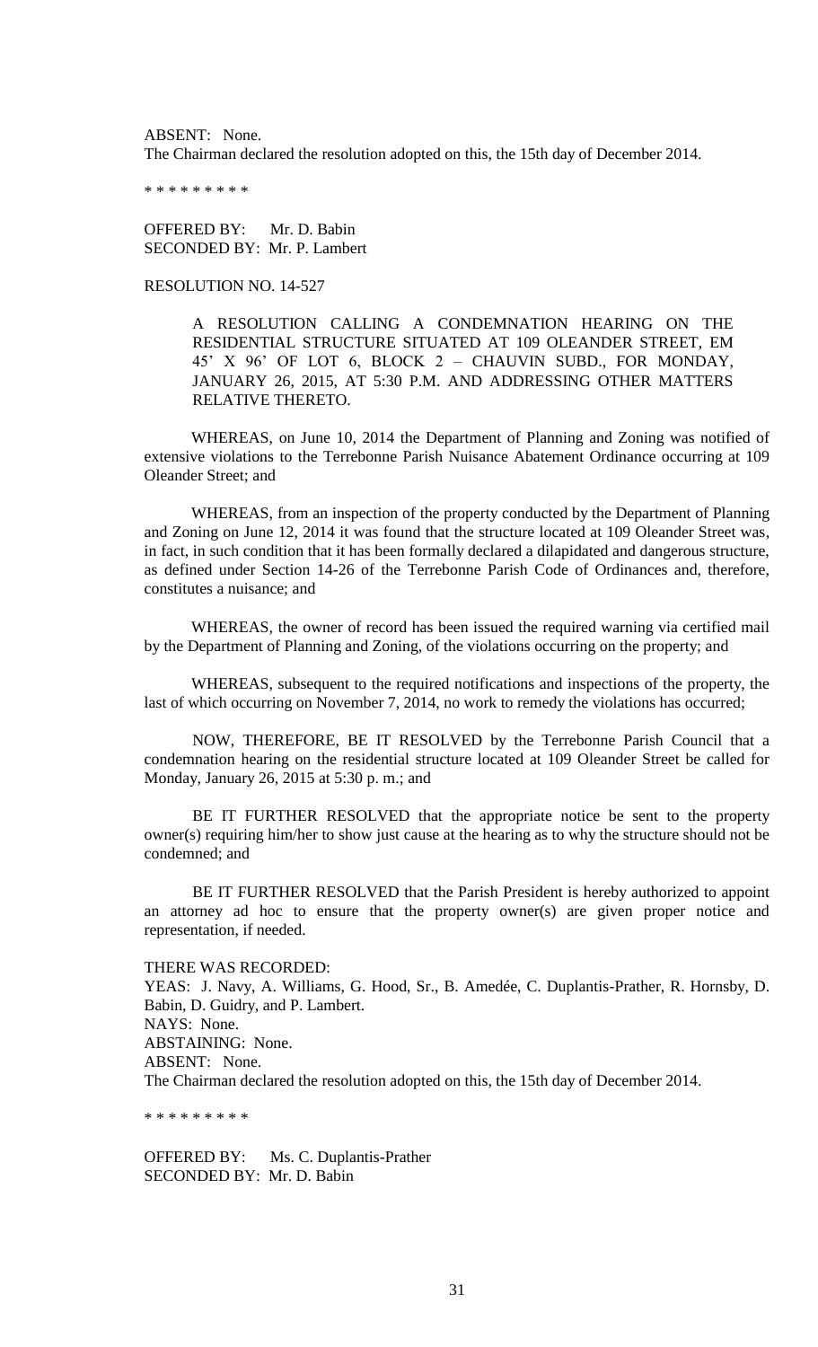ABSENT: None.
The Chairman declared the resolution adopted on this, the 15th day of December 2014.

* * * * * * * * *

OFFERED BY: Mr. D. Babin
SECONDED BY: Mr. P. Lambert

RESOLUTION NO. 14-527

A RESOLUTION CALLING A CONDEMNATION HEARING ON THE RESIDENTIAL STRUCTURE SITUATED AT 109 OLEANDER STREET, EM 45' X 96' OF LOT 6, BLOCK 2 – CHAUVIN SUBD., FOR MONDAY, JANUARY 26, 2015, AT 5:30 P.M. AND ADDRESSING OTHER MATTERS RELATIVE THERETO.

WHEREAS, on June 10, 2014 the Department of Planning and Zoning was notified of extensive violations to the Terrebonne Parish Nuisance Abatement Ordinance occurring at 109 Oleander Street; and

WHEREAS, from an inspection of the property conducted by the Department of Planning and Zoning on June 12, 2014 it was found that the structure located at 109 Oleander Street was, in fact, in such condition that it has been formally declared a dilapidated and dangerous structure, as defined under Section 14-26 of the Terrebonne Parish Code of Ordinances and, therefore, constitutes a nuisance; and

WHEREAS, the owner of record has been issued the required warning via certified mail by the Department of Planning and Zoning, of the violations occurring on the property; and

WHEREAS, subsequent to the required notifications and inspections of the property, the last of which occurring on November 7, 2014, no work to remedy the violations has occurred;

NOW, THEREFORE, BE IT RESOLVED by the Terrebonne Parish Council that a condemnation hearing on the residential structure located at 109 Oleander Street be called for Monday, January 26, 2015 at 5:30 p. m.; and

BE IT FURTHER RESOLVED that the appropriate notice be sent to the property owner(s) requiring him/her to show just cause at the hearing as to why the structure should not be condemned; and

BE IT FURTHER RESOLVED that the Parish President is hereby authorized to appoint an attorney ad hoc to ensure that the property owner(s) are given proper notice and representation, if needed.

THERE WAS RECORDED:
YEAS: J. Navy, A. Williams, G. Hood, Sr., B. Amedée, C. Duplantis-Prather, R. Hornsby, D. Babin, D. Guidry, and P. Lambert.
NAYS: None.
ABSTAINING: None.
ABSENT: None.
The Chairman declared the resolution adopted on this, the 15th day of December 2014.

* * * * * * * * *

OFFERED BY: Ms. C. Duplantis-Prather
SECONDED BY: Mr. D. Babin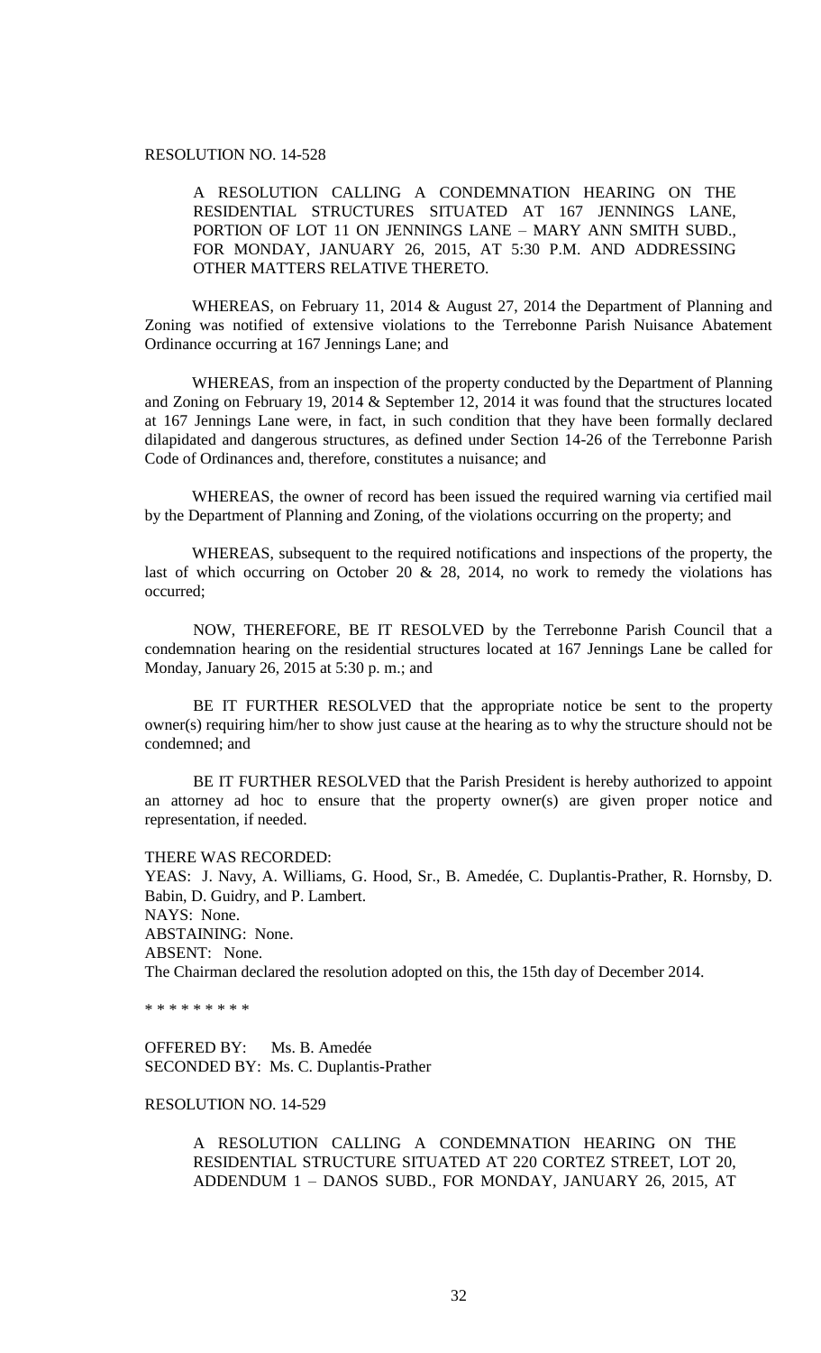RESOLUTION NO. 14-528

A RESOLUTION CALLING A CONDEMNATION HEARING ON THE RESIDENTIAL STRUCTURES SITUATED AT 167 JENNINGS LANE, PORTION OF LOT 11 ON JENNINGS LANE – MARY ANN SMITH SUBD., FOR MONDAY, JANUARY 26, 2015, AT 5:30 P.M. AND ADDRESSING OTHER MATTERS RELATIVE THERETO.

WHEREAS, on February 11, 2014 & August 27, 2014 the Department of Planning and Zoning was notified of extensive violations to the Terrebonne Parish Nuisance Abatement Ordinance occurring at 167 Jennings Lane; and

WHEREAS, from an inspection of the property conducted by the Department of Planning and Zoning on February 19, 2014 & September 12, 2014 it was found that the structures located at 167 Jennings Lane were, in fact, in such condition that they have been formally declared dilapidated and dangerous structures, as defined under Section 14-26 of the Terrebonne Parish Code of Ordinances and, therefore, constitutes a nuisance; and

WHEREAS, the owner of record has been issued the required warning via certified mail by the Department of Planning and Zoning, of the violations occurring on the property; and

WHEREAS, subsequent to the required notifications and inspections of the property, the last of which occurring on October 20 & 28, 2014, no work to remedy the violations has occurred;

NOW, THEREFORE, BE IT RESOLVED by the Terrebonne Parish Council that a condemnation hearing on the residential structures located at 167 Jennings Lane be called for Monday, January 26, 2015 at 5:30 p. m.; and

BE IT FURTHER RESOLVED that the appropriate notice be sent to the property owner(s) requiring him/her to show just cause at the hearing as to why the structure should not be condemned; and

BE IT FURTHER RESOLVED that the Parish President is hereby authorized to appoint an attorney ad hoc to ensure that the property owner(s) are given proper notice and representation, if needed.

THERE WAS RECORDED:
YEAS: J. Navy, A. Williams, G. Hood, Sr., B. Amedée, C. Duplantis-Prather, R. Hornsby, D. Babin, D. Guidry, and P. Lambert.
NAYS: None.
ABSTAINING: None.
ABSENT: None.
The Chairman declared the resolution adopted on this, the 15th day of December 2014.

* * * * * * * * *

OFFERED BY: Ms. B. Amedée
SECONDED BY: Ms. C. Duplantis-Prather

RESOLUTION NO. 14-529

A RESOLUTION CALLING A CONDEMNATION HEARING ON THE RESIDENTIAL STRUCTURE SITUATED AT 220 CORTEZ STREET, LOT 20, ADDENDUM 1 – DANOS SUBD., FOR MONDAY, JANUARY 26, 2015, AT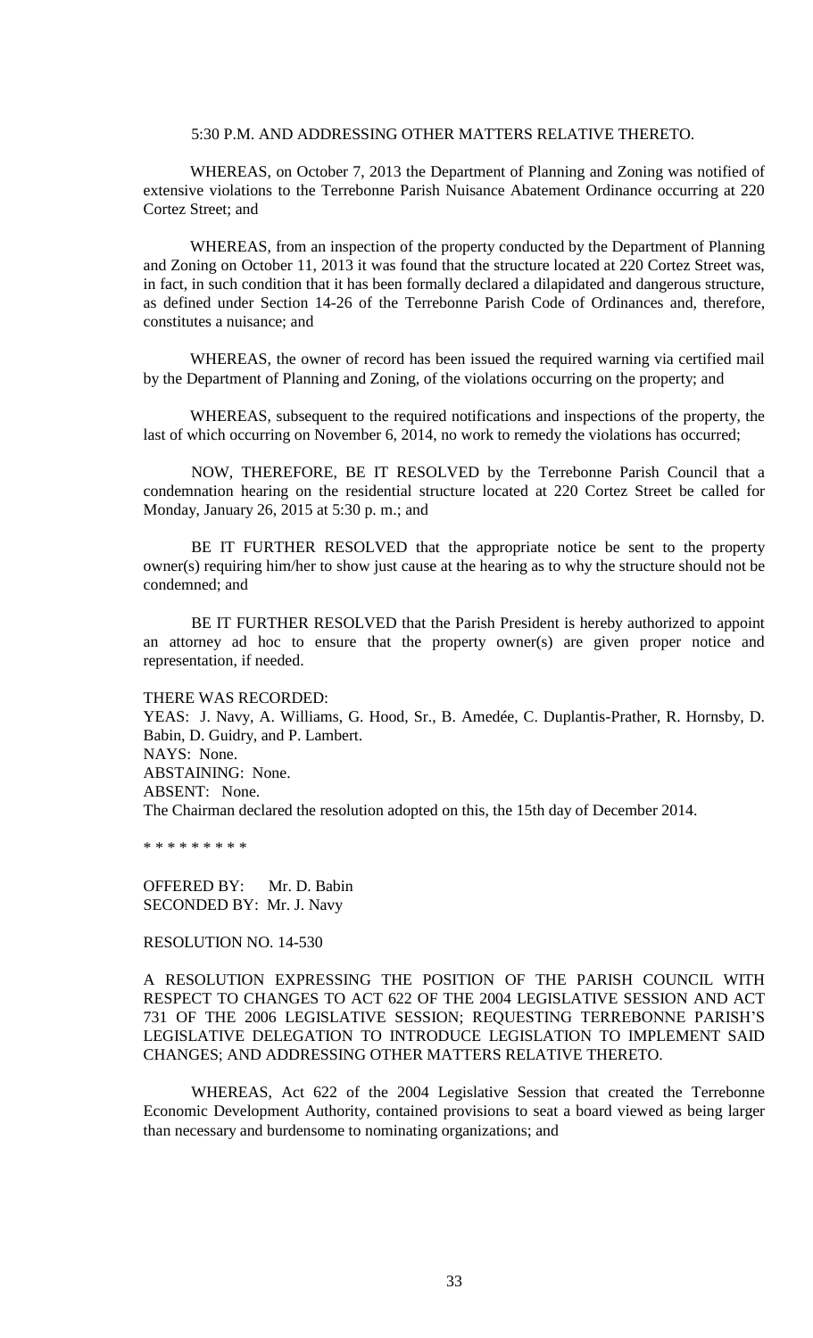5:30 P.M. AND ADDRESSING OTHER MATTERS RELATIVE THERETO.

WHEREAS, on October 7, 2013 the Department of Planning and Zoning was notified of extensive violations to the Terrebonne Parish Nuisance Abatement Ordinance occurring at 220 Cortez Street; and

WHEREAS, from an inspection of the property conducted by the Department of Planning and Zoning on October 11, 2013 it was found that the structure located at 220 Cortez Street was, in fact, in such condition that it has been formally declared a dilapidated and dangerous structure, as defined under Section 14-26 of the Terrebonne Parish Code of Ordinances and, therefore, constitutes a nuisance; and

WHEREAS, the owner of record has been issued the required warning via certified mail by the Department of Planning and Zoning, of the violations occurring on the property; and

WHEREAS, subsequent to the required notifications and inspections of the property, the last of which occurring on November 6, 2014, no work to remedy the violations has occurred;

NOW, THEREFORE, BE IT RESOLVED by the Terrebonne Parish Council that a condemnation hearing on the residential structure located at 220 Cortez Street be called for Monday, January 26, 2015 at 5:30 p. m.; and

BE IT FURTHER RESOLVED that the appropriate notice be sent to the property owner(s) requiring him/her to show just cause at the hearing as to why the structure should not be condemned; and

BE IT FURTHER RESOLVED that the Parish President is hereby authorized to appoint an attorney ad hoc to ensure that the property owner(s) are given proper notice and representation, if needed.

THERE WAS RECORDED:
YEAS: J. Navy, A. Williams, G. Hood, Sr., B. Amedée, C. Duplantis-Prather, R. Hornsby, D. Babin, D. Guidry, and P. Lambert.
NAYS: None.
ABSTAINING: None.
ABSENT: None.
The Chairman declared the resolution adopted on this, the 15th day of December 2014.

\* \* \* \* \* \* \* \* \*

OFFERED BY: Mr. D. Babin
SECONDED BY: Mr. J. Navy

RESOLUTION NO. 14-530

A RESOLUTION EXPRESSING THE POSITION OF THE PARISH COUNCIL WITH RESPECT TO CHANGES TO ACT 622 OF THE 2004 LEGISLATIVE SESSION AND ACT 731 OF THE 2006 LEGISLATIVE SESSION; REQUESTING TERREBONNE PARISH'S LEGISLATIVE DELEGATION TO INTRODUCE LEGISLATION TO IMPLEMENT SAID CHANGES; AND ADDRESSING OTHER MATTERS RELATIVE THERETO.

WHEREAS, Act 622 of the 2004 Legislative Session that created the Terrebonne Economic Development Authority, contained provisions to seat a board viewed as being larger than necessary and burdensome to nominating organizations; and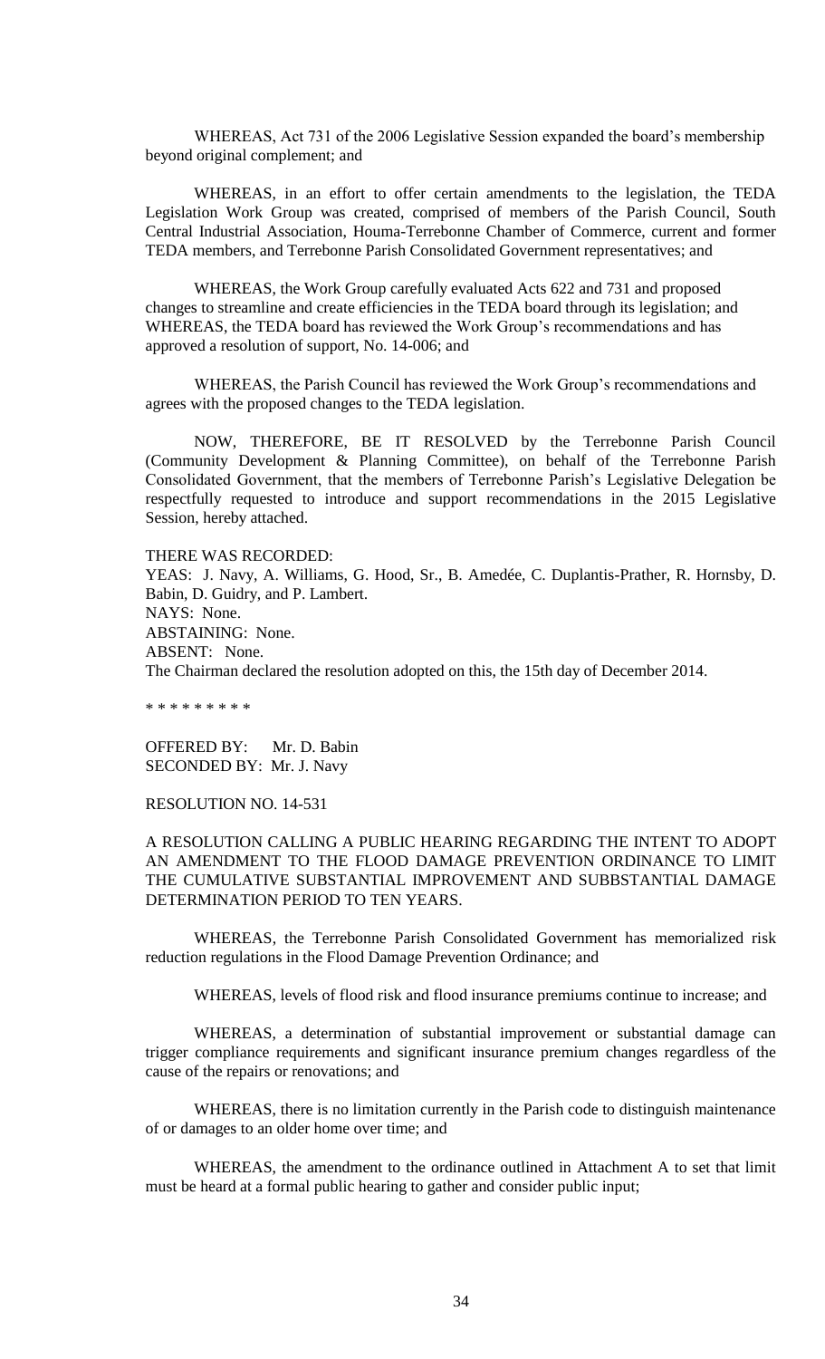WHEREAS, Act 731 of the 2006 Legislative Session expanded the board's membership beyond original complement; and

WHEREAS, in an effort to offer certain amendments to the legislation, the TEDA Legislation Work Group was created, comprised of members of the Parish Council, South Central Industrial Association, Houma-Terrebonne Chamber of Commerce, current and former TEDA members, and Terrebonne Parish Consolidated Government representatives; and

WHEREAS, the Work Group carefully evaluated Acts 622 and 731 and proposed changes to streamline and create efficiencies in the TEDA board through its legislation; and WHEREAS, the TEDA board has reviewed the Work Group's recommendations and has approved a resolution of support, No. 14-006; and

WHEREAS, the Parish Council has reviewed the Work Group's recommendations and agrees with the proposed changes to the TEDA legislation.

NOW, THEREFORE, BE IT RESOLVED by the Terrebonne Parish Council (Community Development & Planning Committee), on behalf of the Terrebonne Parish Consolidated Government, that the members of Terrebonne Parish's Legislative Delegation be respectfully requested to introduce and support recommendations in the 2015 Legislative Session, hereby attached.

THERE WAS RECORDED:
YEAS: J. Navy, A. Williams, G. Hood, Sr., B. Amedée, C. Duplantis-Prather, R. Hornsby, D. Babin, D. Guidry, and P. Lambert.
NAYS: None.
ABSTAINING: None.
ABSENT: None.
The Chairman declared the resolution adopted on this, the 15th day of December 2014.

\* \* \* \* \* \* \* \* \*

OFFERED BY: Mr. D. Babin
SECONDED BY: Mr. J. Navy

RESOLUTION NO. 14-531

A RESOLUTION CALLING A PUBLIC HEARING REGARDING THE INTENT TO ADOPT AN AMENDMENT TO THE FLOOD DAMAGE PREVENTION ORDINANCE TO LIMIT THE CUMULATIVE SUBSTANTIAL IMPROVEMENT AND SUBBSTANTIAL DAMAGE DETERMINATION PERIOD TO TEN YEARS.

WHEREAS, the Terrebonne Parish Consolidated Government has memorialized risk reduction regulations in the Flood Damage Prevention Ordinance; and

WHEREAS, levels of flood risk and flood insurance premiums continue to increase; and

WHEREAS, a determination of substantial improvement or substantial damage can trigger compliance requirements and significant insurance premium changes regardless of the cause of the repairs or renovations; and

WHEREAS, there is no limitation currently in the Parish code to distinguish maintenance of or damages to an older home over time; and

WHEREAS, the amendment to the ordinance outlined in Attachment A to set that limit must be heard at a formal public hearing to gather and consider public input;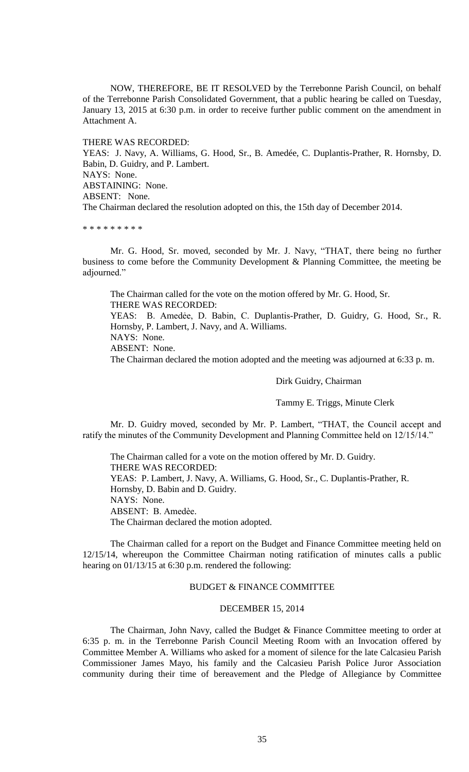NOW, THEREFORE, BE IT RESOLVED by the Terrebonne Parish Council, on behalf of the Terrebonne Parish Consolidated Government, that a public hearing be called on Tuesday, January 13, 2015 at 6:30 p.m. in order to receive further public comment on the amendment in Attachment A.

THERE WAS RECORDED:
YEAS: J. Navy, A. Williams, G. Hood, Sr., B. Amedée, C. Duplantis-Prather, R. Hornsby, D. Babin, D. Guidry, and P. Lambert.
NAYS: None.
ABSTAINING: None.
ABSENT: None.
The Chairman declared the resolution adopted on this, the 15th day of December 2014.

\* \* \* \* \* \* \* \* \*

Mr. G. Hood, Sr. moved, seconded by Mr. J. Navy, "THAT, there being no further business to come before the Community Development & Planning Committee, the meeting be adjourned."

The Chairman called for the vote on the motion offered by Mr. G. Hood, Sr.
THERE WAS RECORDED:
YEAS: B. Amedèe, D. Babin, C. Duplantis-Prather, D. Guidry, G. Hood, Sr., R. Hornsby, P. Lambert, J. Navy, and A. Williams.
NAYS: None.
ABSENT: None.
The Chairman declared the motion adopted and the meeting was adjourned at 6:33 p. m.

Dirk Guidry, Chairman

Tammy E. Triggs, Minute Clerk

Mr. D. Guidry moved, seconded by Mr. P. Lambert, "THAT, the Council accept and ratify the minutes of the Community Development and Planning Committee held on 12/15/14."

The Chairman called for a vote on the motion offered by Mr. D. Guidry.
THERE WAS RECORDED:
YEAS: P. Lambert, J. Navy, A. Williams, G. Hood, Sr., C. Duplantis-Prather, R. Hornsby, D. Babin and D. Guidry.
NAYS: None.
ABSENT: B. Amedèe.
The Chairman declared the motion adopted.

The Chairman called for a report on the Budget and Finance Committee meeting held on 12/15/14, whereupon the Committee Chairman noting ratification of minutes calls a public hearing on 01/13/15 at 6:30 p.m. rendered the following:

## BUDGET & FINANCE COMMITTEE

## DECEMBER 15, 2014

The Chairman, John Navy, called the Budget & Finance Committee meeting to order at 6:35 p. m. in the Terrebonne Parish Council Meeting Room with an Invocation offered by Committee Member A. Williams who asked for a moment of silence for the late Calcasieu Parish Commissioner James Mayo, his family and the Calcasieu Parish Police Juror Association community during their time of bereavement and the Pledge of Allegiance by Committee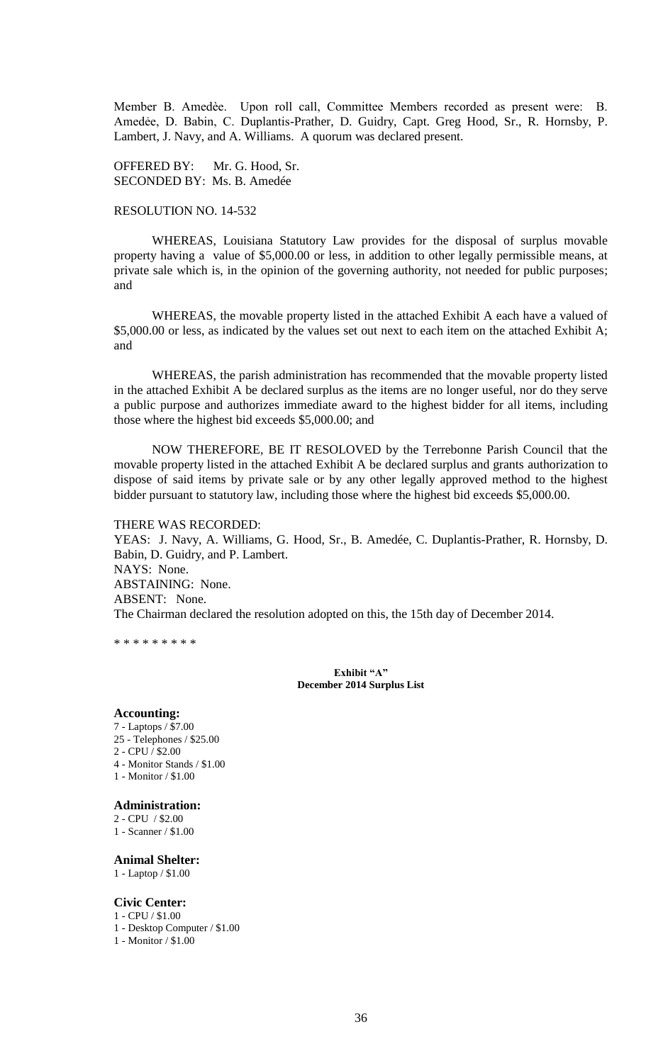Member B. Amedèe. Upon roll call, Committee Members recorded as present were: B. Amedée, D. Babin, C. Duplantis-Prather, D. Guidry, Capt. Greg Hood, Sr., R. Hornsby, P. Lambert, J. Navy, and A. Williams. A quorum was declared present.

OFFERED BY: Mr. G. Hood, Sr.
SECONDED BY: Ms. B. Amedée

RESOLUTION NO. 14-532

WHEREAS, Louisiana Statutory Law provides for the disposal of surplus movable property having a value of $5,000.00 or less, in addition to other legally permissible means, at private sale which is, in the opinion of the governing authority, not needed for public purposes; and

WHEREAS, the movable property listed in the attached Exhibit A each have a valued of $5,000.00 or less, as indicated by the values set out next to each item on the attached Exhibit A; and

WHEREAS, the parish administration has recommended that the movable property listed in the attached Exhibit A be declared surplus as the items are no longer useful, nor do they serve a public purpose and authorizes immediate award to the highest bidder for all items, including those where the highest bid exceeds $5,000.00; and

NOW THEREFORE, BE IT RESOLOVED by the Terrebonne Parish Council that the movable property listed in the attached Exhibit A be declared surplus and grants authorization to dispose of said items by private sale or by any other legally approved method to the highest bidder pursuant to statutory law, including those where the highest bid exceeds $5,000.00.

THERE WAS RECORDED:
YEAS: J. Navy, A. Williams, G. Hood, Sr., B. Amedée, C. Duplantis-Prather, R. Hornsby, D. Babin, D. Guidry, and P. Lambert.
NAYS: None.
ABSTAINING: None.
ABSENT: None.
The Chairman declared the resolution adopted on this, the 15th day of December 2014.

\* \* \* \* \* \* \* \* \*

**Exhibit "A"**
**December 2014 Surplus List**

**Accounting:**
7 - Laptops / $7.00
25 - Telephones / $25.00
2 - CPU / $2.00
4 - Monitor Stands / $1.00
1 - Monitor / $1.00

**Administration:**
2 - CPU / $2.00
1 - Scanner / $1.00

**Animal Shelter:**
1 - Laptop / $1.00

**Civic Center:**
1 - CPU / $1.00
1 - Desktop Computer / $1.00
1 - Monitor / $1.00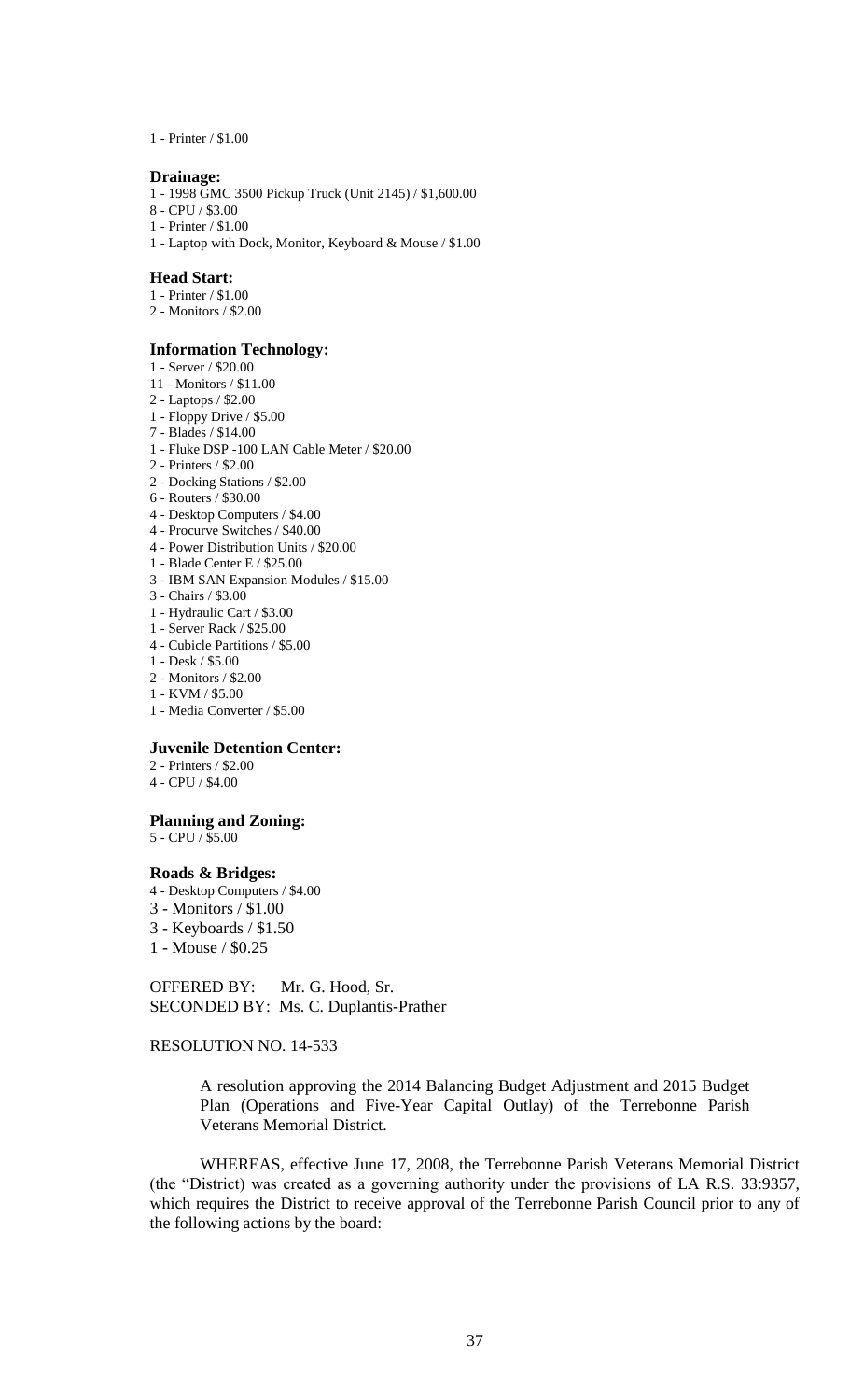1 - Printer / $1.00

**Drainage:**

1 - 1998 GMC 3500 Pickup Truck (Unit 2145) / $1,600.00
8 - CPU / $3.00
1 - Printer / $1.00
1 - Laptop with Dock, Monitor, Keyboard & Mouse / $1.00

**Head Start:**

1 - Printer / $1.00
2 - Monitors / $2.00

**Information Technology:**

1 - Server / $20.00
11 - Monitors / $11.00
2 - Laptops / $2.00
1 - Floppy Drive / $5.00
7 - Blades / $14.00
1 - Fluke DSP -100 LAN Cable Meter / $20.00
2 - Printers / $2.00
2 - Docking Stations / $2.00
6 - Routers / $30.00
4 - Desktop Computers / $4.00
4 - Procurve Switches / $40.00
4 - Power Distribution Units / $20.00
1 - Blade Center E / $25.00
3 - IBM SAN Expansion Modules / $15.00
3 - Chairs / $3.00
1 - Hydraulic Cart / $3.00
1 - Server Rack / $25.00
4 - Cubicle Partitions / $5.00
1 - Desk / $5.00
2 - Monitors / $2.00
1 - KVM / $5.00
1 - Media Converter / $5.00

**Juvenile Detention Center:**

2 - Printers / $2.00
4 - CPU / $4.00

**Planning and Zoning:**

5 - CPU / $5.00

**Roads & Bridges:**

4 - Desktop Computers / $4.00
3 - Monitors / $1.00
3 - Keyboards / $1.50
1 - Mouse / $0.25

OFFERED BY: Mr. G. Hood, Sr.
SECONDED BY: Ms. C. Duplantis-Prather

RESOLUTION NO. 14-533

A resolution approving the 2014 Balancing Budget Adjustment and 2015 Budget Plan (Operations and Five-Year Capital Outlay) of the Terrebonne Parish Veterans Memorial District.

WHEREAS, effective June 17, 2008, the Terrebonne Parish Veterans Memorial District (the "District) was created as a governing authority under the provisions of LA R.S. 33:9357, which requires the District to receive approval of the Terrebonne Parish Council prior to any of the following actions by the board: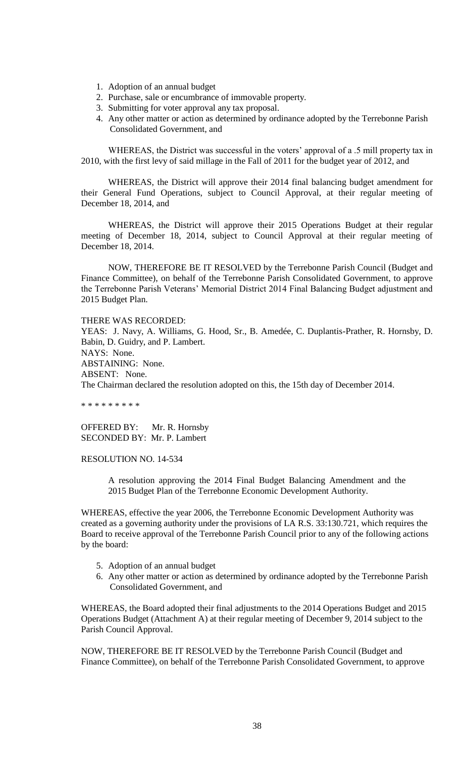1. Adoption of an annual budget
2. Purchase, sale or encumbrance of immovable property.
3. Submitting for voter approval any tax proposal.
4. Any other matter or action as determined by ordinance adopted by the Terrebonne Parish Consolidated Government, and

WHEREAS, the District was successful in the voters' approval of a .5 mill property tax in 2010, with the first levy of said millage in the Fall of 2011 for the budget year of 2012, and

WHEREAS, the District will approve their 2014 final balancing budget amendment for their General Fund Operations, subject to Council Approval, at their regular meeting of December 18, 2014, and

WHEREAS, the District will approve their 2015 Operations Budget at their regular meeting of December 18, 2014, subject to Council Approval at their regular meeting of December 18, 2014.

NOW, THEREFORE BE IT RESOLVED by the Terrebonne Parish Council (Budget and Finance Committee), on behalf of the Terrebonne Parish Consolidated Government, to approve the Terrebonne Parish Veterans' Memorial District 2014 Final Balancing Budget adjustment and 2015 Budget Plan.

THERE WAS RECORDED:
YEAS: J. Navy, A. Williams, G. Hood, Sr., B. Amedée, C. Duplantis-Prather, R. Hornsby, D. Babin, D. Guidry, and P. Lambert.
NAYS: None.
ABSTAINING: None.
ABSENT: None.
The Chairman declared the resolution adopted on this, the 15th day of December 2014.

\* \* \* \* \* \* \* \* \*

OFFERED BY: Mr. R. Hornsby
SECONDED BY: Mr. P. Lambert

RESOLUTION NO. 14-534

A resolution approving the 2014 Final Budget Balancing Amendment and the 2015 Budget Plan of the Terrebonne Economic Development Authority.

WHEREAS, effective the year 2006, the Terrebonne Economic Development Authority was created as a governing authority under the provisions of LA R.S. 33:130.721, which requires the Board to receive approval of the Terrebonne Parish Council prior to any of the following actions by the board:

5. Adoption of an annual budget
6. Any other matter or action as determined by ordinance adopted by the Terrebonne Parish Consolidated Government, and

WHEREAS, the Board adopted their final adjustments to the 2014 Operations Budget and 2015 Operations Budget (Attachment A) at their regular meeting of December 9, 2014 subject to the Parish Council Approval.

NOW, THEREFORE BE IT RESOLVED by the Terrebonne Parish Council (Budget and Finance Committee), on behalf of the Terrebonne Parish Consolidated Government, to approve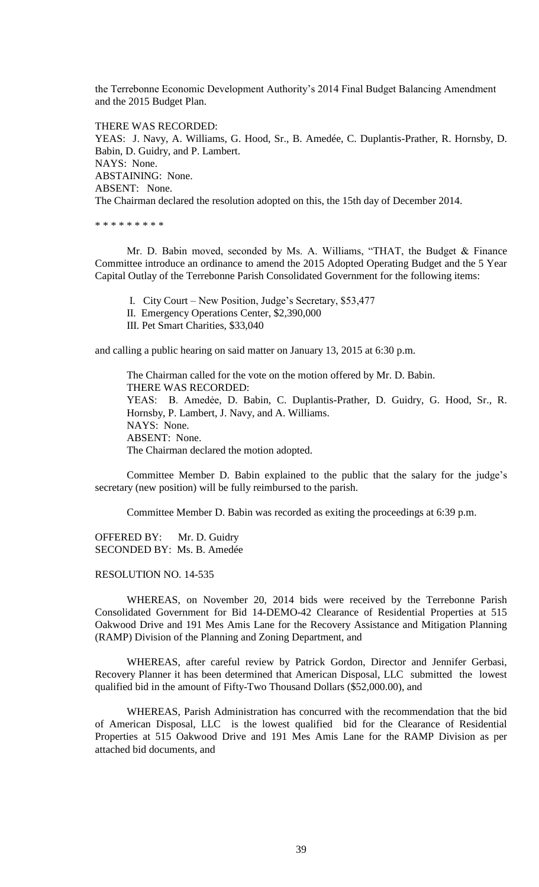the Terrebonne Economic Development Authority's 2014 Final Budget Balancing Amendment and the 2015 Budget Plan.

THERE WAS RECORDED:
YEAS: J. Navy, A. Williams, G. Hood, Sr., B. Amedée, C. Duplantis-Prather, R. Hornsby, D. Babin, D. Guidry, and P. Lambert.
NAYS: None.
ABSTAINING: None.
ABSENT: None.
The Chairman declared the resolution adopted on this, the 15th day of December 2014.

\* \* \* \* \* \* \* \* \*

Mr. D. Babin moved, seconded by Ms. A. Williams, "THAT, the Budget & Finance Committee introduce an ordinance to amend the 2015 Adopted Operating Budget and the 5 Year Capital Outlay of the Terrebonne Parish Consolidated Government for the following items:

I. City Court – New Position, Judge's Secretary, $53,477
II. Emergency Operations Center, $2,390,000
III. Pet Smart Charities, $33,040

and calling a public hearing on said matter on January 13, 2015 at 6:30 p.m.

The Chairman called for the vote on the motion offered by Mr. D. Babin.
THERE WAS RECORDED:
YEAS: B. Amedée, D. Babin, C. Duplantis-Prather, D. Guidry, G. Hood, Sr., R. Hornsby, P. Lambert, J. Navy, and A. Williams.
NAYS: None.
ABSENT: None.
The Chairman declared the motion adopted.

Committee Member D. Babin explained to the public that the salary for the judge's secretary (new position) will be fully reimbursed to the parish.

Committee Member D. Babin was recorded as exiting the proceedings at 6:39 p.m.

OFFERED BY: Mr. D. Guidry
SECONDED BY: Ms. B. Amedée

RESOLUTION NO. 14-535

WHEREAS, on November 20, 2014 bids were received by the Terrebonne Parish Consolidated Government for Bid 14-DEMO-42 Clearance of Residential Properties at 515 Oakwood Drive and 191 Mes Amis Lane for the Recovery Assistance and Mitigation Planning (RAMP) Division of the Planning and Zoning Department, and

WHEREAS, after careful review by Patrick Gordon, Director and Jennifer Gerbasi, Recovery Planner it has been determined that American Disposal, LLC submitted the lowest qualified bid in the amount of Fifty-Two Thousand Dollars ($52,000.00), and

WHEREAS, Parish Administration has concurred with the recommendation that the bid of American Disposal, LLC is the lowest qualified bid for the Clearance of Residential Properties at 515 Oakwood Drive and 191 Mes Amis Lane for the RAMP Division as per attached bid documents, and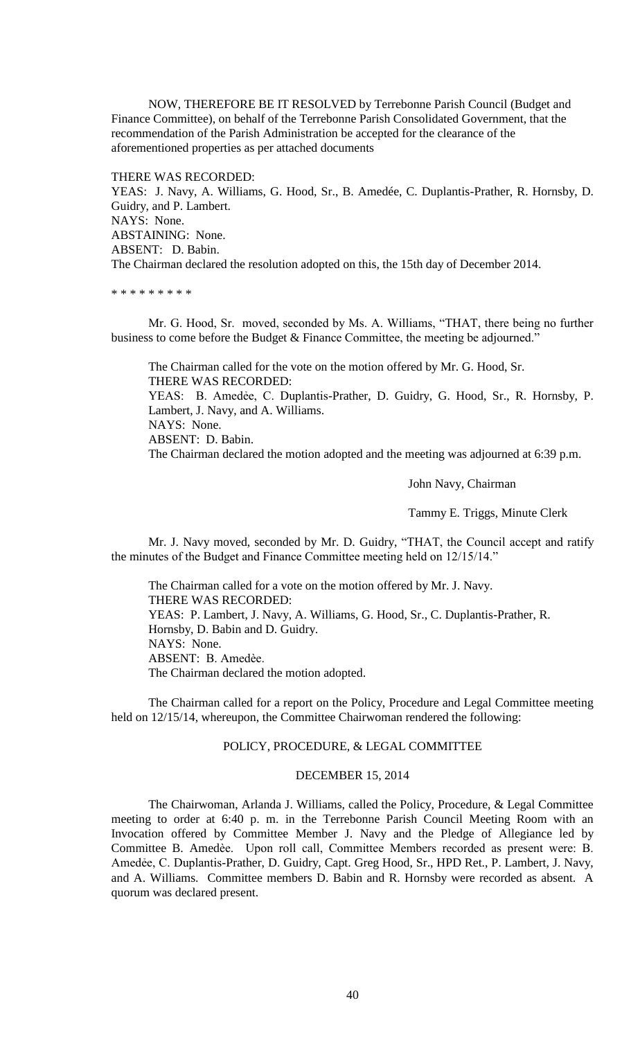NOW, THEREFORE BE IT RESOLVED by Terrebonne Parish Council (Budget and Finance Committee), on behalf of the Terrebonne Parish Consolidated Government, that the recommendation of the Parish Administration be accepted for the clearance of the aforementioned properties as per attached documents

THERE WAS RECORDED:
YEAS: J. Navy, A. Williams, G. Hood, Sr., B. Amedée, C. Duplantis-Prather, R. Hornsby, D. Guidry, and P. Lambert.
NAYS: None.
ABSTAINING: None.
ABSENT: D. Babin.
The Chairman declared the resolution adopted on this, the 15th day of December 2014.

* * * * * * * * *

Mr. G. Hood, Sr. moved, seconded by Ms. A. Williams, "THAT, there being no further business to come before the Budget & Finance Committee, the meeting be adjourned."

The Chairman called for the vote on the motion offered by Mr. G. Hood, Sr.
THERE WAS RECORDED:
YEAS: B. Amedẻe, C. Duplantis-Prather, D. Guidry, G. Hood, Sr., R. Hornsby, P. Lambert, J. Navy, and A. Williams.
NAYS: None.
ABSENT: D. Babin.
The Chairman declared the motion adopted and the meeting was adjourned at 6:39 p.m.

John Navy, Chairman

Tammy E. Triggs, Minute Clerk

Mr. J. Navy moved, seconded by Mr. D. Guidry, "THAT, the Council accept and ratify the minutes of the Budget and Finance Committee meeting held on 12/15/14."

The Chairman called for a vote on the motion offered by Mr. J. Navy.
THERE WAS RECORDED:
YEAS: P. Lambert, J. Navy, A. Williams, G. Hood, Sr., C. Duplantis-Prather, R. Hornsby, D. Babin and D. Guidry.
NAYS: None.
ABSENT: B. Amedѐe.
The Chairman declared the motion adopted.

The Chairman called for a report on the Policy, Procedure and Legal Committee meeting held on 12/15/14, whereupon, the Committee Chairwoman rendered the following:

## POLICY, PROCEDURE, & LEGAL COMMITTEE

## DECEMBER 15, 2014

The Chairwoman, Arlanda J. Williams, called the Policy, Procedure, & Legal Committee meeting to order at 6:40 p. m. in the Terrebonne Parish Council Meeting Room with an Invocation offered by Committee Member J. Navy and the Pledge of Allegiance led by Committee B. Amedѐe. Upon roll call, Committee Members recorded as present were: B. Amedẻe, C. Duplantis-Prather, D. Guidry, Capt. Greg Hood, Sr., HPD Ret., P. Lambert, J. Navy, and A. Williams. Committee members D. Babin and R. Hornsby were recorded as absent. A quorum was declared present.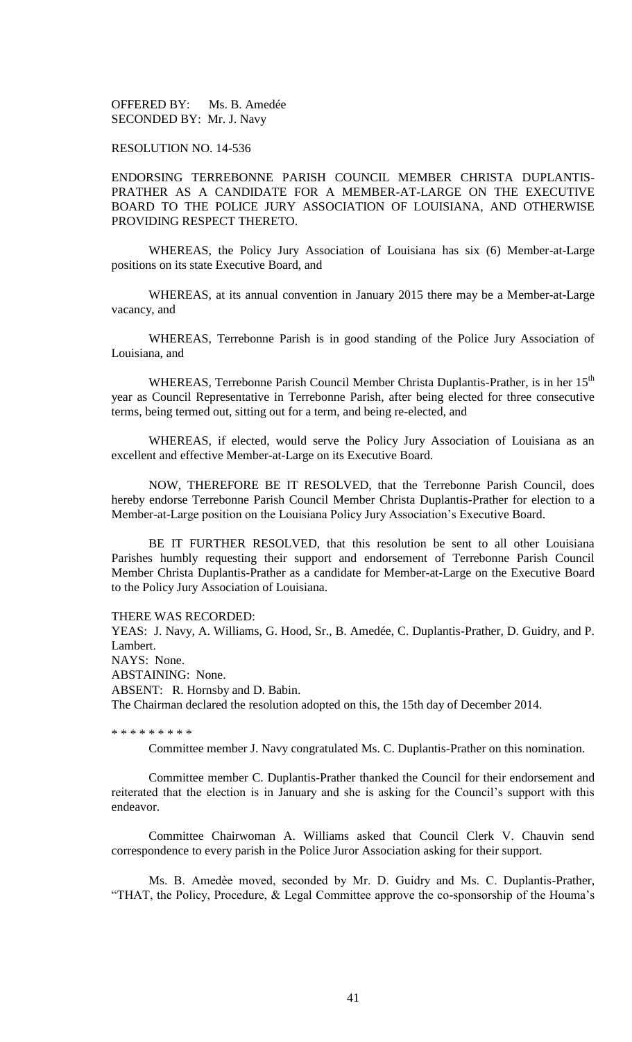OFFERED BY: Ms. B. Amedée
SECONDED BY: Mr. J. Navy

RESOLUTION NO. 14-536

ENDORSING TERREBONNE PARISH COUNCIL MEMBER CHRISTA DUPLANTIS-PRATHER AS A CANDIDATE FOR A MEMBER-AT-LARGE ON THE EXECUTIVE BOARD TO THE POLICE JURY ASSOCIATION OF LOUISIANA, AND OTHERWISE PROVIDING RESPECT THERETO.

WHEREAS, the Policy Jury Association of Louisiana has six (6) Member-at-Large positions on its state Executive Board, and

WHEREAS, at its annual convention in January 2015 there may be a Member-at-Large vacancy, and

WHEREAS, Terrebonne Parish is in good standing of the Police Jury Association of Louisiana, and

WHEREAS, Terrebonne Parish Council Member Christa Duplantis-Prather, is in her 15th year as Council Representative in Terrebonne Parish, after being elected for three consecutive terms, being termed out, sitting out for a term, and being re-elected, and

WHEREAS, if elected, would serve the Policy Jury Association of Louisiana as an excellent and effective Member-at-Large on its Executive Board.

NOW, THEREFORE BE IT RESOLVED, that the Terrebonne Parish Council, does hereby endorse Terrebonne Parish Council Member Christa Duplantis-Prather for election to a Member-at-Large position on the Louisiana Policy Jury Association's Executive Board.

BE IT FURTHER RESOLVED, that this resolution be sent to all other Louisiana Parishes humbly requesting their support and endorsement of Terrebonne Parish Council Member Christa Duplantis-Prather as a candidate for Member-at-Large on the Executive Board to the Policy Jury Association of Louisiana.

THERE WAS RECORDED:
YEAS: J. Navy, A. Williams, G. Hood, Sr., B. Amedée, C. Duplantis-Prather, D. Guidry, and P. Lambert.
NAYS: None.
ABSTAINING: None.
ABSENT: R. Hornsby and D. Babin.
The Chairman declared the resolution adopted on this, the 15th day of December 2014.

\* \* \* \* \* \* \* \* \*

Committee member J. Navy congratulated Ms. C. Duplantis-Prather on this nomination.

Committee member C. Duplantis-Prather thanked the Council for their endorsement and reiterated that the election is in January and she is asking for the Council's support with this endeavor.

Committee Chairwoman A. Williams asked that Council Clerk V. Chauvin send correspondence to every parish in the Police Juror Association asking for their support.

Ms. B. Amedèe moved, seconded by Mr. D. Guidry and Ms. C. Duplantis-Prather, "THAT, the Policy, Procedure, & Legal Committee approve the co-sponsorship of the Houma's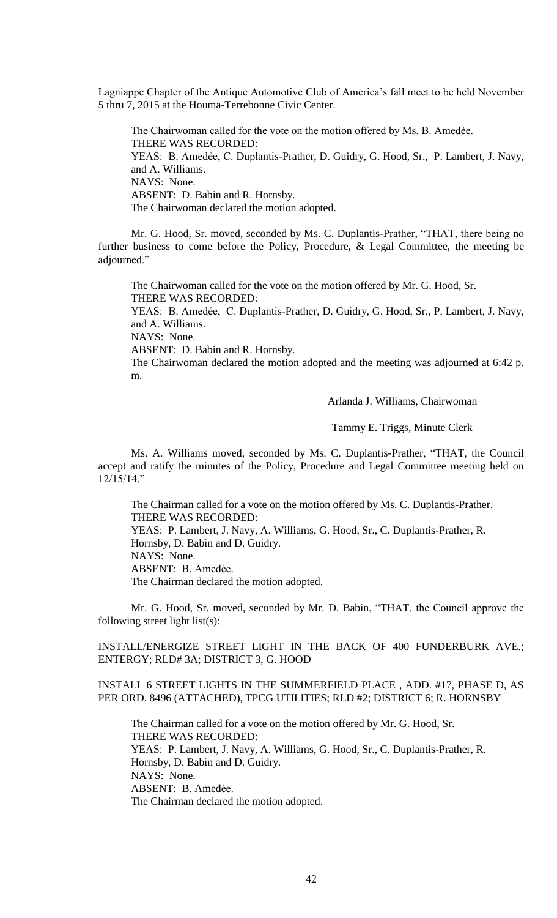Lagniappe Chapter of the Antique Automotive Club of America's fall meet to be held November 5 thru 7, 2015 at the Houma-Terrebonne Civic Center.

The Chairwoman called for the vote on the motion offered by Ms. B. Amedèe.
THERE WAS RECORDED:
YEAS: B. Amedèe, C. Duplantis-Prather, D. Guidry, G. Hood, Sr., P. Lambert, J. Navy, and A. Williams.
NAYS: None.
ABSENT: D. Babin and R. Hornsby.
The Chairwoman declared the motion adopted.

Mr. G. Hood, Sr. moved, seconded by Ms. C. Duplantis-Prather, "THAT, there being no further business to come before the Policy, Procedure, & Legal Committee, the meeting be adjourned."

The Chairwoman called for the vote on the motion offered by Mr. G. Hood, Sr.
THERE WAS RECORDED:
YEAS: B. Amedèe, C. Duplantis-Prather, D. Guidry, G. Hood, Sr., P. Lambert, J. Navy, and A. Williams.
NAYS: None.
ABSENT: D. Babin and R. Hornsby.
The Chairwoman declared the motion adopted and the meeting was adjourned at 6:42 p. m.

Arlanda J. Williams, Chairwoman

Tammy E. Triggs, Minute Clerk

Ms. A. Williams moved, seconded by Ms. C. Duplantis-Prather, "THAT, the Council accept and ratify the minutes of the Policy, Procedure and Legal Committee meeting held on 12/15/14."

The Chairman called for a vote on the motion offered by Ms. C. Duplantis-Prather.
THERE WAS RECORDED:
YEAS: P. Lambert, J. Navy, A. Williams, G. Hood, Sr., C. Duplantis-Prather, R. Hornsby, D. Babin and D. Guidry.
NAYS: None.
ABSENT: B. Amedèe.
The Chairman declared the motion adopted.

Mr. G. Hood, Sr. moved, seconded by Mr. D. Babin, "THAT, the Council approve the following street light list(s):

INSTALL/ENERGIZE STREET LIGHT IN THE BACK OF 400 FUNDERBURK AVE.; ENTERGY; RLD# 3A; DISTRICT 3, G. HOOD

INSTALL 6 STREET LIGHTS IN THE SUMMERFIELD PLACE , ADD. #17, PHASE D, AS PER ORD. 8496 (ATTACHED), TPCG UTILITIES; RLD #2; DISTRICT 6; R. HORNSBY

The Chairman called for a vote on the motion offered by Mr. G. Hood, Sr.
THERE WAS RECORDED:
YEAS: P. Lambert, J. Navy, A. Williams, G. Hood, Sr., C. Duplantis-Prather, R. Hornsby, D. Babin and D. Guidry.
NAYS: None.
ABSENT: B. Amedèe.
The Chairman declared the motion adopted.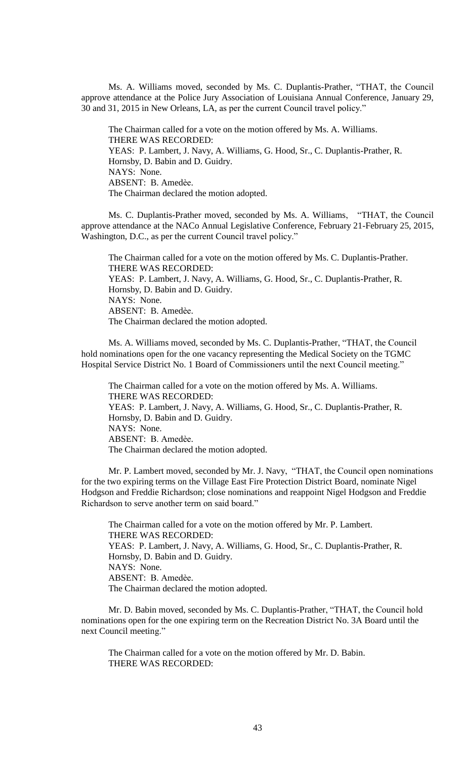Ms. A. Williams moved, seconded by Ms. C. Duplantis-Prather, "THAT, the Council approve attendance at the Police Jury Association of Louisiana Annual Conference, January 29, 30 and 31, 2015 in New Orleans, LA, as per the current Council travel policy."

The Chairman called for a vote on the motion offered by Ms. A. Williams.
THERE WAS RECORDED:
YEAS: P. Lambert, J. Navy, A. Williams, G. Hood, Sr., C. Duplantis-Prather, R. Hornsby, D. Babin and D. Guidry.
NAYS: None.
ABSENT: B. Amedèe.
The Chairman declared the motion adopted.

Ms. C. Duplantis-Prather moved, seconded by Ms. A. Williams, "THAT, the Council approve attendance at the NACo Annual Legislative Conference, February 21-February 25, 2015, Washington, D.C., as per the current Council travel policy."

The Chairman called for a vote on the motion offered by Ms. C. Duplantis-Prather.
THERE WAS RECORDED:
YEAS: P. Lambert, J. Navy, A. Williams, G. Hood, Sr., C. Duplantis-Prather, R. Hornsby, D. Babin and D. Guidry.
NAYS: None.
ABSENT: B. Amedèe.
The Chairman declared the motion adopted.

Ms. A. Williams moved, seconded by Ms. C. Duplantis-Prather, "THAT, the Council hold nominations open for the one vacancy representing the Medical Society on the TGMC Hospital Service District No. 1 Board of Commissioners until the next Council meeting."

The Chairman called for a vote on the motion offered by Ms. A. Williams.
THERE WAS RECORDED:
YEAS: P. Lambert, J. Navy, A. Williams, G. Hood, Sr., C. Duplantis-Prather, R. Hornsby, D. Babin and D. Guidry.
NAYS: None.
ABSENT: B. Amedèe.
The Chairman declared the motion adopted.

Mr. P. Lambert moved, seconded by Mr. J. Navy, "THAT, the Council open nominations for the two expiring terms on the Village East Fire Protection District Board, nominate Nigel Hodgson and Freddie Richardson; close nominations and reappoint Nigel Hodgson and Freddie Richardson to serve another term on said board."

The Chairman called for a vote on the motion offered by Mr. P. Lambert.
THERE WAS RECORDED:
YEAS: P. Lambert, J. Navy, A. Williams, G. Hood, Sr., C. Duplantis-Prather, R. Hornsby, D. Babin and D. Guidry.
NAYS: None.
ABSENT: B. Amedèe.
The Chairman declared the motion adopted.

Mr. D. Babin moved, seconded by Ms. C. Duplantis-Prather, "THAT, the Council hold nominations open for the one expiring term on the Recreation District No. 3A Board until the next Council meeting."

The Chairman called for a vote on the motion offered by Mr. D. Babin.
THERE WAS RECORDED: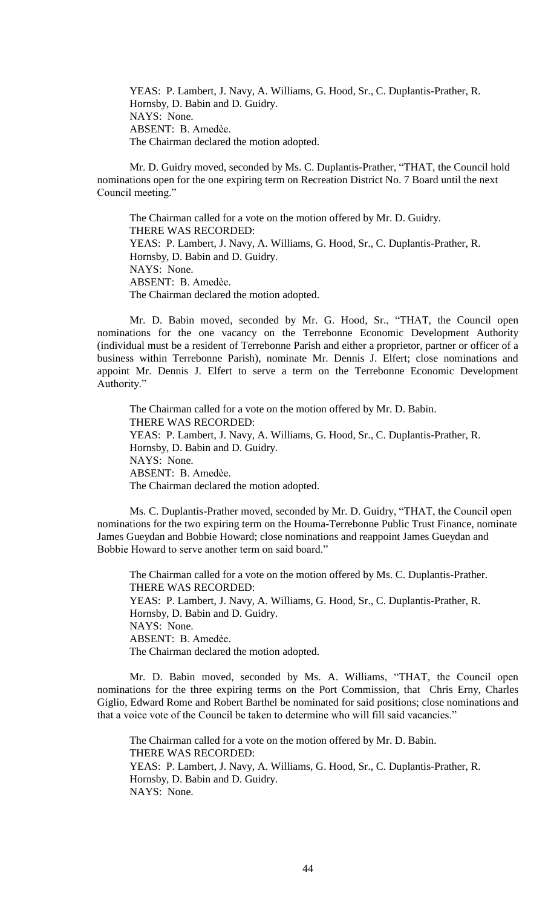YEAS: P. Lambert, J. Navy, A. Williams, G. Hood, Sr., C. Duplantis-Prather, R. Hornsby, D. Babin and D. Guidry.
NAYS: None.
ABSENT: B. Amedѐe.
The Chairman declared the motion adopted.

Mr. D. Guidry moved, seconded by Ms. C. Duplantis-Prather, "THAT, the Council hold nominations open for the one expiring term on Recreation District No. 7 Board until the next Council meeting."

The Chairman called for a vote on the motion offered by Mr. D. Guidry.
THERE WAS RECORDED:
YEAS: P. Lambert, J. Navy, A. Williams, G. Hood, Sr., C. Duplantis-Prather, R. Hornsby, D. Babin and D. Guidry.
NAYS: None.
ABSENT: B. Amedѐe.
The Chairman declared the motion adopted.

Mr. D. Babin moved, seconded by Mr. G. Hood, Sr., "THAT, the Council open nominations for the one vacancy on the Terrebonne Economic Development Authority (individual must be a resident of Terrebonne Parish and either a proprietor, partner or officer of a business within Terrebonne Parish), nominate Mr. Dennis J. Elfert; close nominations and appoint Mr. Dennis J. Elfert to serve a term on the Terrebonne Economic Development Authority."

The Chairman called for a vote on the motion offered by Mr. D. Babin.
THERE WAS RECORDED:
YEAS: P. Lambert, J. Navy, A. Williams, G. Hood, Sr., C. Duplantis-Prather, R. Hornsby, D. Babin and D. Guidry.
NAYS: None.
ABSENT: B. Amedѐe.
The Chairman declared the motion adopted.

Ms. C. Duplantis-Prather moved, seconded by Mr. D. Guidry, "THAT, the Council open nominations for the two expiring term on the Houma-Terrebonne Public Trust Finance, nominate James Gueydan and Bobbie Howard; close nominations and reappoint James Gueydan and Bobbie Howard to serve another term on said board."

The Chairman called for a vote on the motion offered by Ms. C. Duplantis-Prather.
THERE WAS RECORDED:
YEAS: P. Lambert, J. Navy, A. Williams, G. Hood, Sr., C. Duplantis-Prather, R. Hornsby, D. Babin and D. Guidry.
NAYS: None.
ABSENT: B. Amedѐe.
The Chairman declared the motion adopted.

Mr. D. Babin moved, seconded by Ms. A. Williams, "THAT, the Council open nominations for the three expiring terms on the Port Commission, that Chris Erny, Charles Giglio, Edward Rome and Robert Barthel be nominated for said positions; close nominations and that a voice vote of the Council be taken to determine who will fill said vacancies."

The Chairman called for a vote on the motion offered by Mr. D. Babin.
THERE WAS RECORDED:
YEAS: P. Lambert, J. Navy, A. Williams, G. Hood, Sr., C. Duplantis-Prather, R. Hornsby, D. Babin and D. Guidry.
NAYS: None.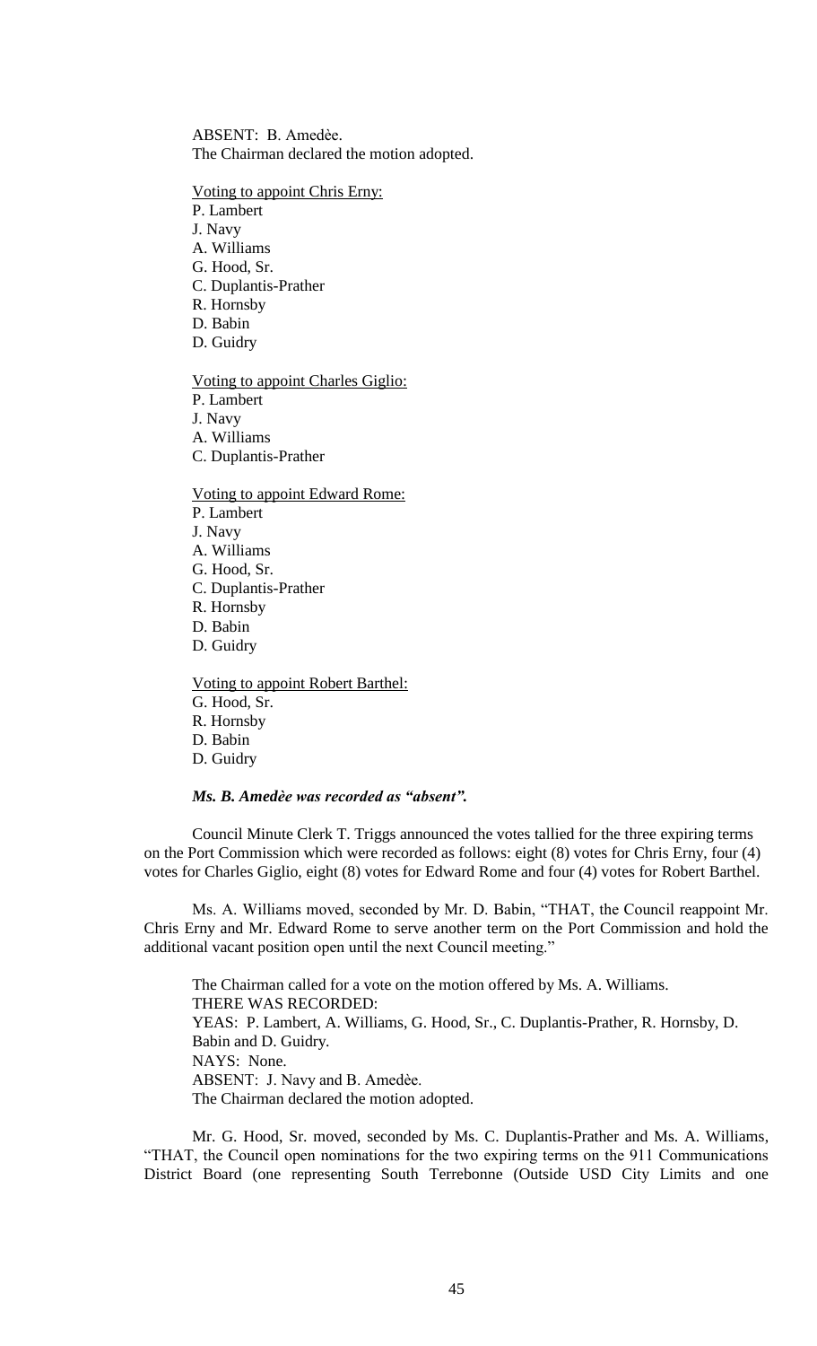ABSENT: B. Amedèe.
The Chairman declared the motion adopted.

Voting to appoint Chris Erny:
P. Lambert
J. Navy
A. Williams
G. Hood, Sr.
C. Duplantis-Prather
R. Hornsby
D. Babin
D. Guidry

Voting to appoint Charles Giglio:
P. Lambert
J. Navy
A. Williams
C. Duplantis-Prather

Voting to appoint Edward Rome:
P. Lambert
J. Navy
A. Williams
G. Hood, Sr.
C. Duplantis-Prather
R. Hornsby
D. Babin
D. Guidry

Voting to appoint Robert Barthel:
G. Hood, Sr.
R. Hornsby
D. Babin
D. Guidry

***Ms. B. Amedèe was recorded as "absent".***

Council Minute Clerk T. Triggs announced the votes tallied for the three expiring terms on the Port Commission which were recorded as follows: eight (8) votes for Chris Erny, four (4) votes for Charles Giglio, eight (8) votes for Edward Rome and four (4) votes for Robert Barthel.

Ms. A. Williams moved, seconded by Mr. D. Babin, "THAT, the Council reappoint Mr. Chris Erny and Mr. Edward Rome to serve another term on the Port Commission and hold the additional vacant position open until the next Council meeting."

The Chairman called for a vote on the motion offered by Ms. A. Williams.
THERE WAS RECORDED:
YEAS: P. Lambert, A. Williams, G. Hood, Sr., C. Duplantis-Prather, R. Hornsby, D. Babin and D. Guidry.
NAYS: None.
ABSENT: J. Navy and B. Amedèe.
The Chairman declared the motion adopted.

Mr. G. Hood, Sr. moved, seconded by Ms. C. Duplantis-Prather and Ms. A. Williams, "THAT, the Council open nominations for the two expiring terms on the 911 Communications District Board (one representing South Terrebonne (Outside USD City Limits and one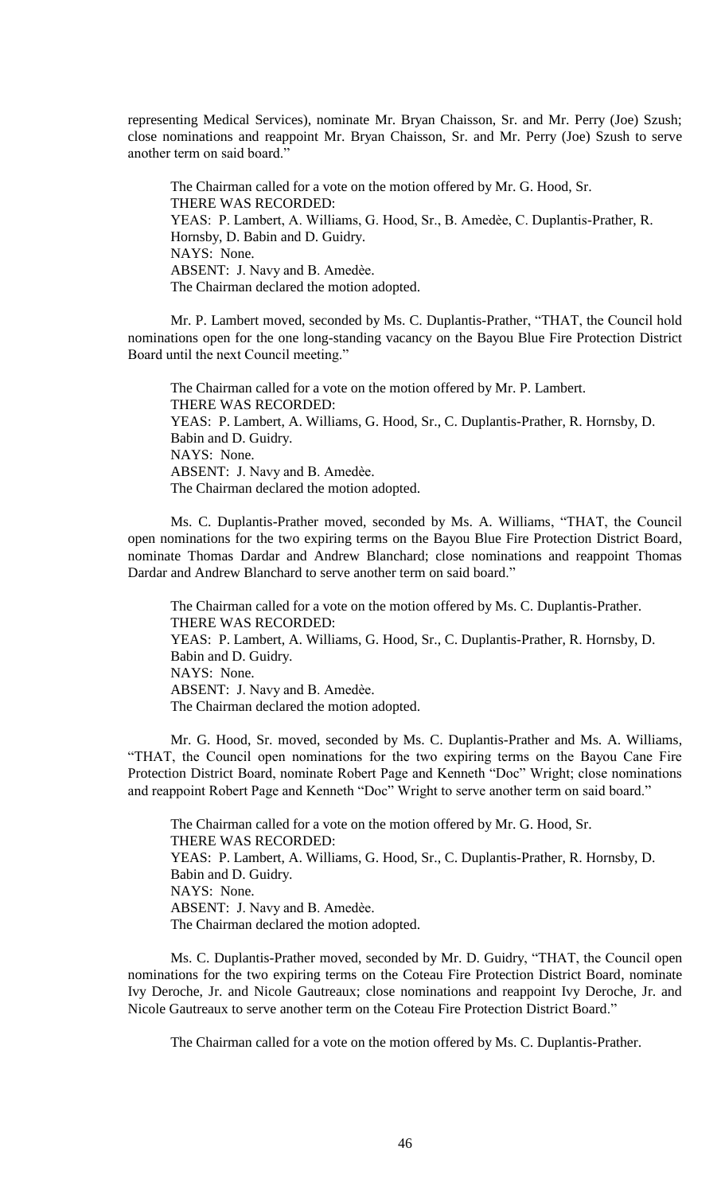representing Medical Services), nominate Mr. Bryan Chaisson, Sr. and Mr. Perry (Joe) Szush; close nominations and reappoint Mr. Bryan Chaisson, Sr. and Mr. Perry (Joe) Szush to serve another term on said board."

The Chairman called for a vote on the motion offered by Mr. G. Hood, Sr.
THERE WAS RECORDED:
YEAS: P. Lambert, A. Williams, G. Hood, Sr., B. Amedèe, C. Duplantis-Prather, R. Hornsby, D. Babin and D. Guidry.
NAYS: None.
ABSENT: J. Navy and B. Amedèe.
The Chairman declared the motion adopted.

Mr. P. Lambert moved, seconded by Ms. C. Duplantis-Prather, "THAT, the Council hold nominations open for the one long-standing vacancy on the Bayou Blue Fire Protection District Board until the next Council meeting."

The Chairman called for a vote on the motion offered by Mr. P. Lambert.
THERE WAS RECORDED:
YEAS: P. Lambert, A. Williams, G. Hood, Sr., C. Duplantis-Prather, R. Hornsby, D. Babin and D. Guidry.
NAYS: None.
ABSENT: J. Navy and B. Amedèe.
The Chairman declared the motion adopted.

Ms. C. Duplantis-Prather moved, seconded by Ms. A. Williams, "THAT, the Council open nominations for the two expiring terms on the Bayou Blue Fire Protection District Board, nominate Thomas Dardar and Andrew Blanchard; close nominations and reappoint Thomas Dardar and Andrew Blanchard to serve another term on said board."

The Chairman called for a vote on the motion offered by Ms. C. Duplantis-Prather.
THERE WAS RECORDED:
YEAS: P. Lambert, A. Williams, G. Hood, Sr., C. Duplantis-Prather, R. Hornsby, D. Babin and D. Guidry.
NAYS: None.
ABSENT: J. Navy and B. Amedèe.
The Chairman declared the motion adopted.

Mr. G. Hood, Sr. moved, seconded by Ms. C. Duplantis-Prather and Ms. A. Williams, "THAT, the Council open nominations for the two expiring terms on the Bayou Cane Fire Protection District Board, nominate Robert Page and Kenneth "Doc" Wright; close nominations and reappoint Robert Page and Kenneth "Doc" Wright to serve another term on said board."

The Chairman called for a vote on the motion offered by Mr. G. Hood, Sr.
THERE WAS RECORDED:
YEAS: P. Lambert, A. Williams, G. Hood, Sr., C. Duplantis-Prather, R. Hornsby, D. Babin and D. Guidry.
NAYS: None.
ABSENT: J. Navy and B. Amedèe.
The Chairman declared the motion adopted.

Ms. C. Duplantis-Prather moved, seconded by Mr. D. Guidry, "THAT, the Council open nominations for the two expiring terms on the Coteau Fire Protection District Board, nominate Ivy Deroche, Jr. and Nicole Gautreaux; close nominations and reappoint Ivy Deroche, Jr. and Nicole Gautreaux to serve another term on the Coteau Fire Protection District Board."

The Chairman called for a vote on the motion offered by Ms. C. Duplantis-Prather.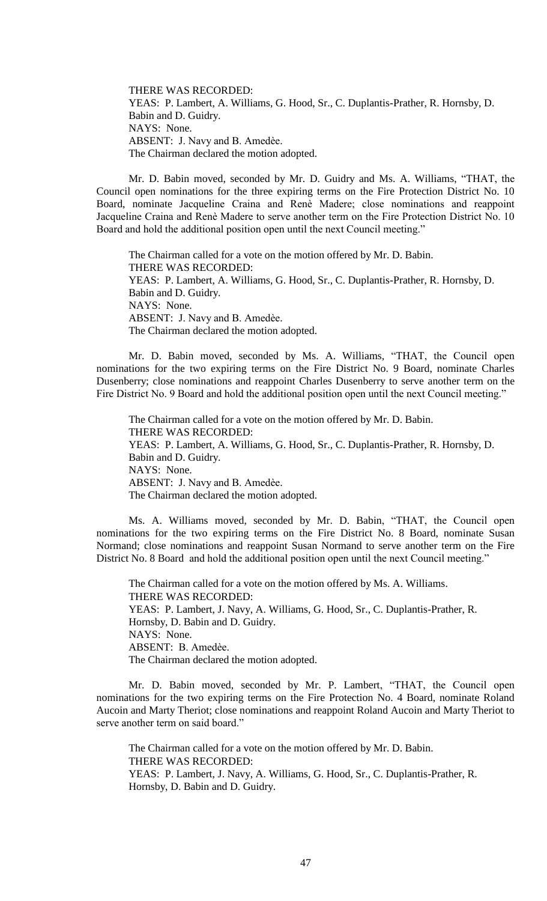THERE WAS RECORDED:
YEAS: P. Lambert, A. Williams, G. Hood, Sr., C. Duplantis-Prather, R. Hornsby, D. Babin and D. Guidry.
NAYS: None.
ABSENT: J. Navy and B. Amedèe.
The Chairman declared the motion adopted.

Mr. D. Babin moved, seconded by Mr. D. Guidry and Ms. A. Williams, "THAT, the Council open nominations for the three expiring terms on the Fire Protection District No. 10 Board, nominate Jacqueline Craina and Renè Madere; close nominations and reappoint Jacqueline Craina and Renè Madere to serve another term on the Fire Protection District No. 10 Board and hold the additional position open until the next Council meeting."

The Chairman called for a vote on the motion offered by Mr. D. Babin.
THERE WAS RECORDED:
YEAS: P. Lambert, A. Williams, G. Hood, Sr., C. Duplantis-Prather, R. Hornsby, D. Babin and D. Guidry.
NAYS: None.
ABSENT: J. Navy and B. Amedèe.
The Chairman declared the motion adopted.

Mr. D. Babin moved, seconded by Ms. A. Williams, "THAT, the Council open nominations for the two expiring terms on the Fire District No. 9 Board, nominate Charles Dusenberry; close nominations and reappoint Charles Dusenberry to serve another term on the Fire District No. 9 Board and hold the additional position open until the next Council meeting."

The Chairman called for a vote on the motion offered by Mr. D. Babin.
THERE WAS RECORDED:
YEAS: P. Lambert, A. Williams, G. Hood, Sr., C. Duplantis-Prather, R. Hornsby, D. Babin and D. Guidry.
NAYS: None.
ABSENT: J. Navy and B. Amedèe.
The Chairman declared the motion adopted.

Ms. A. Williams moved, seconded by Mr. D. Babin, "THAT, the Council open nominations for the two expiring terms on the Fire District No. 8 Board, nominate Susan Normand; close nominations and reappoint Susan Normand to serve another term on the Fire District No. 8 Board and hold the additional position open until the next Council meeting."

The Chairman called for a vote on the motion offered by Ms. A. Williams.
THERE WAS RECORDED:
YEAS: P. Lambert, J. Navy, A. Williams, G. Hood, Sr., C. Duplantis-Prather, R. Hornsby, D. Babin and D. Guidry.
NAYS: None.
ABSENT: B. Amedèe.
The Chairman declared the motion adopted.

Mr. D. Babin moved, seconded by Mr. P. Lambert, "THAT, the Council open nominations for the two expiring terms on the Fire Protection No. 4 Board, nominate Roland Aucoin and Marty Theriot; close nominations and reappoint Roland Aucoin and Marty Theriot to serve another term on said board."

The Chairman called for a vote on the motion offered by Mr. D. Babin.
THERE WAS RECORDED:
YEAS: P. Lambert, J. Navy, A. Williams, G. Hood, Sr., C. Duplantis-Prather, R. Hornsby, D. Babin and D. Guidry.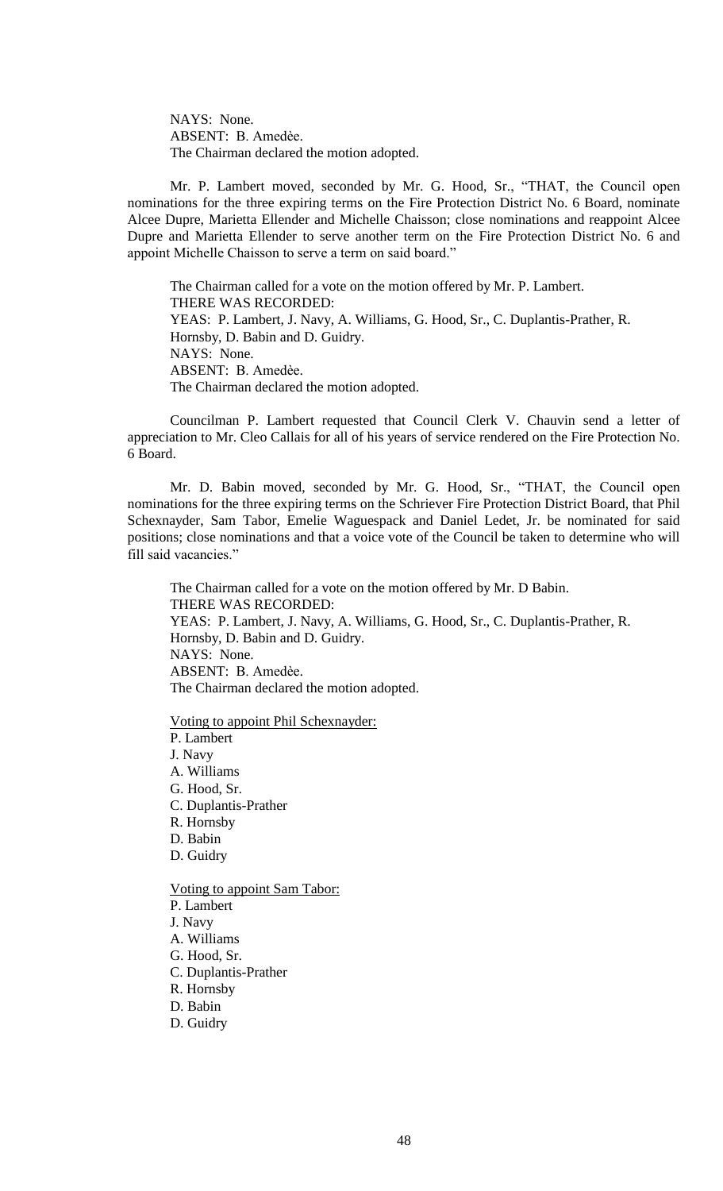NAYS: None.
ABSENT: B. Amedèe.
The Chairman declared the motion adopted.

Mr. P. Lambert moved, seconded by Mr. G. Hood, Sr., "THAT, the Council open nominations for the three expiring terms on the Fire Protection District No. 6 Board, nominate Alcee Dupre, Marietta Ellender and Michelle Chaisson; close nominations and reappoint Alcee Dupre and Marietta Ellender to serve another term on the Fire Protection District No. 6 and appoint Michelle Chaisson to serve a term on said board."

The Chairman called for a vote on the motion offered by Mr. P. Lambert.
THERE WAS RECORDED:
YEAS: P. Lambert, J. Navy, A. Williams, G. Hood, Sr., C. Duplantis-Prather, R. Hornsby, D. Babin and D. Guidry.
NAYS: None.
ABSENT: B. Amedèe.
The Chairman declared the motion adopted.

Councilman P. Lambert requested that Council Clerk V. Chauvin send a letter of appreciation to Mr. Cleo Callais for all of his years of service rendered on the Fire Protection No. 6 Board.

Mr. D. Babin moved, seconded by Mr. G. Hood, Sr., "THAT, the Council open nominations for the three expiring terms on the Schriever Fire Protection District Board, that Phil Schexnayder, Sam Tabor, Emelie Waguespack and Daniel Ledet, Jr. be nominated for said positions; close nominations and that a voice vote of the Council be taken to determine who will fill said vacancies."

The Chairman called for a vote on the motion offered by Mr. D Babin.
THERE WAS RECORDED:
YEAS: P. Lambert, J. Navy, A. Williams, G. Hood, Sr., C. Duplantis-Prather, R. Hornsby, D. Babin and D. Guidry.
NAYS: None.
ABSENT: B. Amedèe.
The Chairman declared the motion adopted.

Voting to appoint Phil Schexnayder:
P. Lambert
J. Navy
A. Williams
G. Hood, Sr.
C. Duplantis-Prather
R. Hornsby
D. Babin
D. Guidry

Voting to appoint Sam Tabor:
P. Lambert
J. Navy
A. Williams
G. Hood, Sr.
C. Duplantis-Prather
R. Hornsby
D. Babin
D. Guidry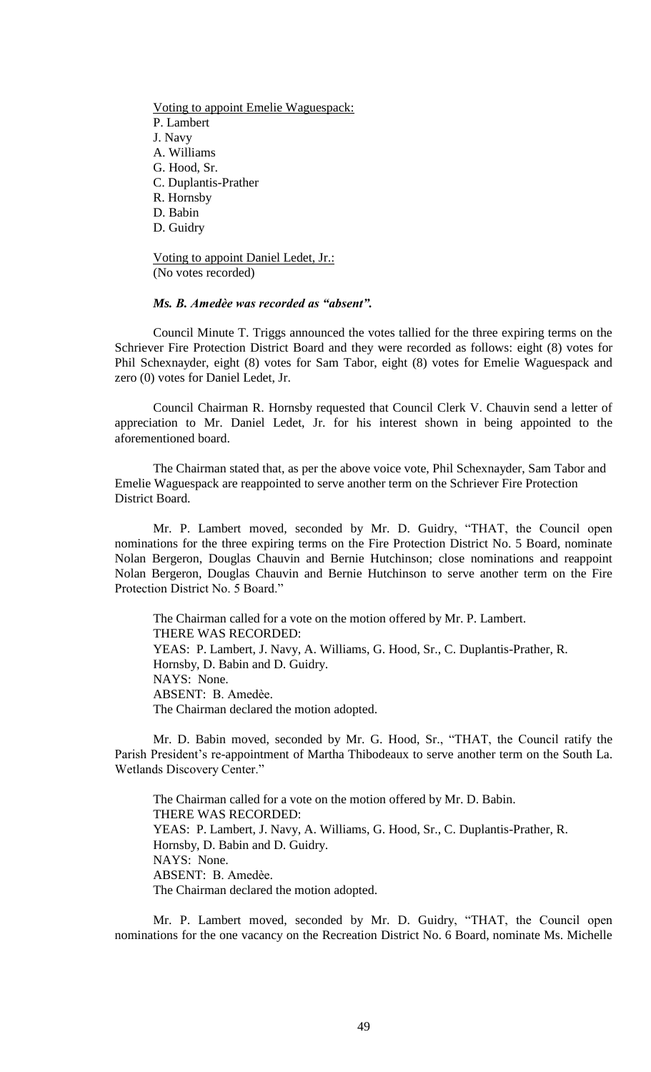Voting to appoint Emelie Waguespack:
P. Lambert
J. Navy
A. Williams
G. Hood, Sr.
C. Duplantis-Prather
R. Hornsby
D. Babin
D. Guidry

Voting to appoint Daniel Ledet, Jr.:
(No votes recorded)

***Ms. B. Amedèe was recorded as "absent".***

Council Minute T. Triggs announced the votes tallied for the three expiring terms on the Schriever Fire Protection District Board and they were recorded as follows: eight (8) votes for Phil Schexnayder, eight (8) votes for Sam Tabor, eight (8) votes for Emelie Waguespack and zero (0) votes for Daniel Ledet, Jr.

Council Chairman R. Hornsby requested that Council Clerk V. Chauvin send a letter of appreciation to Mr. Daniel Ledet, Jr. for his interest shown in being appointed to the aforementioned board.

The Chairman stated that, as per the above voice vote, Phil Schexnayder, Sam Tabor and Emelie Waguespack are reappointed to serve another term on the Schriever Fire Protection District Board.

Mr. P. Lambert moved, seconded by Mr. D. Guidry, "THAT, the Council open nominations for the three expiring terms on the Fire Protection District No. 5 Board, nominate Nolan Bergeron, Douglas Chauvin and Bernie Hutchinson; close nominations and reappoint Nolan Bergeron, Douglas Chauvin and Bernie Hutchinson to serve another term on the Fire Protection District No. 5 Board."

The Chairman called for a vote on the motion offered by Mr. P. Lambert.
THERE WAS RECORDED:
YEAS: P. Lambert, J. Navy, A. Williams, G. Hood, Sr., C. Duplantis-Prather, R. Hornsby, D. Babin and D. Guidry.
NAYS: None.
ABSENT: B. Amedèe.
The Chairman declared the motion adopted.

Mr. D. Babin moved, seconded by Mr. G. Hood, Sr., "THAT, the Council ratify the Parish President's re-appointment of Martha Thibodeaux to serve another term on the South La. Wetlands Discovery Center."

The Chairman called for a vote on the motion offered by Mr. D. Babin.
THERE WAS RECORDED:
YEAS: P. Lambert, J. Navy, A. Williams, G. Hood, Sr., C. Duplantis-Prather, R. Hornsby, D. Babin and D. Guidry.
NAYS: None.
ABSENT: B. Amedèe.
The Chairman declared the motion adopted.

Mr. P. Lambert moved, seconded by Mr. D. Guidry, "THAT, the Council open nominations for the one vacancy on the Recreation District No. 6 Board, nominate Ms. Michelle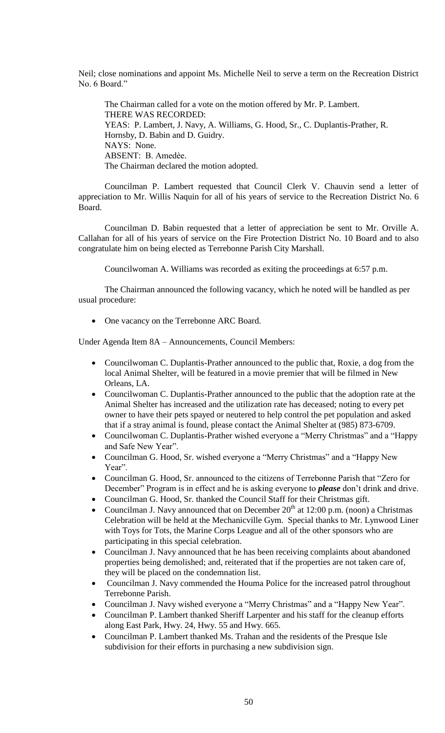Neil; close nominations and appoint Ms. Michelle Neil to serve a term on the Recreation District No. 6 Board."

The Chairman called for a vote on the motion offered by Mr. P. Lambert.
THERE WAS RECORDED:
YEAS: P. Lambert, J. Navy, A. Williams, G. Hood, Sr., C. Duplantis-Prather, R. Hornsby, D. Babin and D. Guidry.
NAYS: None.
ABSENT: B. Amedèe.
The Chairman declared the motion adopted.

Councilman P. Lambert requested that Council Clerk V. Chauvin send a letter of appreciation to Mr. Willis Naquin for all of his years of service to the Recreation District No. 6 Board.

Councilman D. Babin requested that a letter of appreciation be sent to Mr. Orville A. Callahan for all of his years of service on the Fire Protection District No. 10 Board and to also congratulate him on being elected as Terrebonne Parish City Marshall.

Councilwoman A. Williams was recorded as exiting the proceedings at 6:57 p.m.

The Chairman announced the following vacancy, which he noted will be handled as per usual procedure:

- One vacancy on the Terrebonne ARC Board.

Under Agenda Item 8A – Announcements, Council Members:

- Councilwoman C. Duplantis-Prather announced to the public that, Roxie, a dog from the local Animal Shelter, will be featured in a movie premier that will be filmed in New Orleans, LA.
- Councilwoman C. Duplantis-Prather announced to the public that the adoption rate at the Animal Shelter has increased and the utilization rate has deceased; noting to every pet owner to have their pets spayed or neutered to help control the pet population and asked that if a stray animal is found, please contact the Animal Shelter at (985) 873-6709.
- Councilwoman C. Duplantis-Prather wished everyone a "Merry Christmas" and a "Happy and Safe New Year".
- Councilman G. Hood, Sr. wished everyone a "Merry Christmas" and a "Happy New Year".
- Councilman G. Hood, Sr. announced to the citizens of Terrebonne Parish that "Zero for December" Program is in effect and he is asking everyone to ***please*** don't drink and drive.
- Councilman G. Hood, Sr. thanked the Council Staff for their Christmas gift.
- Councilman J. Navy announced that on December 20th at 12:00 p.m. (noon) a Christmas Celebration will be held at the Mechanicville Gym. Special thanks to Mr. Lynwood Liner with Toys for Tots, the Marine Corps League and all of the other sponsors who are participating in this special celebration.
- Councilman J. Navy announced that he has been receiving complaints about abandoned properties being demolished; and, reiterated that if the properties are not taken care of, they will be placed on the condemnation list.
- Councilman J. Navy commended the Houma Police for the increased patrol throughout Terrebonne Parish.
- Councilman J. Navy wished everyone a "Merry Christmas" and a "Happy New Year".
- Councilman P. Lambert thanked Sheriff Larpenter and his staff for the cleanup efforts along East Park, Hwy. 24, Hwy. 55 and Hwy. 665.
- Councilman P. Lambert thanked Ms. Trahan and the residents of the Presque Isle subdivision for their efforts in purchasing a new subdivision sign.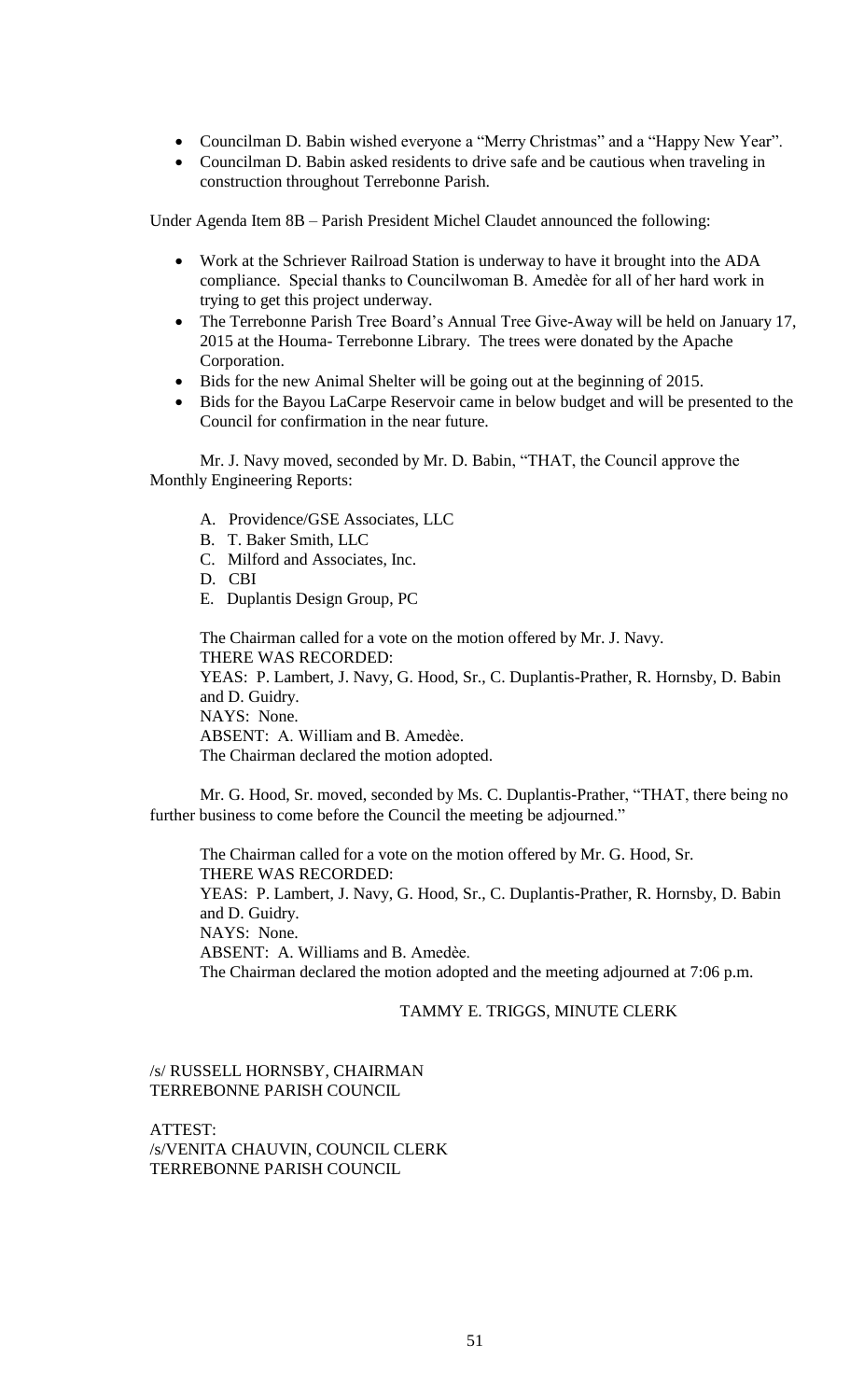- Councilman D. Babin wished everyone a "Merry Christmas" and a "Happy New Year".
- Councilman D. Babin asked residents to drive safe and be cautious when traveling in construction throughout Terrebonne Parish.

Under Agenda Item 8B – Parish President Michel Claudet announced the following:

- Work at the Schriever Railroad Station is underway to have it brought into the ADA compliance. Special thanks to Councilwoman B. Amedèe for all of her hard work in trying to get this project underway.
- The Terrebonne Parish Tree Board's Annual Tree Give-Away will be held on January 17, 2015 at the Houma- Terrebonne Library. The trees were donated by the Apache Corporation.
- Bids for the new Animal Shelter will be going out at the beginning of 2015.
- Bids for the Bayou LaCarpe Reservoir came in below budget and will be presented to the Council for confirmation in the near future.

Mr. J. Navy moved, seconded by Mr. D. Babin, "THAT, the Council approve the Monthly Engineering Reports:

A. Providence/GSE Associates, LLC
B. T. Baker Smith, LLC
C. Milford and Associates, Inc.
D. CBI
E. Duplantis Design Group, PC

The Chairman called for a vote on the motion offered by Mr. J. Navy.
THERE WAS RECORDED:
YEAS: P. Lambert, J. Navy, G. Hood, Sr., C. Duplantis-Prather, R. Hornsby, D. Babin and D. Guidry.
NAYS: None.
ABSENT: A. William and B. Amedèe.
The Chairman declared the motion adopted.

Mr. G. Hood, Sr. moved, seconded by Ms. C. Duplantis-Prather, "THAT, there being no further business to come before the Council the meeting be adjourned."

The Chairman called for a vote on the motion offered by Mr. G. Hood, Sr.
THERE WAS RECORDED:
YEAS: P. Lambert, J. Navy, G. Hood, Sr., C. Duplantis-Prather, R. Hornsby, D. Babin and D. Guidry.
NAYS: None.
ABSENT: A. Williams and B. Amedèe.
The Chairman declared the motion adopted and the meeting adjourned at 7:06 p.m.

TAMMY E. TRIGGS, MINUTE CLERK

/s/ RUSSELL HORNSBY, CHAIRMAN
TERREBONNE PARISH COUNCIL

ATTEST:
/s/VENITA CHAUVIN, COUNCIL CLERK
TERREBONNE PARISH COUNCIL